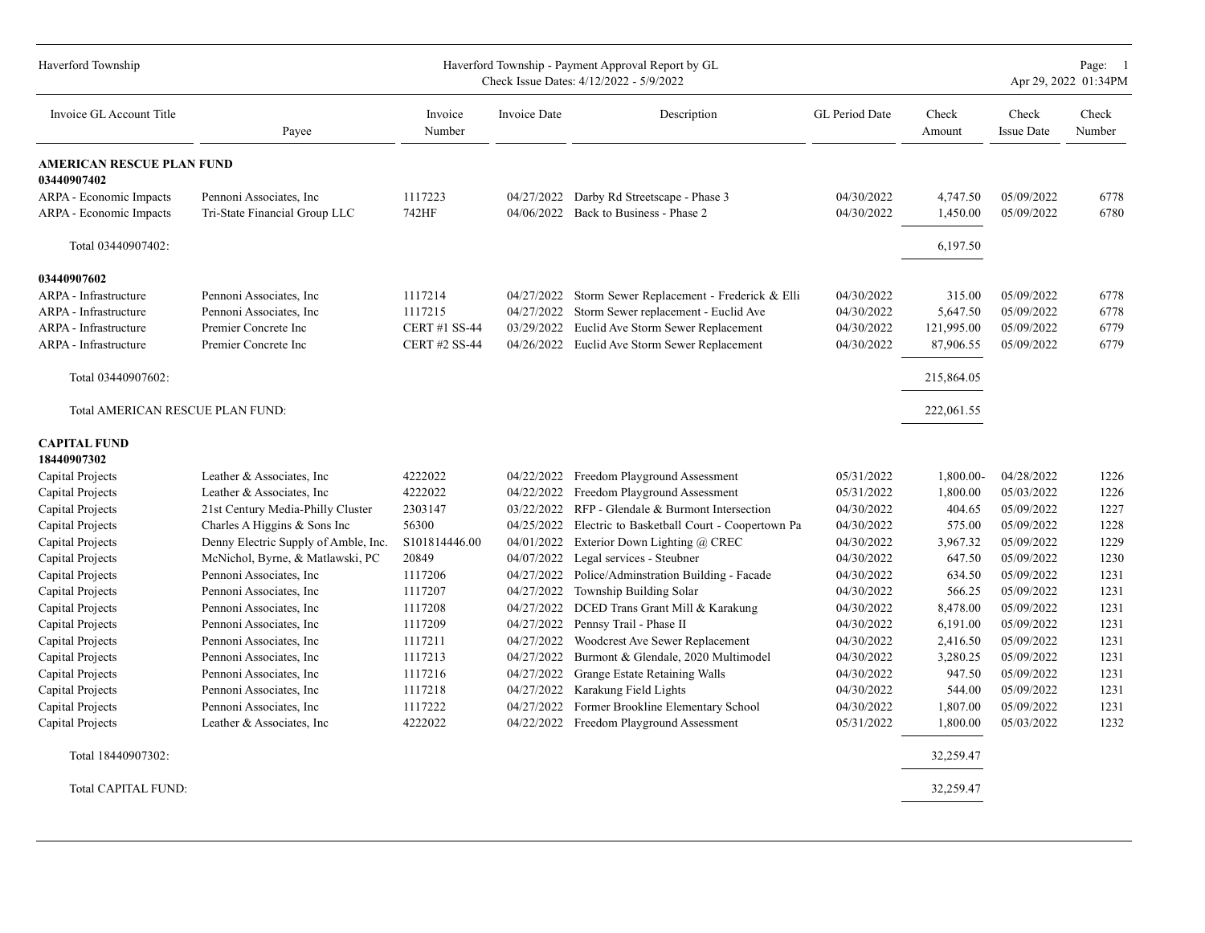Haverford Township

Haverford Township - Payment Approval Report by GL
Check Issue Dates: 4/12/2022 - 5/9/2022

Apr 29, 2022 01:34PM

| Invoice GL Account Title | Payee | Invoice Number | Invoice Date | Description | GL Period Date | Check Amount | Check Issue Date | Check Number |
|---|---|---|---|---|---|---|---|---|
| **AMERICAN RESCUE PLAN FUND** | | | | | | | | |
| **03440907402** | | | | | | | | |
| ARPA - Economic Impacts | Pennoni Associates, Inc | 1117223 | 04/27/2022 | Darby Rd Streetscape - Phase 3 | 04/30/2022 | 4,747.50 | 05/09/2022 | 6778 |
| ARPA - Economic Impacts | Tri-State Financial Group LLC | 742HF | 04/06/2022 | Back to Business - Phase 2 | 04/30/2022 | 1,450.00 | 05/09/2022 | 6780 |
| Total 03440907402: | | | | | | 6,197.50 | | |
| **03440907602** | | | | | | | | |
| ARPA - Infrastructure | Pennoni Associates, Inc | 1117214 | 04/27/2022 | Storm Sewer Replacement - Frederick & Elli | 04/30/2022 | 315.00 | 05/09/2022 | 6778 |
| ARPA - Infrastructure | Pennoni Associates, Inc | 1117215 | 04/27/2022 | Storm Sewer replacement - Euclid Ave | 04/30/2022 | 5,647.50 | 05/09/2022 | 6778 |
| ARPA - Infrastructure | Premier Concrete Inc | CERT #1 SS-44 | 03/29/2022 | Euclid Ave Storm Sewer Replacement | 04/30/2022 | 121,995.00 | 05/09/2022 | 6779 |
| ARPA - Infrastructure | Premier Concrete Inc | CERT #2 SS-44 | 04/26/2022 | Euclid Ave Storm Sewer Replacement | 04/30/2022 | 87,906.55 | 05/09/2022 | 6779 |
| Total 03440907602: | | | | | | 215,864.05 | | |
| Total AMERICAN RESCUE PLAN FUND: | | | | | | 222,061.55 | | |
| **CAPITAL FUND** | | | | | | | | |
| **18440907302** | | | | | | | | |
| Capital Projects | Leather & Associates, Inc | 4222022 | 04/22/2022 | Freedom Playground Assessment | 05/31/2022 | 1,800.00- | 04/28/2022 | 1226 |
| Capital Projects | Leather & Associates, Inc | 4222022 | 04/22/2022 | Freedom Playground Assessment | 05/31/2022 | 1,800.00 | 05/03/2022 | 1226 |
| Capital Projects | 21st Century Media-Philly Cluster | 2303147 | 03/22/2022 | RFP - Glendale & Burmont Intersection | 04/30/2022 | 404.65 | 05/09/2022 | 1227 |
| Capital Projects | Charles A Higgins & Sons Inc | 56300 | 04/25/2022 | Electric to Basketball Court - Coopertown Pa | 04/30/2022 | 575.00 | 05/09/2022 | 1228 |
| Capital Projects | Denny Electric Supply of Amble, Inc. | S101814446.00 | 04/01/2022 | Exterior Down Lighting @ CREC | 04/30/2022 | 3,967.32 | 05/09/2022 | 1229 |
| Capital Projects | McNichol, Byrne, & Matlawski, PC | 20849 | 04/07/2022 | Legal services - Steubner | 04/30/2022 | 647.50 | 05/09/2022 | 1230 |
| Capital Projects | Pennoni Associates, Inc | 1117206 | 04/27/2022 | Police/Adminstration Building - Facade | 04/30/2022 | 634.50 | 05/09/2022 | 1231 |
| Capital Projects | Pennoni Associates, Inc | 1117207 | 04/27/2022 | Township Building Solar | 04/30/2022 | 566.25 | 05/09/2022 | 1231 |
| Capital Projects | Pennoni Associates, Inc | 1117208 | 04/27/2022 | DCED Trans Grant Mill & Karakung | 04/30/2022 | 8,478.00 | 05/09/2022 | 1231 |
| Capital Projects | Pennoni Associates, Inc | 1117209 | 04/27/2022 | Pennsy Trail - Phase II | 04/30/2022 | 6,191.00 | 05/09/2022 | 1231 |
| Capital Projects | Pennoni Associates, Inc | 1117211 | 04/27/2022 | Woodcrest Ave Sewer Replacement | 04/30/2022 | 2,416.50 | 05/09/2022 | 1231 |
| Capital Projects | Pennoni Associates, Inc | 1117213 | 04/27/2022 | Burmont & Glendale, 2020 Multimodel | 04/30/2022 | 3,280.25 | 05/09/2022 | 1231 |
| Capital Projects | Pennoni Associates, Inc | 1117216 | 04/27/2022 | Grange Estate Retaining Walls | 04/30/2022 | 947.50 | 05/09/2022 | 1231 |
| Capital Projects | Pennoni Associates, Inc | 1117218 | 04/27/2022 | Karakung Field Lights | 04/30/2022 | 544.00 | 05/09/2022 | 1231 |
| Capital Projects | Pennoni Associates, Inc | 1117222 | 04/27/2022 | Former Brookline Elementary School | 04/30/2022 | 1,807.00 | 05/09/2022 | 1231 |
| Capital Projects | Leather & Associates, Inc | 4222022 | 04/22/2022 | Freedom Playground Assessment | 05/31/2022 | 1,800.00 | 05/03/2022 | 1232 |
| Total 18440907302: | | | | | | 32,259.47 | | |
| Total CAPITAL FUND: | | | | | | 32,259.47 | | |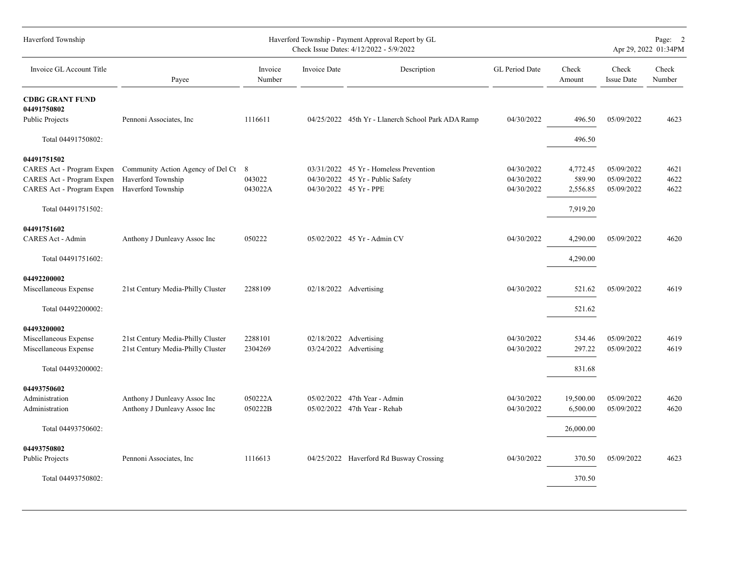| Invoice GL Account Title | Payee | Invoice Number | Invoice Date | Description | GL Period Date | Check Amount | Check Issue Date | Check Number |
|---|---|---|---|---|---|---|---|---|
| **CDBG GRANT FUND** | | | | | | | | |
| **04491750802** | | | | | | | | |
| Public Projects | Pennoni Associates, Inc | 1116611 | 04/25/2022 | 45th Yr - Llanerch School Park ADA Ramp | 04/30/2022 | 496.50 | 05/09/2022 | 4623 |
| Total 04491750802: | | | | | | 496.50 | | |
| **04491751502** | | | | | | | | |
| CARES Act - Program Expen | Community Action Agency of Del Ct | 8 | 03/31/2022 | 45 Yr - Homeless Prevention | 04/30/2022 | 4,772.45 | 05/09/2022 | 4621 |
| CARES Act - Program Expen | Haverford Township | 043022 | 04/30/2022 | 45 Yr - Public Safety | 04/30/2022 | 589.90 | 05/09/2022 | 4622 |
| CARES Act - Program Expen | Haverford Township | 043022A | 04/30/2022 | 45 Yr - PPE | 04/30/2022 | 2,556.85 | 05/09/2022 | 4622 |
| Total 04491751502: | | | | | | 7,919.20 | | |
| **04491751602** | | | | | | | | |
| CARES Act - Admin | Anthony J Dunleavy Assoc Inc | 050222 | 05/02/2022 | 45 Yr - Admin CV | 04/30/2022 | 4,290.00 | 05/09/2022 | 4620 |
| Total 04491751602: | | | | | | 4,290.00 | | |
| **04492200002** | | | | | | | | |
| Miscellaneous Expense | 21st Century Media-Philly Cluster | 2288109 | 02/18/2022 | Advertising | 04/30/2022 | 521.62 | 05/09/2022 | 4619 |
| Total 04492200002: | | | | | | 521.62 | | |
| **04493200002** | | | | | | | | |
| Miscellaneous Expense | 21st Century Media-Philly Cluster | 2288101 | 02/18/2022 | Advertising | 04/30/2022 | 534.46 | 05/09/2022 | 4619 |
| Miscellaneous Expense | 21st Century Media-Philly Cluster | 2304269 | 03/24/2022 | Advertising | 04/30/2022 | 297.22 | 05/09/2022 | 4619 |
| Total 04493200002: | | | | | | 831.68 | | |
| **04493750602** | | | | | | | | |
| Administration | Anthony J Dunleavy Assoc Inc | 050222A | 05/02/2022 | 47th Year - Admin | 04/30/2022 | 19,500.00 | 05/09/2022 | 4620 |
| Administration | Anthony J Dunleavy Assoc Inc | 050222B | 05/02/2022 | 47th Year - Rehab | 04/30/2022 | 6,500.00 | 05/09/2022 | 4620 |
| Total 04493750602: | | | | | | 26,000.00 | | |
| **04493750802** | | | | | | | | |
| Public Projects | Pennoni Associates, Inc | 1116613 | 04/25/2022 | Haverford Rd Busway Crossing | 04/30/2022 | 370.50 | 05/09/2022 | 4623 |
| Total 04493750802: | | | | | | 370.50 | | |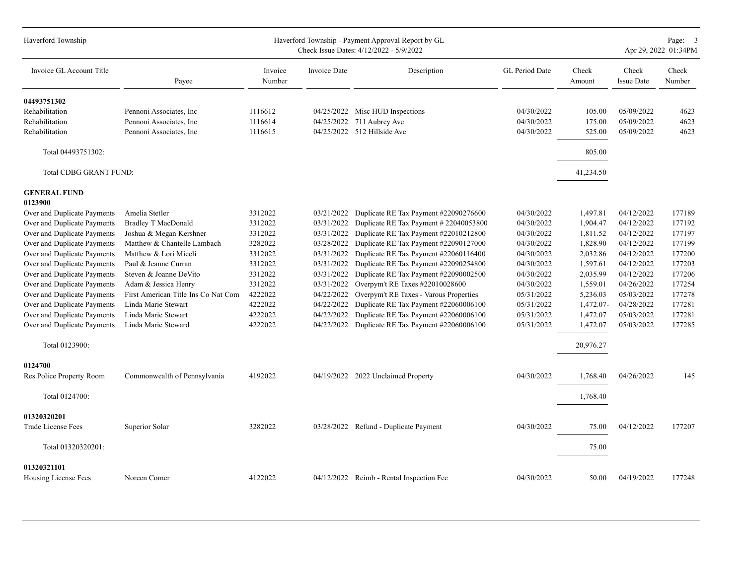| Invoice GL Account Title | Payee | Invoice Number | Invoice Date | Description | GL Period Date | Check Amount | Check Issue Date | Check Number |
|---|---|---|---|---|---|---|---|---|
| **04493751302** | | | | | | | | |
| Rehabilitation | Pennoni Associates, Inc | 1116612 | 04/25/2022 | Misc HUD Inspections | 04/30/2022 | 105.00 | 05/09/2022 | 4623 |
| Rehabilitation | Pennoni Associates, Inc | 1116614 | 04/25/2022 | 711 Aubrey Ave | 04/30/2022 | 175.00 | 05/09/2022 | 4623 |
| Rehabilitation | Pennoni Associates, Inc | 1116615 | 04/25/2022 | 512 Hillside Ave | 04/30/2022 | 525.00 | 05/09/2022 | 4623 |
| Total 04493751302: | | | | | | 805.00 | | |
| Total CDBG GRANT FUND: | | | | | | 41,234.50 | | |
| **GENERAL FUND** | | | | | | | | |
| **0123900** | | | | | | | | |
| Over and Duplicate Payments | Amelia Stetler | 3312022 | 03/21/2022 | Duplicate RE Tax Payment #22090276600 | 04/30/2022 | 1,497.81 | 04/12/2022 | 177189 |
| Over and Duplicate Payments | Bradley T MacDonald | 3312022 | 03/31/2022 | Duplicate RE Tax Payment # 22040053800 | 04/30/2022 | 1,904.47 | 04/12/2022 | 177192 |
| Over and Duplicate Payments | Joshua & Megan Kershner | 3312022 | 03/31/2022 | Duplicate RE Tax Payment #22010212800 | 04/30/2022 | 1,811.52 | 04/12/2022 | 177197 |
| Over and Duplicate Payments | Matthew & Chantelle Lambach | 3282022 | 03/28/2022 | Duplicate RE Tax Payment #22090127000 | 04/30/2022 | 1,828.90 | 04/12/2022 | 177199 |
| Over and Duplicate Payments | Matthew & Lori Miceli | 3312022 | 03/31/2022 | Duplicate RE Tax Payment #22060116400 | 04/30/2022 | 2,032.86 | 04/12/2022 | 177200 |
| Over and Duplicate Payments | Paul & Jeanne Curran | 3312022 | 03/31/2022 | Duplicate RE Tax Payment #22090254800 | 04/30/2022 | 1,597.61 | 04/12/2022 | 177203 |
| Over and Duplicate Payments | Steven & Joanne DeVito | 3312022 | 03/31/2022 | Duplicate RE Tax Payment #22090002500 | 04/30/2022 | 2,035.99 | 04/12/2022 | 177206 |
| Over and Duplicate Payments | Adam & Jessica Henry | 3312022 | 03/31/2022 | Overpym't RE Taxes #22010028600 | 04/30/2022 | 1,559.01 | 04/26/2022 | 177254 |
| Over and Duplicate Payments | First American Title Ins Co Nat Com | 4222022 | 04/22/2022 | Overpym't RE Taxes - Varous Properties | 05/31/2022 | 5,236.03 | 05/03/2022 | 177278 |
| Over and Duplicate Payments | Linda Marie Stewart | 4222022 | 04/22/2022 | Duplicate RE Tax Payment #22060006100 | 05/31/2022 | 1,472.07- | 04/28/2022 | 177281 |
| Over and Duplicate Payments | Linda Marie Stewart | 4222022 | 04/22/2022 | Duplicate RE Tax Payment #22060006100 | 05/31/2022 | 1,472.07 | 05/03/2022 | 177281 |
| Over and Duplicate Payments | Linda Marie Steward | 4222022 | 04/22/2022 | Duplicate RE Tax Payment #22060006100 | 05/31/2022 | 1,472.07 | 05/03/2022 | 177285 |
| Total 0123900: | | | | | | 20,976.27 | | |
| **0124700** | | | | | | | | |
| Res Police Property Room | Commonwealth of Pennsylvania | 4192022 | 04/19/2022 | 2022 Unclaimed Property | 04/30/2022 | 1,768.40 | 04/26/2022 | 145 |
| Total 0124700: | | | | | | 1,768.40 | | |
| **01320320201** | | | | | | | | |
| Trade License Fees | Superior Solar | 3282022 | 03/28/2022 | Refund - Duplicate Payment | 04/30/2022 | 75.00 | 04/12/2022 | 177207 |
| Total 01320320201: | | | | | | 75.00 | | |
| **01320321101** | | | | | | | | |
| Housing License Fees | Noreen Comer | 4122022 | 04/12/2022 | Reimb - Rental Inspection Fee | 04/30/2022 | 50.00 | 04/19/2022 | 177248 |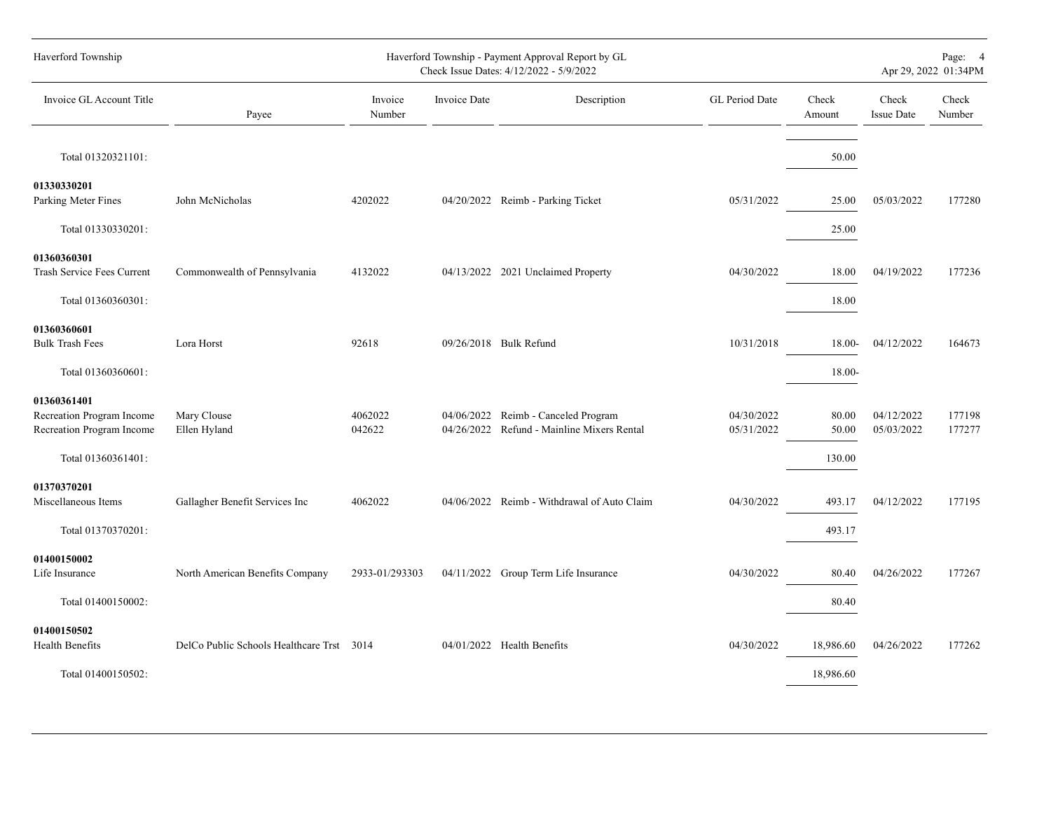| Invoice GL Account Title | Payee | Invoice Number | Invoice Date | Description | GL Period Date | Check Amount | Check Issue Date | Check Number |
|---|---|---|---|---|---|---|---|---|
| Total 01320321101: | | | | | | 50.00 | | |
| **01330330201** | | | | | | | | |
| Parking Meter Fines | John McNicholas | 4202022 | 04/20/2022 | Reimb - Parking Ticket | 05/31/2022 | 25.00 | 05/03/2022 | 177280 |
| Total 01330330201: | | | | | | 25.00 | | |
| **01360360301** | | | | | | | | |
| Trash Service Fees Current | Commonwealth of Pennsylvania | 4132022 | 04/13/2022 | 2021 Unclaimed Property | 04/30/2022 | 18.00 | 04/19/2022 | 177236 |
| Total 01360360301: | | | | | | 18.00 | | |
| **01360360601** | | | | | | | | |
| Bulk Trash Fees | Lora Horst | 92618 | 09/26/2018 | Bulk Refund | 10/31/2018 | 18.00- | 04/12/2022 | 164673 |
| Total 01360360601: | | | | | | 18.00- | | |
| **01360361401** | | | | | | | | |
| Recreation Program Income | Mary Clouse | 4062022 | 04/06/2022 | Reimb - Canceled Program | 04/30/2022 | 80.00 | 04/12/2022 | 177198 |
| Recreation Program Income | Ellen Hyland | 042622 | 04/26/2022 | Refund - Mainline Mixers Rental | 05/31/2022 | 50.00 | 05/03/2022 | 177277 |
| Total 01360361401: | | | | | | 130.00 | | |
| **01370370201** | | | | | | | | |
| Miscellaneous Items | Gallagher Benefit Services Inc | 4062022 | 04/06/2022 | Reimb - Withdrawal of Auto Claim | 04/30/2022 | 493.17 | 04/12/2022 | 177195 |
| Total 01370370201: | | | | | | 493.17 | | |
| **01400150002** | | | | | | | | |
| Life Insurance | North American Benefits Company | 2933-01/293303 | 04/11/2022 | Group Term Life Insurance | 04/30/2022 | 80.40 | 04/26/2022 | 177267 |
| Total 01400150002: | | | | | | 80.40 | | |
| **01400150502** | | | | | | | | |
| Health Benefits | DelCo Public Schools Healthcare Trst | 3014 | 04/01/2022 | Health Benefits | 04/30/2022 | 18,986.60 | 04/26/2022 | 177262 |
| Total 01400150502: | | | | | | 18,986.60 | | |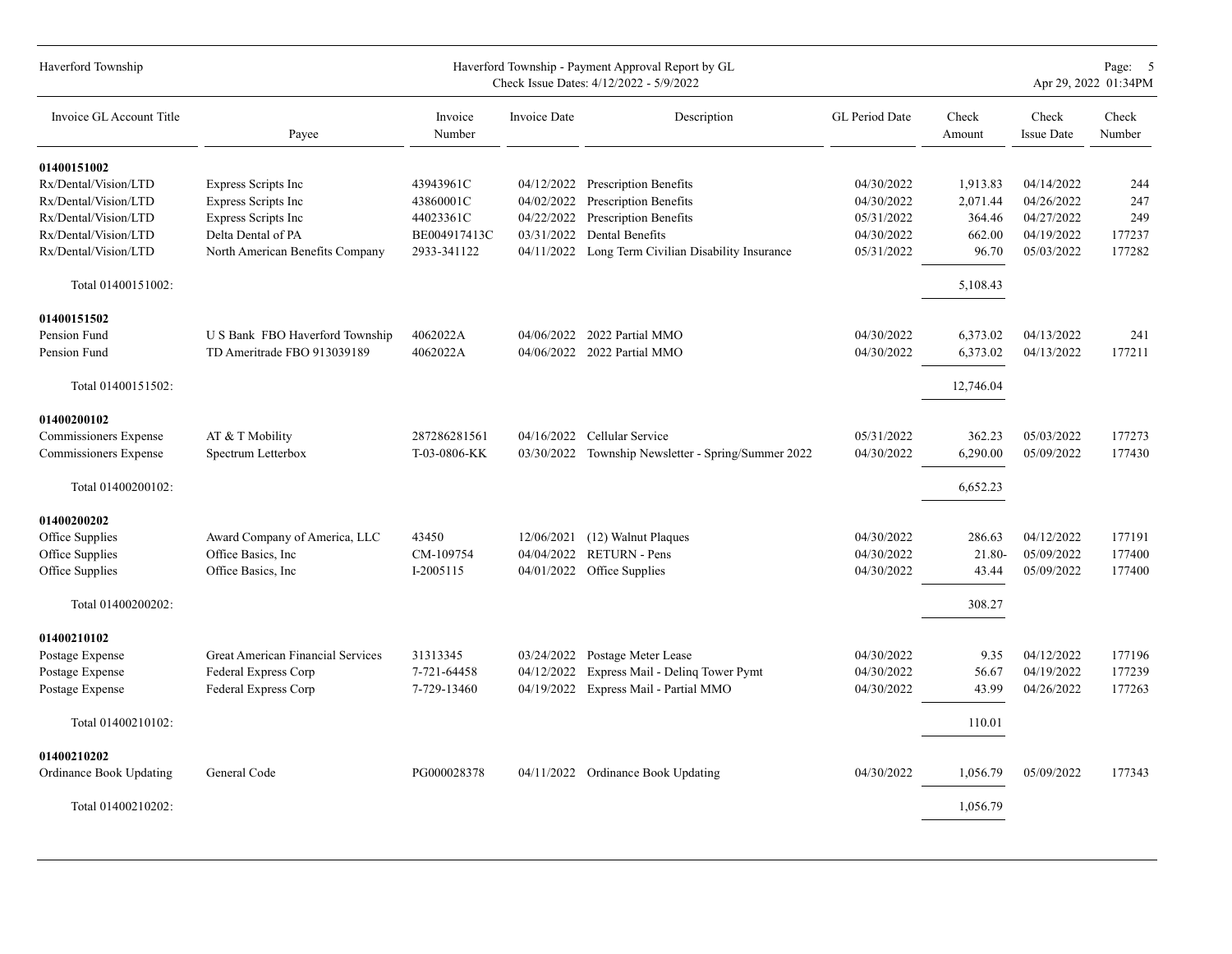| Invoice GL Account Title | Payee | Invoice Number | Invoice Date | Description | GL Period Date | Check Amount | Check Issue Date | Check Number |
|---|---|---|---|---|---|---|---|---|
| **01400151002** | | | | | | | | |
| Rx/Dental/Vision/LTD | Express Scripts Inc | 43943961C | 04/12/2022 | Prescription Benefits | 04/30/2022 | 1,913.83 | 04/14/2022 | 244 |
| Rx/Dental/Vision/LTD | Express Scripts Inc | 43860001C | 04/02/2022 | Prescription Benefits | 04/30/2022 | 2,071.44 | 04/26/2022 | 247 |
| Rx/Dental/Vision/LTD | Express Scripts Inc | 44023361C | 04/22/2022 | Prescription Benefits | 05/31/2022 | 364.46 | 04/27/2022 | 249 |
| Rx/Dental/Vision/LTD | Delta Dental of PA | BE004917413C | 03/31/2022 | Dental Benefits | 04/30/2022 | 662.00 | 04/19/2022 | 177237 |
| Rx/Dental/Vision/LTD | North American Benefits Company | 2933-341122 | 04/11/2022 | Long Term Civilian Disability Insurance | 05/31/2022 | 96.70 | 05/03/2022 | 177282 |
| Total 01400151002: | | | | | | 5,108.43 | | |
| **01400151502** | | | | | | | | |
| Pension Fund | U S Bank FBO Haverford Township | 4062022A | 04/06/2022 | 2022 Partial MMO | 04/30/2022 | 6,373.02 | 04/13/2022 | 241 |
| Pension Fund | TD Ameritrade FBO 913039189 | 4062022A | 04/06/2022 | 2022 Partial MMO | 04/30/2022 | 6,373.02 | 04/13/2022 | 177211 |
| Total 01400151502: | | | | | | 12,746.04 | | |
| **01400200102** | | | | | | | | |
| Commissioners Expense | AT & T Mobility | 287286281561 | 04/16/2022 | Cellular Service | 05/31/2022 | 362.23 | 05/03/2022 | 177273 |
| Commissioners Expense | Spectrum Letterbox | T-03-0806-KK | 03/30/2022 | Township Newsletter - Spring/Summer 2022 | 04/30/2022 | 6,290.00 | 05/09/2022 | 177430 |
| Total 01400200102: | | | | | | 6,652.23 | | |
| **01400200202** | | | | | | | | |
| Office Supplies | Award Company of America, LLC | 43450 | 12/06/2021 | (12) Walnut Plaques | 04/30/2022 | 286.63 | 04/12/2022 | 177191 |
| Office Supplies | Office Basics, Inc | CM-109754 | 04/04/2022 | RETURN - Pens | 04/30/2022 | 21.80- | 05/09/2022 | 177400 |
| Office Supplies | Office Basics, Inc | I-2005115 | 04/01/2022 | Office Supplies | 04/30/2022 | 43.44 | 05/09/2022 | 177400 |
| Total 01400200202: | | | | | | 308.27 | | |
| **01400210102** | | | | | | | | |
| Postage Expense | Great American Financial Services | 31313345 | 03/24/2022 | Postage Meter Lease | 04/30/2022 | 9.35 | 04/12/2022 | 177196 |
| Postage Expense | Federal Express Corp | 7-721-64458 | 04/12/2022 | Express Mail - Delinq Tower Pymt | 04/30/2022 | 56.67 | 04/19/2022 | 177239 |
| Postage Expense | Federal Express Corp | 7-729-13460 | 04/19/2022 | Express Mail - Partial MMO | 04/30/2022 | 43.99 | 04/26/2022 | 177263 |
| Total 01400210102: | | | | | | 110.01 | | |
| **01400210202** | | | | | | | | |
| Ordinance Book Updating | General Code | PG000028378 | 04/11/2022 | Ordinance Book Updating | 04/30/2022 | 1,056.79 | 05/09/2022 | 177343 |
| Total 01400210202: | | | | | | 1,056.79 | | |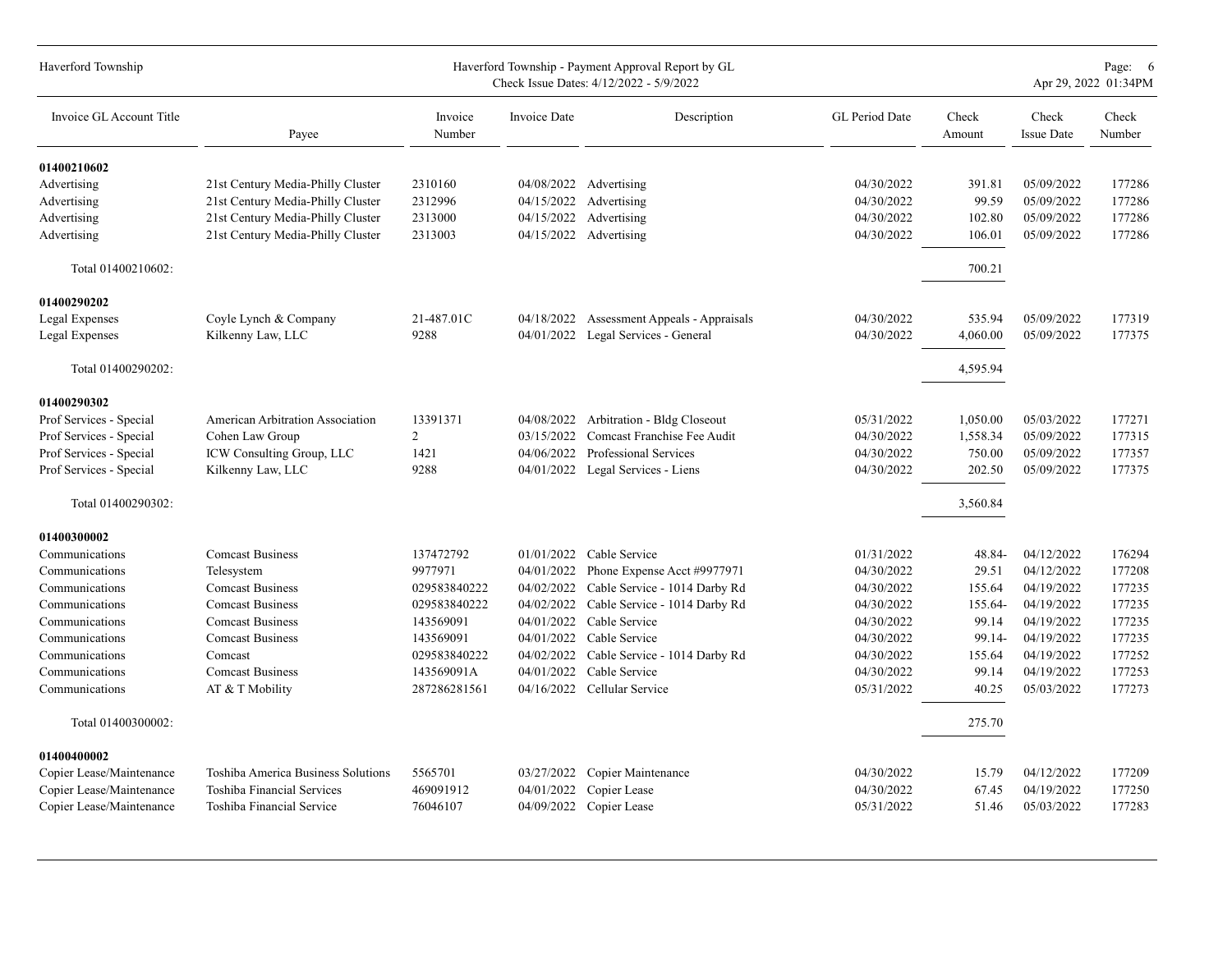| Invoice GL Account Title | Payee | Invoice Number | Invoice Date | Description | GL Period Date | Check Amount | Check Issue Date | Check Number |
|---|---|---|---|---|---|---|---|---|
| **01400210602** | | | | | | | | |
| Advertising | 21st Century Media-Philly Cluster | 2310160 | 04/08/2022 | Advertising | 04/30/2022 | 391.81 | 05/09/2022 | 177286 |
| Advertising | 21st Century Media-Philly Cluster | 2312996 | 04/15/2022 | Advertising | 04/30/2022 | 99.59 | 05/09/2022 | 177286 |
| Advertising | 21st Century Media-Philly Cluster | 2313000 | 04/15/2022 | Advertising | 04/30/2022 | 102.80 | 05/09/2022 | 177286 |
| Advertising | 21st Century Media-Philly Cluster | 2313003 | 04/15/2022 | Advertising | 04/30/2022 | 106.01 | 05/09/2022 | 177286 |
| Total 01400210602: | | | | | | 700.21 | | |
| **01400290202** | | | | | | | | |
| Legal Expenses | Coyle Lynch & Company | 21-487.01C | 04/18/2022 | Assessment Appeals - Appraisals | 04/30/2022 | 535.94 | 05/09/2022 | 177319 |
| Legal Expenses | Kilkenny Law, LLC | 9288 | 04/01/2022 | Legal Services - General | 04/30/2022 | 4,060.00 | 05/09/2022 | 177375 |
| Total 01400290202: | | | | | | 4,595.94 | | |
| **01400290302** | | | | | | | | |
| Prof Services - Special | American Arbitration Association | 13391371 | 04/08/2022 | Arbitration - Bldg Closeout | 05/31/2022 | 1,050.00 | 05/03/2022 | 177271 |
| Prof Services - Special | Cohen Law Group | 2 | 03/15/2022 | Comcast Franchise Fee Audit | 04/30/2022 | 1,558.34 | 05/09/2022 | 177315 |
| Prof Services - Special | ICW Consulting Group, LLC | 1421 | 04/06/2022 | Professional Services | 04/30/2022 | 750.00 | 05/09/2022 | 177357 |
| Prof Services - Special | Kilkenny Law, LLC | 9288 | 04/01/2022 | Legal Services - Liens | 04/30/2022 | 202.50 | 05/09/2022 | 177375 |
| Total 01400290302: | | | | | | 3,560.84 | | |
| **01400300002** | | | | | | | | |
| Communications | Comcast Business | 137472792 | 01/01/2022 | Cable Service | 01/31/2022 | 48.84- | 04/12/2022 | 176294 |
| Communications | Telesystem | 9977971 | 04/01/2022 | Phone Expense Acct #9977971 | 04/30/2022 | 29.51 | 04/12/2022 | 177208 |
| Communications | Comcast Business | 029583840222 | 04/02/2022 | Cable Service - 1014 Darby Rd | 04/30/2022 | 155.64 | 04/19/2022 | 177235 |
| Communications | Comcast Business | 029583840222 | 04/02/2022 | Cable Service - 1014 Darby Rd | 04/30/2022 | 155.64- | 04/19/2022 | 177235 |
| Communications | Comcast Business | 143569091 | 04/01/2022 | Cable Service | 04/30/2022 | 99.14 | 04/19/2022 | 177235 |
| Communications | Comcast Business | 143569091 | 04/01/2022 | Cable Service | 04/30/2022 | 99.14- | 04/19/2022 | 177235 |
| Communications | Comcast | 029583840222 | 04/02/2022 | Cable Service - 1014 Darby Rd | 04/30/2022 | 155.64 | 04/19/2022 | 177252 |
| Communications | Comcast Business | 143569091A | 04/01/2022 | Cable Service | 04/30/2022 | 99.14 | 04/19/2022 | 177253 |
| Communications | AT & T Mobility | 287286281561 | 04/16/2022 | Cellular Service | 05/31/2022 | 40.25 | 05/03/2022 | 177273 |
| Total 01400300002: | | | | | | 275.70 | | |
| **01400400002** | | | | | | | | |
| Copier Lease/Maintenance | Toshiba America Business Solutions | 5565701 | 03/27/2022 | Copier Maintenance | 04/30/2022 | 15.79 | 04/12/2022 | 177209 |
| Copier Lease/Maintenance | Toshiba Financial Services | 469091912 | 04/01/2022 | Copier Lease | 04/30/2022 | 67.45 | 04/19/2022 | 177250 |
| Copier Lease/Maintenance | Toshiba Financial Service | 76046107 | 04/09/2022 | Copier Lease | 05/31/2022 | 51.46 | 05/03/2022 | 177283 |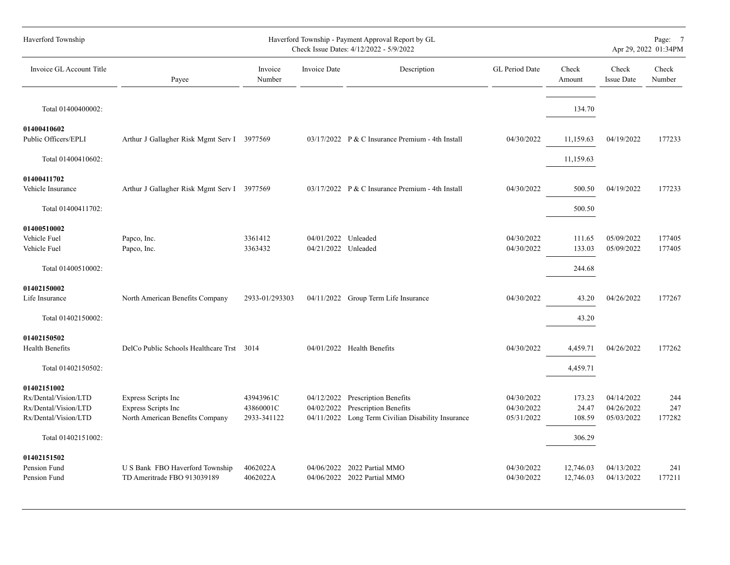| Invoice GL Account Title | Payee | Invoice Number | Invoice Date | Description | GL Period Date | Check Amount | Check Issue Date | Check Number |
|---|---|---|---|---|---|---|---|---|
| Total 01400400002: | | | | | | 134.70 | | |
| **01400410602** | | | | | | | | |
| Public Officers/EPLI | Arthur J Gallagher Risk Mgmt Serv I | 3977569 | 03/17/2022 | P & C Insurance Premium - 4th Install | 04/30/2022 | 11,159.63 | 04/19/2022 | 177233 |
| Total 01400410602: | | | | | | 11,159.63 | | |
| **01400411702** | | | | | | | | |
| Vehicle Insurance | Arthur J Gallagher Risk Mgmt Serv I | 3977569 | 03/17/2022 | P & C Insurance Premium - 4th Install | 04/30/2022 | 500.50 | 04/19/2022 | 177233 |
| Total 01400411702: | | | | | | 500.50 | | |
| **01400510002** | | | | | | | | |
| Vehicle Fuel | Papco, Inc. | 3361412 | 04/01/2022 | Unleaded | 04/30/2022 | 111.65 | 05/09/2022 | 177405 |
| Vehicle Fuel | Papco, Inc. | 3363432 | 04/21/2022 | Unleaded | 04/30/2022 | 133.03 | 05/09/2022 | 177405 |
| Total 01400510002: | | | | | | 244.68 | | |
| **01402150002** | | | | | | | | |
| Life Insurance | North American Benefits Company | 2933-01/293303 | 04/11/2022 | Group Term Life Insurance | 04/30/2022 | 43.20 | 04/26/2022 | 177267 |
| Total 01402150002: | | | | | | 43.20 | | |
| **01402150502** | | | | | | | | |
| Health Benefits | DelCo Public Schools Healthcare Trst | 3014 | 04/01/2022 | Health Benefits | 04/30/2022 | 4,459.71 | 04/26/2022 | 177262 |
| Total 01402150502: | | | | | | 4,459.71 | | |
| **01402151002** | | | | | | | | |
| Rx/Dental/Vision/LTD | Express Scripts Inc | 43943961C | 04/12/2022 | Prescription Benefits | 04/30/2022 | 173.23 | 04/14/2022 | 244 |
| Rx/Dental/Vision/LTD | Express Scripts Inc | 43860001C | 04/02/2022 | Prescription Benefits | 04/30/2022 | 24.47 | 04/26/2022 | 247 |
| Rx/Dental/Vision/LTD | North American Benefits Company | 2933-341122 | 04/11/2022 | Long Term Civilian Disability Insurance | 05/31/2022 | 108.59 | 05/03/2022 | 177282 |
| Total 01402151002: | | | | | | 306.29 | | |
| **01402151502** | | | | | | | | |
| Pension Fund | U S Bank FBO Haverford Township | 4062022A | 04/06/2022 | 2022 Partial MMO | 04/30/2022 | 12,746.03 | 04/13/2022 | 241 |
| Pension Fund | TD Ameritrade FBO 913039189 | 4062022A | 04/06/2022 | 2022 Partial MMO | 04/30/2022 | 12,746.03 | 04/13/2022 | 177211 |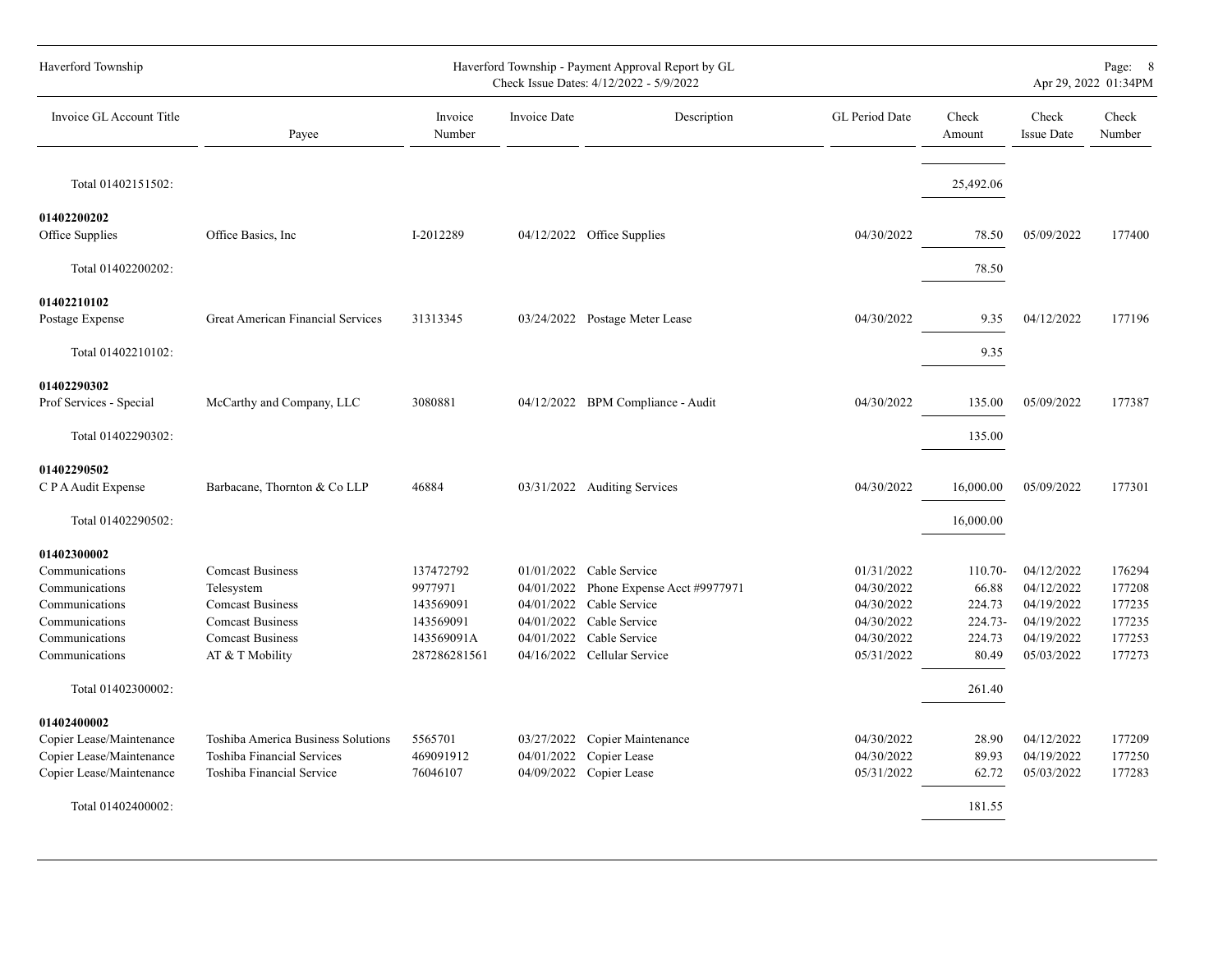| Invoice GL Account Title | Payee | Invoice Number | Invoice Date | Description | GL Period Date | Check Amount | Check Issue Date | Check Number |
|---|---|---|---|---|---|---|---|---|
| Total 01402151502: | | | | | | 25,492.06 | | |
| **01402200202** | | | | | | | | |
| Office Supplies | Office Basics, Inc | I-2012289 | 04/12/2022 | Office Supplies | 04/30/2022 | 78.50 | 05/09/2022 | 177400 |
| Total 01402200202: | | | | | | 78.50 | | |
| **01402210102** | | | | | | | | |
| Postage Expense | Great American Financial Services | 31313345 | 03/24/2022 | Postage Meter Lease | 04/30/2022 | 9.35 | 04/12/2022 | 177196 |
| Total 01402210102: | | | | | | 9.35 | | |
| **01402290302** | | | | | | | | |
| Prof Services - Special | McCarthy and Company, LLC | 3080881 | 04/12/2022 | BPM Compliance - Audit | 04/30/2022 | 135.00 | 05/09/2022 | 177387 |
| Total 01402290302: | | | | | | 135.00 | | |
| **01402290502** | | | | | | | | |
| C P A Audit Expense | Barbacane, Thornton & Co LLP | 46884 | 03/31/2022 | Auditing Services | 04/30/2022 | 16,000.00 | 05/09/2022 | 177301 |
| Total 01402290502: | | | | | | 16,000.00 | | |
| **01402300002** | | | | | | | | |
| Communications | Comcast Business | 137472792 | 01/01/2022 | Cable Service | 01/31/2022 | 110.70- | 04/12/2022 | 176294 |
| Communications | Telesystem | 9977971 | 04/01/2022 | Phone Expense Acct #9977971 | 04/30/2022 | 66.88 | 04/12/2022 | 177208 |
| Communications | Comcast Business | 143569091 | 04/01/2022 | Cable Service | 04/30/2022 | 224.73 | 04/19/2022 | 177235 |
| Communications | Comcast Business | 143569091 | 04/01/2022 | Cable Service | 04/30/2022 | 224.73- | 04/19/2022 | 177235 |
| Communications | Comcast Business | 143569091A | 04/01/2022 | Cable Service | 04/30/2022 | 224.73 | 04/19/2022 | 177253 |
| Communications | AT & T Mobility | 287286281561 | 04/16/2022 | Cellular Service | 05/31/2022 | 80.49 | 05/03/2022 | 177273 |
| Total 01402300002: | | | | | | 261.40 | | |
| **01402400002** | | | | | | | | |
| Copier Lease/Maintenance | Toshiba America Business Solutions | 5565701 | 03/27/2022 | Copier Maintenance | 04/30/2022 | 28.90 | 04/12/2022 | 177209 |
| Copier Lease/Maintenance | Toshiba Financial Services | 469091912 | 04/01/2022 | Copier Lease | 04/30/2022 | 89.93 | 04/19/2022 | 177250 |
| Copier Lease/Maintenance | Toshiba Financial Service | 76046107 | 04/09/2022 | Copier Lease | 05/31/2022 | 62.72 | 05/03/2022 | 177283 |
| Total 01402400002: | | | | | | 181.55 | | |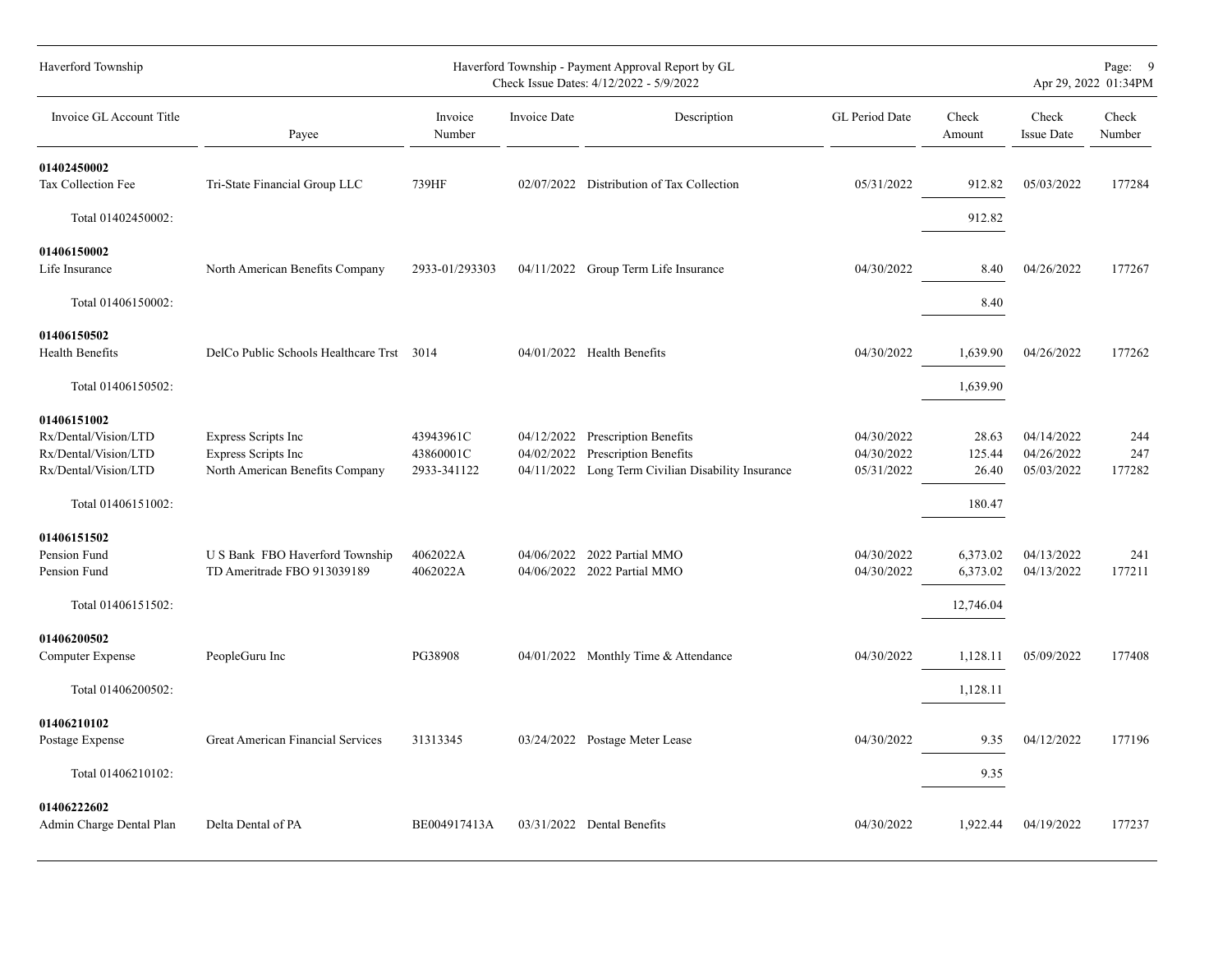| Invoice GL Account Title | Payee | Invoice Number | Invoice Date | Description | GL Period Date | Check Amount | Check Issue Date | Check Number |
|---|---|---|---|---|---|---|---|---|
| **01402450002** | | | | | | | | |
| Tax Collection Fee | Tri-State Financial Group LLC | 739HF | 02/07/2022 | Distribution of Tax Collection | 05/31/2022 | 912.82 | 05/03/2022 | 177284 |
| Total 01402450002: | | | | | | 912.82 | | |
| **01406150002** | | | | | | | | |
| Life Insurance | North American Benefits Company | 2933-01/293303 | 04/11/2022 | Group Term Life Insurance | 04/30/2022 | 8.40 | 04/26/2022 | 177267 |
| Total 01406150002: | | | | | | 8.40 | | |
| **01406150502** | | | | | | | | |
| Health Benefits | DelCo Public Schools Healthcare Trst | 3014 | 04/01/2022 | Health Benefits | 04/30/2022 | 1,639.90 | 04/26/2022 | 177262 |
| Total 01406150502: | | | | | | 1,639.90 | | |
| **01406151002** | | | | | | | | |
| Rx/Dental/Vision/LTD | Express Scripts Inc | 43943961C | 04/12/2022 | Prescription Benefits | 04/30/2022 | 28.63 | 04/14/2022 | 244 |
| Rx/Dental/Vision/LTD | Express Scripts Inc | 43860001C | 04/02/2022 | Prescription Benefits | 04/30/2022 | 125.44 | 04/26/2022 | 247 |
| Rx/Dental/Vision/LTD | North American Benefits Company | 2933-341122 | 04/11/2022 | Long Term Civilian Disability Insurance | 05/31/2022 | 26.40 | 05/03/2022 | 177282 |
| Total 01406151002: | | | | | | 180.47 | | |
| **01406151502** | | | | | | | | |
| Pension Fund | U S Bank FBO Haverford Township | 4062022A | 04/06/2022 | 2022 Partial MMO | 04/30/2022 | 6,373.02 | 04/13/2022 | 241 |
| Pension Fund | TD Ameritrade FBO 913039189 | 4062022A | 04/06/2022 | 2022 Partial MMO | 04/30/2022 | 6,373.02 | 04/13/2022 | 177211 |
| Total 01406151502: | | | | | | 12,746.04 | | |
| **01406200502** | | | | | | | | |
| Computer Expense | PeopleGuru Inc | PG38908 | 04/01/2022 | Monthly Time & Attendance | 04/30/2022 | 1,128.11 | 05/09/2022 | 177408 |
| Total 01406200502: | | | | | | 1,128.11 | | |
| **01406210102** | | | | | | | | |
| Postage Expense | Great American Financial Services | 31313345 | 03/24/2022 | Postage Meter Lease | 04/30/2022 | 9.35 | 04/12/2022 | 177196 |
| Total 01406210102: | | | | | | 9.35 | | |
| **01406222602** | | | | | | | | |
| Admin Charge Dental Plan | Delta Dental of PA | BE004917413A | 03/31/2022 | Dental Benefits | 04/30/2022 | 1,922.44 | 04/19/2022 | 177237 |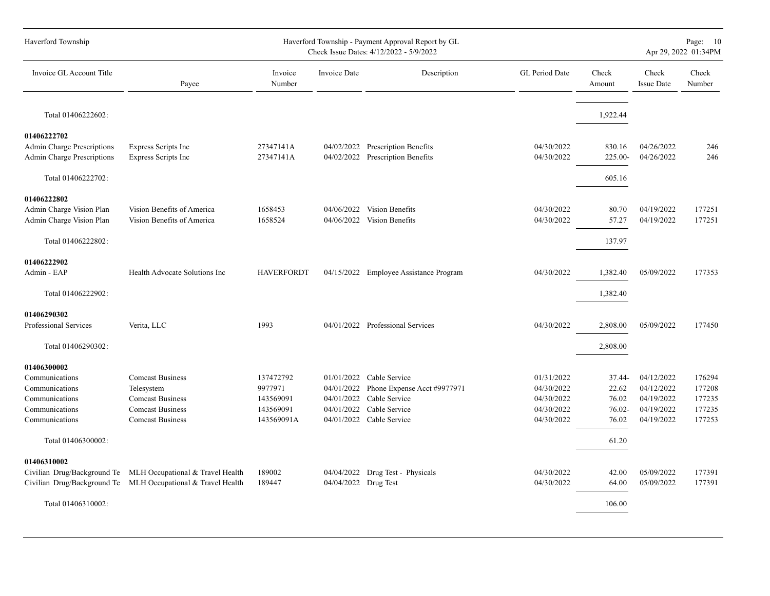| Invoice GL Account Title | Payee | Invoice Number | Invoice Date | Description | GL Period Date | Check Amount | Check Issue Date | Check Number |
|---|---|---|---|---|---|---|---|---|
| Total 01406222602: | | | | | | 1,922.44 | | |
| **01406222702** | | | | | | | | |
| Admin Charge Prescriptions | Express Scripts Inc | 27347141A | 04/02/2022 | Prescription Benefits | 04/30/2022 | 830.16 | 04/26/2022 | 246 |
| Admin Charge Prescriptions | Express Scripts Inc | 27347141A | 04/02/2022 | Prescription Benefits | 04/30/2022 | 225.00- | 04/26/2022 | 246 |
| Total 01406222702: | | | | | | 605.16 | | |
| **01406222802** | | | | | | | | |
| Admin Charge Vision Plan | Vision Benefits of America | 1658453 | 04/06/2022 | Vision Benefits | 04/30/2022 | 80.70 | 04/19/2022 | 177251 |
| Admin Charge Vision Plan | Vision Benefits of America | 1658524 | 04/06/2022 | Vision Benefits | 04/30/2022 | 57.27 | 04/19/2022 | 177251 |
| Total 01406222802: | | | | | | 137.97 | | |
| **01406222902** | | | | | | | | |
| Admin - EAP | Health Advocate Solutions Inc | HAVERFORDT | 04/15/2022 | Employee Assistance Program | 04/30/2022 | 1,382.40 | 05/09/2022 | 177353 |
| Total 01406222902: | | | | | | 1,382.40 | | |
| **01406290302** | | | | | | | | |
| Professional Services | Verita, LLC | 1993 | 04/01/2022 | Professional Services | 04/30/2022 | 2,808.00 | 05/09/2022 | 177450 |
| Total 01406290302: | | | | | | 2,808.00 | | |
| **01406300002** | | | | | | | | |
| Communications | Comcast Business | 137472792 | 01/01/2022 | Cable Service | 01/31/2022 | 37.44- | 04/12/2022 | 176294 |
| Communications | Telesystem | 9977971 | 04/01/2022 | Phone Expense Acct #9977971 | 04/30/2022 | 22.62 | 04/12/2022 | 177208 |
| Communications | Comcast Business | 143569091 | 04/01/2022 | Cable Service | 04/30/2022 | 76.02 | 04/19/2022 | 177235 |
| Communications | Comcast Business | 143569091 | 04/01/2022 | Cable Service | 04/30/2022 | 76.02- | 04/19/2022 | 177235 |
| Communications | Comcast Business | 143569091A | 04/01/2022 | Cable Service | 04/30/2022 | 76.02 | 04/19/2022 | 177253 |
| Total 01406300002: | | | | | | 61.20 | | |
| **01406310002** | | | | | | | | |
| Civilian Drug/Background Te | MLH Occupational & Travel Health | 189002 | 04/04/2022 | Drug Test - Physicals | 04/30/2022 | 42.00 | 05/09/2022 | 177391 |
| Civilian Drug/Background Te | MLH Occupational & Travel Health | 189447 | 04/04/2022 | Drug Test | 04/30/2022 | 64.00 | 05/09/2022 | 177391 |
| Total 01406310002: | | | | | | 106.00 | | |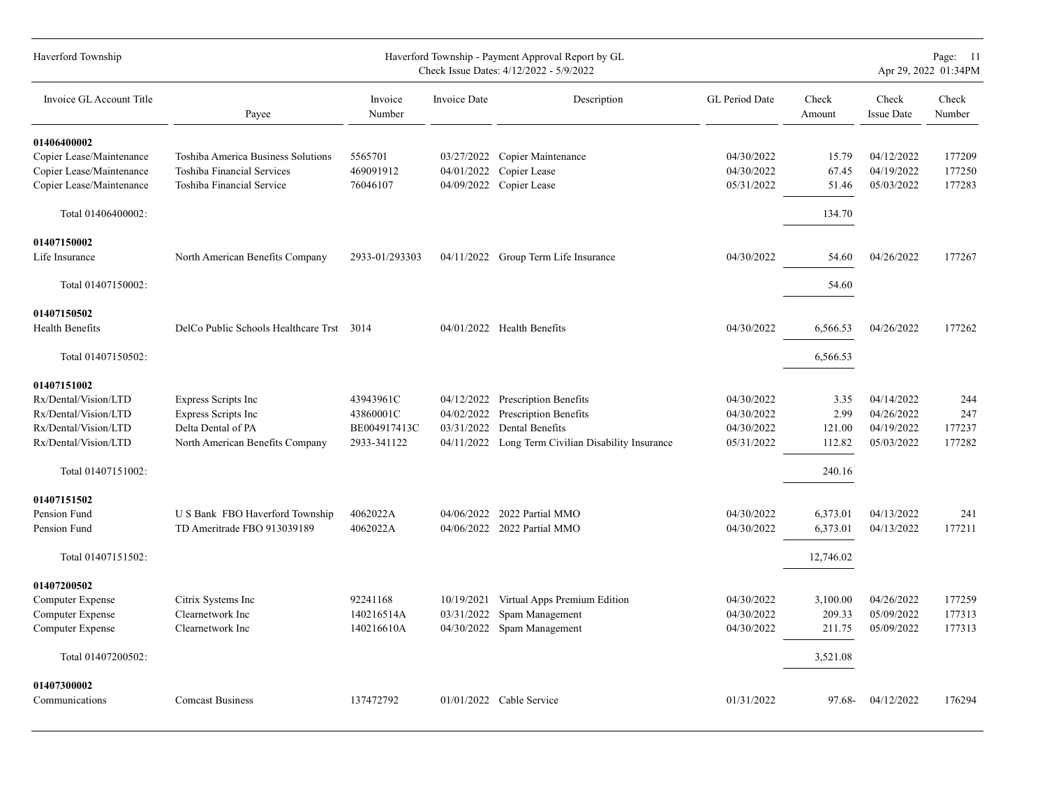| Invoice GL Account Title | Payee | Invoice Number | Invoice Date | Description | GL Period Date | Check Amount | Check Issue Date | Check Number |
|---|---|---|---|---|---|---|---|---|
| **01406400002** | | | | | | | | |
| Copier Lease/Maintenance | Toshiba America Business Solutions | 5565701 | 03/27/2022 | Copier Maintenance | 04/30/2022 | 15.79 | 04/12/2022 | 177209 |
| Copier Lease/Maintenance | Toshiba Financial Services | 469091912 | 04/01/2022 | Copier Lease | 04/30/2022 | 67.45 | 04/19/2022 | 177250 |
| Copier Lease/Maintenance | Toshiba Financial Service | 76046107 | 04/09/2022 | Copier Lease | 05/31/2022 | 51.46 | 05/03/2022 | 177283 |
| Total 01406400002: | | | | | | 134.70 | | |
| **01407150002** | | | | | | | | |
| Life Insurance | North American Benefits Company | 2933-01/293303 | 04/11/2022 | Group Term Life Insurance | 04/30/2022 | 54.60 | 04/26/2022 | 177267 |
| Total 01407150002: | | | | | | 54.60 | | |
| **01407150502** | | | | | | | | |
| Health Benefits | DelCo Public Schools Healthcare Trst | 3014 | 04/01/2022 | Health Benefits | 04/30/2022 | 6,566.53 | 04/26/2022 | 177262 |
| Total 01407150502: | | | | | | 6,566.53 | | |
| **01407151002** | | | | | | | | |
| Rx/Dental/Vision/LTD | Express Scripts Inc | 43943961C | 04/12/2022 | Prescription Benefits | 04/30/2022 | 3.35 | 04/14/2022 | 244 |
| Rx/Dental/Vision/LTD | Express Scripts Inc | 43860001C | 04/02/2022 | Prescription Benefits | 04/30/2022 | 2.99 | 04/26/2022 | 247 |
| Rx/Dental/Vision/LTD | Delta Dental of PA | BE004917413C | 03/31/2022 | Dental Benefits | 04/30/2022 | 121.00 | 04/19/2022 | 177237 |
| Rx/Dental/Vision/LTD | North American Benefits Company | 2933-341122 | 04/11/2022 | Long Term Civilian Disability Insurance | 05/31/2022 | 112.82 | 05/03/2022 | 177282 |
| Total 01407151002: | | | | | | 240.16 | | |
| **01407151502** | | | | | | | | |
| Pension Fund | U S Bank FBO Haverford Township | 4062022A | 04/06/2022 | 2022 Partial MMO | 04/30/2022 | 6,373.01 | 04/13/2022 | 241 |
| Pension Fund | TD Ameritrade FBO 913039189 | 4062022A | 04/06/2022 | 2022 Partial MMO | 04/30/2022 | 6,373.01 | 04/13/2022 | 177211 |
| Total 01407151502: | | | | | | 12,746.02 | | |
| **01407200502** | | | | | | | | |
| Computer Expense | Citrix Systems Inc | 92241168 | 10/19/2021 | Virtual Apps Premium Edition | 04/30/2022 | 3,100.00 | 04/26/2022 | 177259 |
| Computer Expense | Clearnetwork Inc | 140216514A | 03/31/2022 | Spam Management | 04/30/2022 | 209.33 | 05/09/2022 | 177313 |
| Computer Expense | Clearnetwork Inc | 140216610A | 04/30/2022 | Spam Management | 04/30/2022 | 211.75 | 05/09/2022 | 177313 |
| Total 01407200502: | | | | | | 3,521.08 | | |
| **01407300002** | | | | | | | | |
| Communications | Comcast Business | 137472792 | 01/01/2022 | Cable Service | 01/31/2022 | 97.68- | 04/12/2022 | 176294 |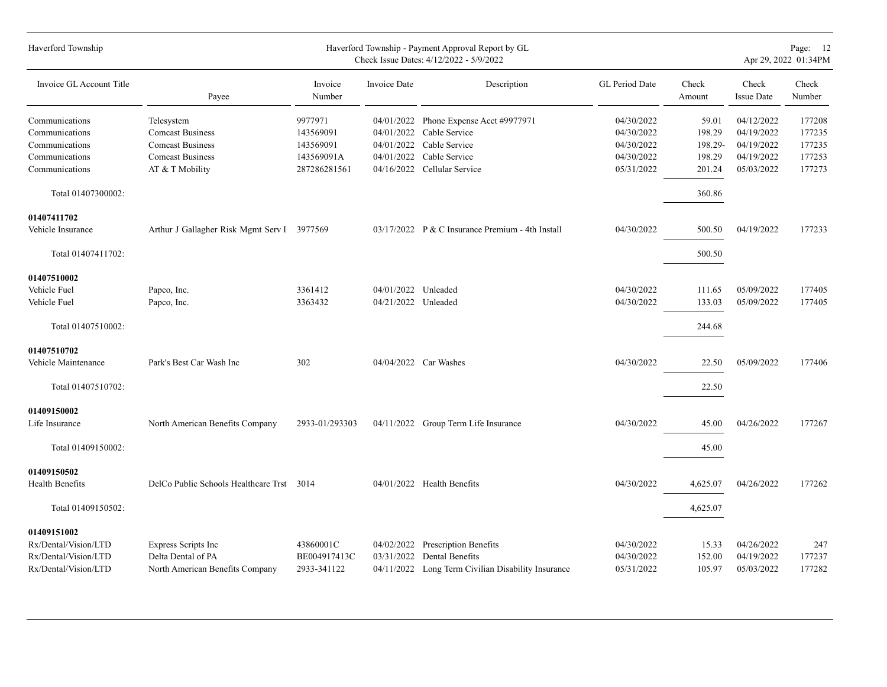| Invoice GL Account Title | Payee | Invoice Number | Invoice Date | Description | GL Period Date | Check Amount | Check Issue Date | Check Number |
|---|---|---|---|---|---|---|---|---|
| Communications | Telesystem | 9977971 | 04/01/2022 | Phone Expense Acct #9977971 | 04/30/2022 | 59.01 | 04/12/2022 | 177208 |
| Communications | Comcast Business | 143569091 | 04/01/2022 | Cable Service | 04/30/2022 | 198.29 | 04/19/2022 | 177235 |
| Communications | Comcast Business | 143569091 | 04/01/2022 | Cable Service | 04/30/2022 | 198.29- | 04/19/2022 | 177235 |
| Communications | Comcast Business | 143569091A | 04/01/2022 | Cable Service | 04/30/2022 | 198.29 | 04/19/2022 | 177253 |
| Communications | AT & T Mobility | 287286281561 | 04/16/2022 | Cellular Service | 05/31/2022 | 201.24 | 05/03/2022 | 177273 |
| Total 01407300002: | | | | | | 360.86 | | |
| **01407411702** | | | | | | | | |
| Vehicle Insurance | Arthur J Gallagher Risk Mgmt Serv I | 3977569 | 03/17/2022 | P & C Insurance Premium - 4th Install | 04/30/2022 | 500.50 | 04/19/2022 | 177233 |
| Total 01407411702: | | | | | | 500.50 | | |
| **01407510002** | | | | | | | | |
| Vehicle Fuel | Papco, Inc. | 3361412 | 04/01/2022 | Unleaded | 04/30/2022 | 111.65 | 05/09/2022 | 177405 |
| Vehicle Fuel | Papco, Inc. | 3363432 | 04/21/2022 | Unleaded | 04/30/2022 | 133.03 | 05/09/2022 | 177405 |
| Total 01407510002: | | | | | | 244.68 | | |
| **01407510702** | | | | | | | | |
| Vehicle Maintenance | Park's Best Car Wash Inc | 302 | 04/04/2022 | Car Washes | 04/30/2022 | 22.50 | 05/09/2022 | 177406 |
| Total 01407510702: | | | | | | 22.50 | | |
| **01409150002** | | | | | | | | |
| Life Insurance | North American Benefits Company | 2933-01/293303 | 04/11/2022 | Group Term Life Insurance | 04/30/2022 | 45.00 | 04/26/2022 | 177267 |
| Total 01409150002: | | | | | | 45.00 | | |
| **01409150502** | | | | | | | | |
| Health Benefits | DelCo Public Schools Healthcare Trst | 3014 | 04/01/2022 | Health Benefits | 04/30/2022 | 4,625.07 | 04/26/2022 | 177262 |
| Total 01409150502: | | | | | | 4,625.07 | | |
| **01409151002** | | | | | | | | |
| Rx/Dental/Vision/LTD | Express Scripts Inc | 43860001C | 04/02/2022 | Prescription Benefits | 04/30/2022 | 15.33 | 04/26/2022 | 247 |
| Rx/Dental/Vision/LTD | Delta Dental of PA | BE004917413C | 03/31/2022 | Dental Benefits | 04/30/2022 | 152.00 | 04/19/2022 | 177237 |
| Rx/Dental/Vision/LTD | North American Benefits Company | 2933-341122 | 04/11/2022 | Long Term Civilian Disability Insurance | 05/31/2022 | 105.97 | 05/03/2022 | 177282 |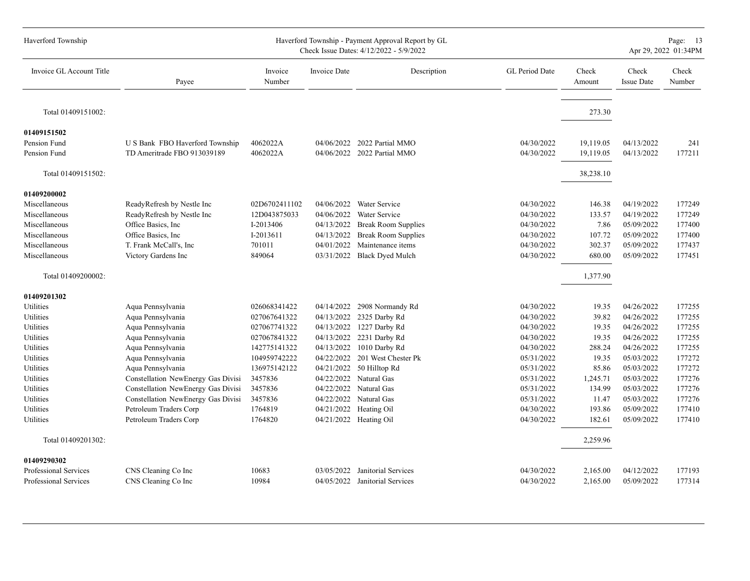| Invoice GL Account Title | Payee | Invoice Number | Invoice Date | Description | GL Period Date | Check Amount | Check Issue Date | Check Number |
|---|---|---|---|---|---|---|---|---|
| Total 01409151002: | | | | | | 273.30 | | |
| **01409151502** | | | | | | | | |
| Pension Fund | U S Bank FBO Haverford Township | 4062022A | 04/06/2022 | 2022 Partial MMO | 04/30/2022 | 19,119.05 | 04/13/2022 | 241 |
| Pension Fund | TD Ameritrade FBO 913039189 | 4062022A | 04/06/2022 | 2022 Partial MMO | 04/30/2022 | 19,119.05 | 04/13/2022 | 177211 |
| Total 01409151502: | | | | | | 38,238.10 | | |
| **01409200002** | | | | | | | | |
| Miscellaneous | ReadyRefresh by Nestle Inc | 02D6702411102 | 04/06/2022 | Water Service | 04/30/2022 | 146.38 | 04/19/2022 | 177249 |
| Miscellaneous | ReadyRefresh by Nestle Inc | 12D043875033 | 04/06/2022 | Water Service | 04/30/2022 | 133.57 | 04/19/2022 | 177249 |
| Miscellaneous | Office Basics, Inc | I-2013406 | 04/13/2022 | Break Room Supplies | 04/30/2022 | 7.86 | 05/09/2022 | 177400 |
| Miscellaneous | Office Basics, Inc | I-2013611 | 04/13/2022 | Break Room Supplies | 04/30/2022 | 107.72 | 05/09/2022 | 177400 |
| Miscellaneous | T. Frank McCall's, Inc | 701011 | 04/01/2022 | Maintenance items | 04/30/2022 | 302.37 | 05/09/2022 | 177437 |
| Miscellaneous | Victory Gardens Inc | 849064 | 03/31/2022 | Black Dyed Mulch | 04/30/2022 | 680.00 | 05/09/2022 | 177451 |
| Total 01409200002: | | | | | | 1,377.90 | | |
| **01409201302** | | | | | | | | |
| Utilities | Aqua Pennsylvania | 026068341422 | 04/14/2022 | 2908 Normandy Rd | 04/30/2022 | 19.35 | 04/26/2022 | 177255 |
| Utilities | Aqua Pennsylvania | 027067641322 | 04/13/2022 | 2325 Darby Rd | 04/30/2022 | 39.82 | 04/26/2022 | 177255 |
| Utilities | Aqua Pennsylvania | 027067741322 | 04/13/2022 | 1227 Darby Rd | 04/30/2022 | 19.35 | 04/26/2022 | 177255 |
| Utilities | Aqua Pennsylvania | 027067841322 | 04/13/2022 | 2231 Darby Rd | 04/30/2022 | 19.35 | 04/26/2022 | 177255 |
| Utilities | Aqua Pennsylvania | 142775141322 | 04/13/2022 | 1010 Darby Rd | 04/30/2022 | 288.24 | 04/26/2022 | 177255 |
| Utilities | Aqua Pennsylvania | 104959742222 | 04/22/2022 | 201 West Chester Pk | 05/31/2022 | 19.35 | 05/03/2022 | 177272 |
| Utilities | Aqua Pennsylvania | 136975142122 | 04/21/2022 | 50 Hilltop Rd | 05/31/2022 | 85.86 | 05/03/2022 | 177272 |
| Utilities | Constellation NewEnergy Gas Divisi | 3457836 | 04/22/2022 | Natural Gas | 05/31/2022 | 1,245.71 | 05/03/2022 | 177276 |
| Utilities | Constellation NewEnergy Gas Divisi | 3457836 | 04/22/2022 | Natural Gas | 05/31/2022 | 134.99 | 05/03/2022 | 177276 |
| Utilities | Constellation NewEnergy Gas Divisi | 3457836 | 04/22/2022 | Natural Gas | 05/31/2022 | 11.47 | 05/03/2022 | 177276 |
| Utilities | Petroleum Traders Corp | 1764819 | 04/21/2022 | Heating Oil | 04/30/2022 | 193.86 | 05/09/2022 | 177410 |
| Utilities | Petroleum Traders Corp | 1764820 | 04/21/2022 | Heating Oil | 04/30/2022 | 182.61 | 05/09/2022 | 177410 |
| Total 01409201302: | | | | | | 2,259.96 | | |
| **01409290302** | | | | | | | | |
| Professional Services | CNS Cleaning Co Inc | 10683 | 03/05/2022 | Janitorial Services | 04/30/2022 | 2,165.00 | 04/12/2022 | 177193 |
| Professional Services | CNS Cleaning Co Inc | 10984 | 04/05/2022 | Janitorial Services | 04/30/2022 | 2,165.00 | 05/09/2022 | 177314 |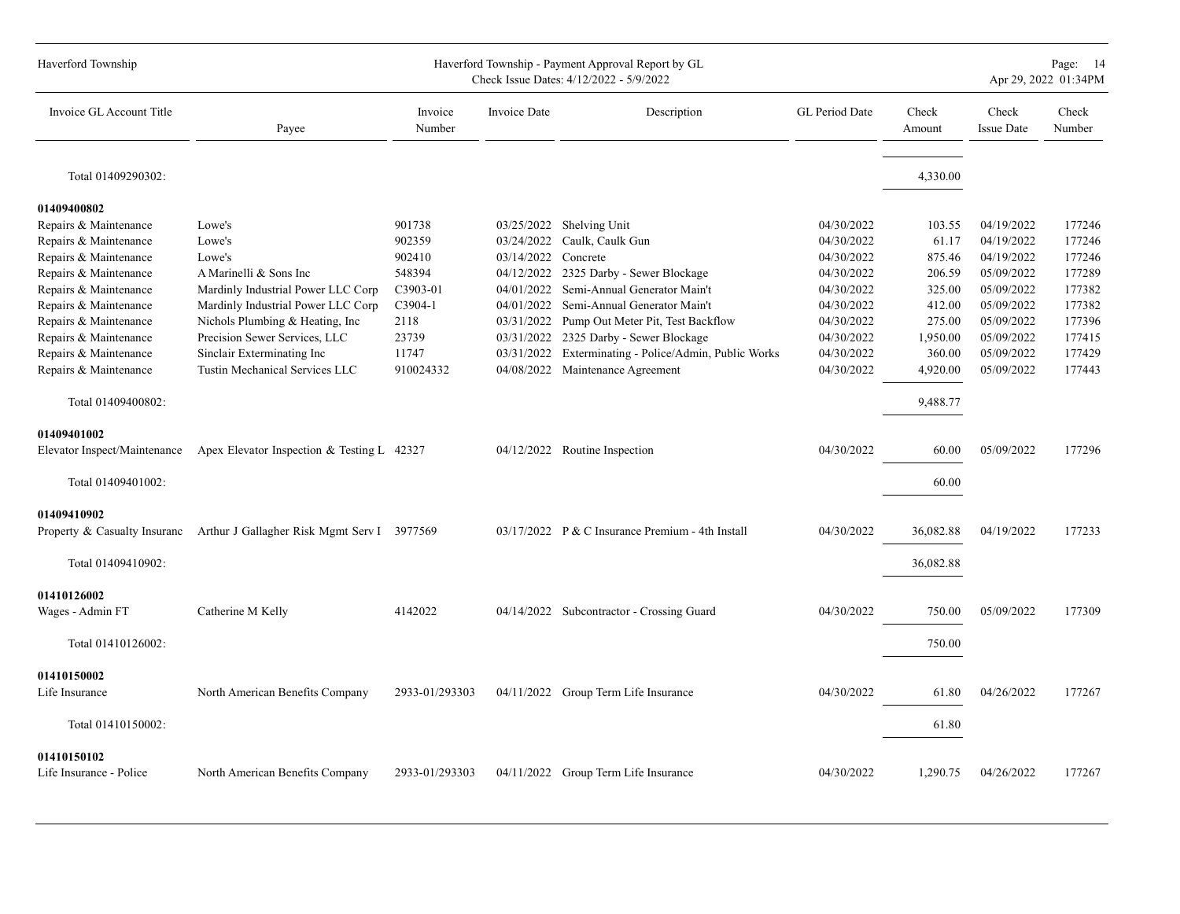| Invoice GL Account Title | Payee | Invoice Number | Invoice Date | Description | GL Period Date | Check Amount | Check Issue Date | Check Number |
|---|---|---|---|---|---|---|---|---|
| Total 01409290302: | | | | | | 4,330.00 | | |
| **01409400802** | | | | | | | | |
| Repairs & Maintenance | Lowe's | 901738 | 03/25/2022 | Shelving Unit | 04/30/2022 | 103.55 | 04/19/2022 | 177246 |
| Repairs & Maintenance | Lowe's | 902359 | 03/24/2022 | Caulk, Caulk Gun | 04/30/2022 | 61.17 | 04/19/2022 | 177246 |
| Repairs & Maintenance | Lowe's | 902410 | 03/14/2022 | Concrete | 04/30/2022 | 875.46 | 04/19/2022 | 177246 |
| Repairs & Maintenance | A Marinelli & Sons Inc | 548394 | 04/12/2022 | 2325 Darby - Sewer Blockage | 04/30/2022 | 206.59 | 05/09/2022 | 177289 |
| Repairs & Maintenance | Mardinly Industrial Power LLC Corp | C3903-01 | 04/01/2022 | Semi-Annual Generator Main't | 04/30/2022 | 325.00 | 05/09/2022 | 177382 |
| Repairs & Maintenance | Mardinly Industrial Power LLC Corp | C3904-1 | 04/01/2022 | Semi-Annual Generator Main't | 04/30/2022 | 412.00 | 05/09/2022 | 177382 |
| Repairs & Maintenance | Nichols Plumbing & Heating, Inc | 2118 | 03/31/2022 | Pump Out Meter Pit, Test Backflow | 04/30/2022 | 275.00 | 05/09/2022 | 177396 |
| Repairs & Maintenance | Precision Sewer Services, LLC | 23739 | 03/31/2022 | 2325 Darby - Sewer Blockage | 04/30/2022 | 1,950.00 | 05/09/2022 | 177415 |
| Repairs & Maintenance | Sinclair Exterminating Inc | 11747 | 03/31/2022 | Exterminating - Police/Admin, Public Works | 04/30/2022 | 360.00 | 05/09/2022 | 177429 |
| Repairs & Maintenance | Tustin Mechanical Services LLC | 910024332 | 04/08/2022 | Maintenance Agreement | 04/30/2022 | 4,920.00 | 05/09/2022 | 177443 |
| Total 01409400802: | | | | | | 9,488.77 | | |
| **01409401002** | | | | | | | | |
| Elevator Inspect/Maintenance | Apex Elevator Inspection & Testing L | 42327 | 04/12/2022 | Routine Inspection | 04/30/2022 | 60.00 | 05/09/2022 | 177296 |
| Total 01409401002: | | | | | | 60.00 | | |
| **01409410902** | | | | | | | | |
| Property & Casualty Insuranc | Arthur J Gallagher Risk Mgmt Serv I | 3977569 | 03/17/2022 | P & C Insurance Premium - 4th Install | 04/30/2022 | 36,082.88 | 04/19/2022 | 177233 |
| Total 01409410902: | | | | | | 36,082.88 | | |
| **01410126002** | | | | | | | | |
| Wages - Admin FT | Catherine M Kelly | 4142022 | 04/14/2022 | Subcontractor - Crossing Guard | 04/30/2022 | 750.00 | 05/09/2022 | 177309 |
| Total 01410126002: | | | | | | 750.00 | | |
| **01410150002** | | | | | | | | |
| Life Insurance | North American Benefits Company | 2933-01/293303 | 04/11/2022 | Group Term Life Insurance | 04/30/2022 | 61.80 | 04/26/2022 | 177267 |
| Total 01410150002: | | | | | | 61.80 | | |
| **01410150102** | | | | | | | | |
| Life Insurance - Police | North American Benefits Company | 2933-01/293303 | 04/11/2022 | Group Term Life Insurance | 04/30/2022 | 1,290.75 | 04/26/2022 | 177267 |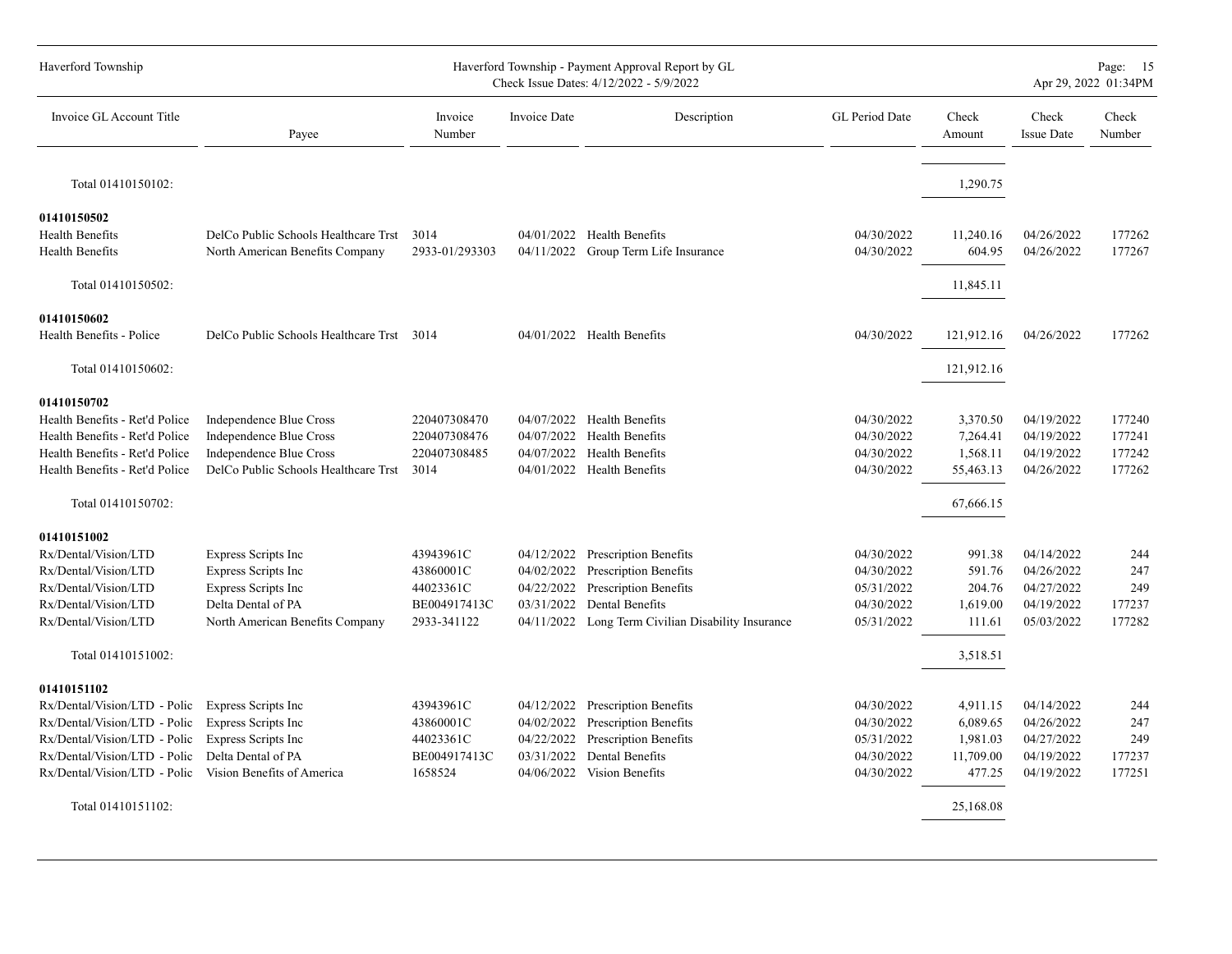| Invoice GL Account Title | Payee | Invoice Number | Invoice Date | Description | GL Period Date | Check Amount | Check Issue Date | Check Number |
|---|---|---|---|---|---|---|---|---|
| Total 01410150102: | | | | | | 1,290.75 | | |
| **01410150502** | | | | | | | | |
| Health Benefits | DelCo Public Schools Healthcare Trst | 3014 | 04/01/2022 | Health Benefits | 04/30/2022 | 11,240.16 | 04/26/2022 | 177262 |
| Health Benefits | North American Benefits Company | 2933-01/293303 | 04/11/2022 | Group Term Life Insurance | 04/30/2022 | 604.95 | 04/26/2022 | 177267 |
| Total 01410150502: | | | | | | 11,845.11 | | |
| **01410150602** | | | | | | | | |
| Health Benefits - Police | DelCo Public Schools Healthcare Trst | 3014 | 04/01/2022 | Health Benefits | 04/30/2022 | 121,912.16 | 04/26/2022 | 177262 |
| Total 01410150602: | | | | | | 121,912.16 | | |
| **01410150702** | | | | | | | | |
| Health Benefits - Ret'd Police | Independence Blue Cross | 220407308470 | 04/07/2022 | Health Benefits | 04/30/2022 | 3,370.50 | 04/19/2022 | 177240 |
| Health Benefits - Ret'd Police | Independence Blue Cross | 220407308476 | 04/07/2022 | Health Benefits | 04/30/2022 | 7,264.41 | 04/19/2022 | 177241 |
| Health Benefits - Ret'd Police | Independence Blue Cross | 220407308485 | 04/07/2022 | Health Benefits | 04/30/2022 | 1,568.11 | 04/19/2022 | 177242 |
| Health Benefits - Ret'd Police | DelCo Public Schools Healthcare Trst | 3014 | 04/01/2022 | Health Benefits | 04/30/2022 | 55,463.13 | 04/26/2022 | 177262 |
| Total 01410150702: | | | | | | 67,666.15 | | |
| **01410151002** | | | | | | | | |
| Rx/Dental/Vision/LTD | Express Scripts Inc | 43943961C | 04/12/2022 | Prescription Benefits | 04/30/2022 | 991.38 | 04/14/2022 | 244 |
| Rx/Dental/Vision/LTD | Express Scripts Inc | 43860001C | 04/02/2022 | Prescription Benefits | 04/30/2022 | 591.76 | 04/26/2022 | 247 |
| Rx/Dental/Vision/LTD | Express Scripts Inc | 44023361C | 04/22/2022 | Prescription Benefits | 05/31/2022 | 204.76 | 04/27/2022 | 249 |
| Rx/Dental/Vision/LTD | Delta Dental of PA | BE004917413C | 03/31/2022 | Dental Benefits | 04/30/2022 | 1,619.00 | 04/19/2022 | 177237 |
| Rx/Dental/Vision/LTD | North American Benefits Company | 2933-341122 | 04/11/2022 | Long Term Civilian Disability Insurance | 05/31/2022 | 111.61 | 05/03/2022 | 177282 |
| Total 01410151002: | | | | | | 3,518.51 | | |
| **01410151102** | | | | | | | | |
| Rx/Dental/Vision/LTD - Polic | Express Scripts Inc | 43943961C | 04/12/2022 | Prescription Benefits | 04/30/2022 | 4,911.15 | 04/14/2022 | 244 |
| Rx/Dental/Vision/LTD - Polic | Express Scripts Inc | 43860001C | 04/02/2022 | Prescription Benefits | 04/30/2022 | 6,089.65 | 04/26/2022 | 247 |
| Rx/Dental/Vision/LTD - Polic | Express Scripts Inc | 44023361C | 04/22/2022 | Prescription Benefits | 05/31/2022 | 1,981.03 | 04/27/2022 | 249 |
| Rx/Dental/Vision/LTD - Polic | Delta Dental of PA | BE004917413C | 03/31/2022 | Dental Benefits | 04/30/2022 | 11,709.00 | 04/19/2022 | 177237 |
| Rx/Dental/Vision/LTD - Polic | Vision Benefits of America | 1658524 | 04/06/2022 | Vision Benefits | 04/30/2022 | 477.25 | 04/19/2022 | 177251 |
| Total 01410151102: | | | | | | 25,168.08 | | |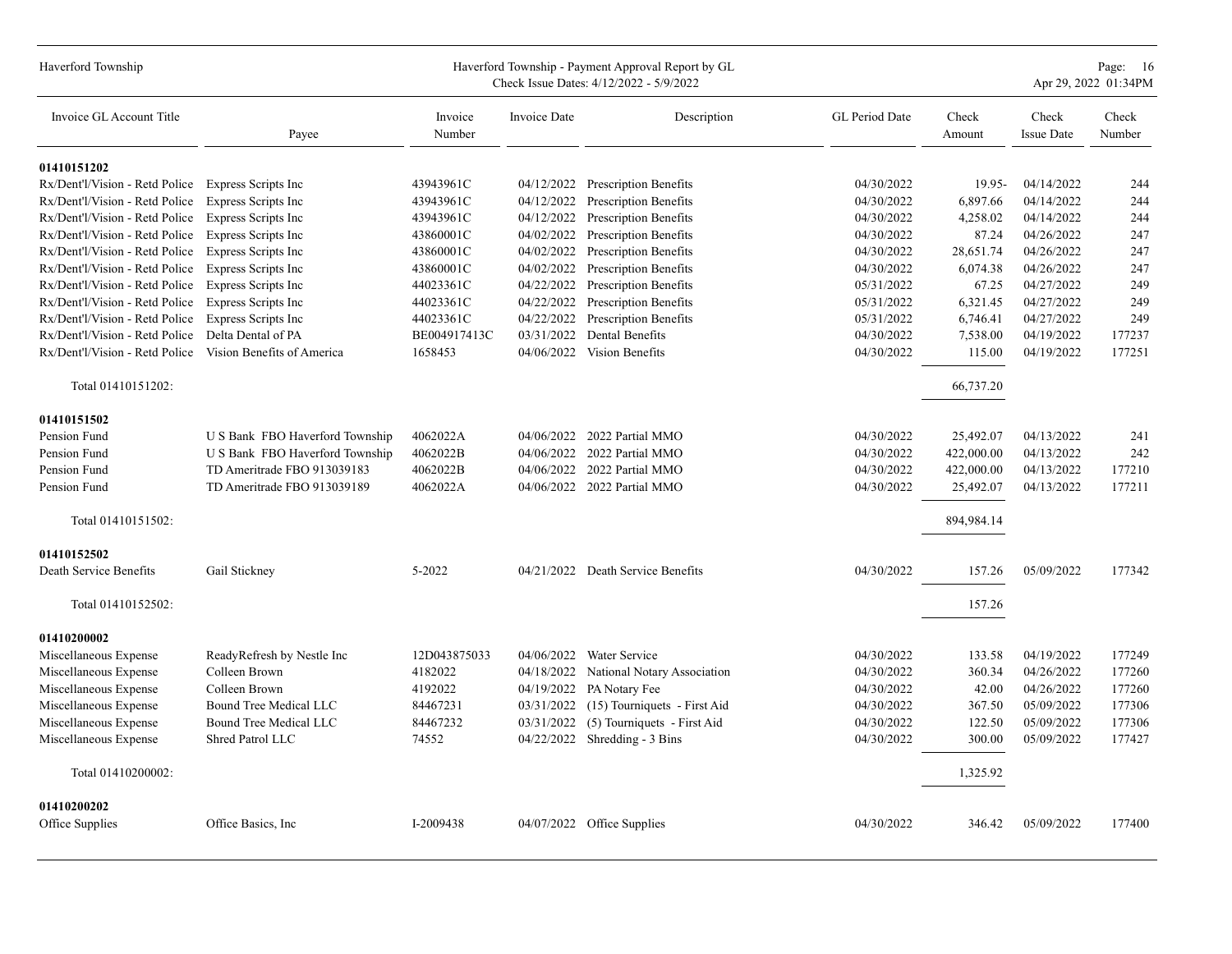| Invoice GL Account Title | Payee | Invoice Number | Invoice Date | Description | GL Period Date | Check Amount | Check Issue Date | Check Number |
|---|---|---|---|---|---|---|---|---|
| **01410151202** | | | | | | | | |
| Rx/Dent'l/Vision - Retd Police | Express Scripts Inc | 43943961C | 04/12/2022 | Prescription Benefits | 04/30/2022 | 19.95- | 04/14/2022 | 244 |
| Rx/Dent'l/Vision - Retd Police | Express Scripts Inc | 43943961C | 04/12/2022 | Prescription Benefits | 04/30/2022 | 6,897.66 | 04/14/2022 | 244 |
| Rx/Dent'l/Vision - Retd Police | Express Scripts Inc | 43943961C | 04/12/2022 | Prescription Benefits | 04/30/2022 | 4,258.02 | 04/14/2022 | 244 |
| Rx/Dent'l/Vision - Retd Police | Express Scripts Inc | 43860001C | 04/02/2022 | Prescription Benefits | 04/30/2022 | 87.24 | 04/26/2022 | 247 |
| Rx/Dent'l/Vision - Retd Police | Express Scripts Inc | 43860001C | 04/02/2022 | Prescription Benefits | 04/30/2022 | 28,651.74 | 04/26/2022 | 247 |
| Rx/Dent'l/Vision - Retd Police | Express Scripts Inc | 43860001C | 04/02/2022 | Prescription Benefits | 04/30/2022 | 6,074.38 | 04/26/2022 | 247 |
| Rx/Dent'l/Vision - Retd Police | Express Scripts Inc | 44023361C | 04/22/2022 | Prescription Benefits | 05/31/2022 | 67.25 | 04/27/2022 | 249 |
| Rx/Dent'l/Vision - Retd Police | Express Scripts Inc | 44023361C | 04/22/2022 | Prescription Benefits | 05/31/2022 | 6,321.45 | 04/27/2022 | 249 |
| Rx/Dent'l/Vision - Retd Police | Express Scripts Inc | 44023361C | 04/22/2022 | Prescription Benefits | 05/31/2022 | 6,746.41 | 04/27/2022 | 249 |
| Rx/Dent'l/Vision - Retd Police | Delta Dental of PA | BE004917413C | 03/31/2022 | Dental Benefits | 04/30/2022 | 7,538.00 | 04/19/2022 | 177237 |
| Rx/Dent'l/Vision - Retd Police | Vision Benefits of America | 1658453 | 04/06/2022 | Vision Benefits | 04/30/2022 | 115.00 | 04/19/2022 | 177251 |
| Total 01410151202: | | | | | | 66,737.20 | | |
| **01410151502** | | | | | | | | |
| Pension Fund | U S Bank FBO Haverford Township | 4062022A | 04/06/2022 | 2022 Partial MMO | 04/30/2022 | 25,492.07 | 04/13/2022 | 241 |
| Pension Fund | U S Bank FBO Haverford Township | 4062022B | 04/06/2022 | 2022 Partial MMO | 04/30/2022 | 422,000.00 | 04/13/2022 | 242 |
| Pension Fund | TD Ameritrade FBO 913039183 | 4062022B | 04/06/2022 | 2022 Partial MMO | 04/30/2022 | 422,000.00 | 04/13/2022 | 177210 |
| Pension Fund | TD Ameritrade FBO 913039189 | 4062022A | 04/06/2022 | 2022 Partial MMO | 04/30/2022 | 25,492.07 | 04/13/2022 | 177211 |
| Total 01410151502: | | | | | | 894,984.14 | | |
| **01410152502** | | | | | | | | |
| Death Service Benefits | Gail Stickney | 5-2022 | 04/21/2022 | Death Service Benefits | 04/30/2022 | 157.26 | 05/09/2022 | 177342 |
| Total 01410152502: | | | | | | 157.26 | | |
| **01410200002** | | | | | | | | |
| Miscellaneous Expense | ReadyRefresh by Nestle Inc | 12D043875033 | 04/06/2022 | Water Service | 04/30/2022 | 133.58 | 04/19/2022 | 177249 |
| Miscellaneous Expense | Colleen Brown | 4182022 | 04/18/2022 | National Notary Association | 04/30/2022 | 360.34 | 04/26/2022 | 177260 |
| Miscellaneous Expense | Colleen Brown | 4192022 | 04/19/2022 | PA Notary Fee | 04/30/2022 | 42.00 | 04/26/2022 | 177260 |
| Miscellaneous Expense | Bound Tree Medical LLC | 84467231 | 03/31/2022 | (15) Tourniquets - First Aid | 04/30/2022 | 367.50 | 05/09/2022 | 177306 |
| Miscellaneous Expense | Bound Tree Medical LLC | 84467232 | 03/31/2022 | (5) Tourniquets - First Aid | 04/30/2022 | 122.50 | 05/09/2022 | 177306 |
| Miscellaneous Expense | Shred Patrol LLC | 74552 | 04/22/2022 | Shredding - 3 Bins | 04/30/2022 | 300.00 | 05/09/2022 | 177427 |
| Total 01410200002: | | | | | | 1,325.92 | | |
| **01410200202** | | | | | | | | |
| Office Supplies | Office Basics, Inc | I-2009438 | 04/07/2022 | Office Supplies | 04/30/2022 | 346.42 | 05/09/2022 | 177400 |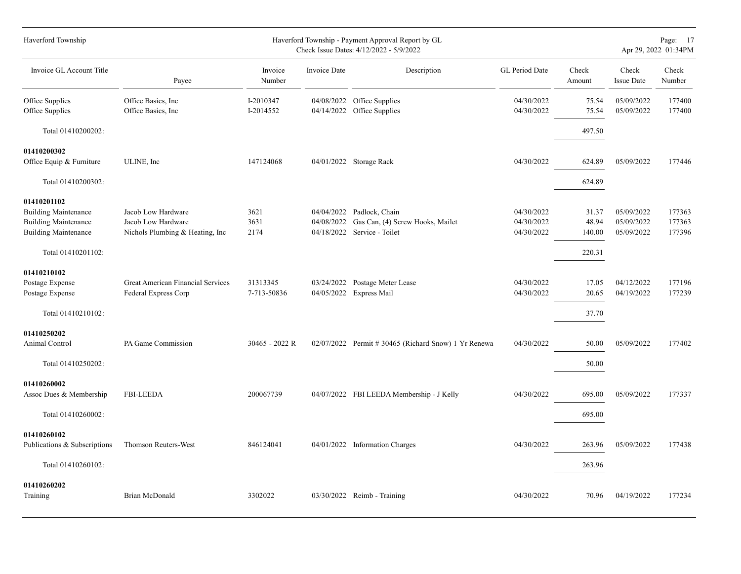| Invoice GL Account Title | Payee | Invoice Number | Invoice Date | Description | GL Period Date | Check Amount | Check Issue Date | Check Number |
|---|---|---|---|---|---|---|---|---|
| Office Supplies | Office Basics, Inc | I-2010347 | 04/08/2022 | Office Supplies | 04/30/2022 | 75.54 | 05/09/2022 | 177400 |
| Office Supplies | Office Basics, Inc | I-2014552 | 04/14/2022 | Office Supplies | 04/30/2022 | 75.54 | 05/09/2022 | 177400 |
| Total 01410200202: | | | | | | 497.50 | | |
| **01410200302** | | | | | | | | |
| Office Equip & Furniture | ULINE, Inc | 147124068 | 04/01/2022 | Storage Rack | 04/30/2022 | 624.89 | 05/09/2022 | 177446 |
| Total 01410200302: | | | | | | 624.89 | | |
| **01410201102** | | | | | | | | |
| Building Maintenance | Jacob Low Hardware | 3621 | 04/04/2022 | Padlock, Chain | 04/30/2022 | 31.37 | 05/09/2022 | 177363 |
| Building Maintenance | Jacob Low Hardware | 3631 | 04/08/2022 | Gas Can, (4) Screw Hooks, Mailet | 04/30/2022 | 48.94 | 05/09/2022 | 177363 |
| Building Maintenance | Nichols Plumbing & Heating, Inc | 2174 | 04/18/2022 | Service - Toilet | 04/30/2022 | 140.00 | 05/09/2022 | 177396 |
| Total 01410201102: | | | | | | 220.31 | | |
| **01410210102** | | | | | | | | |
| Postage Expense | Great American Financial Services | 31313345 | 03/24/2022 | Postage Meter Lease | 04/30/2022 | 17.05 | 04/12/2022 | 177196 |
| Postage Expense | Federal Express Corp | 7-713-50836 | 04/05/2022 | Express Mail | 04/30/2022 | 20.65 | 04/19/2022 | 177239 |
| Total 01410210102: | | | | | | 37.70 | | |
| **01410250202** | | | | | | | | |
| Animal Control | PA Game Commission | 30465 - 2022 R | 02/07/2022 | Permit # 30465 (Richard Snow) 1 Yr Renewa | 04/30/2022 | 50.00 | 05/09/2022 | 177402 |
| Total 01410250202: | | | | | | 50.00 | | |
| **01410260002** | | | | | | | | |
| Assoc Dues & Membership | FBI-LEEDA | 200067739 | 04/07/2022 | FBI LEEDA Membership - J Kelly | 04/30/2022 | 695.00 | 05/09/2022 | 177337 |
| Total 01410260002: | | | | | | 695.00 | | |
| **01410260102** | | | | | | | | |
| Publications & Subscriptions | Thomson Reuters-West | 846124041 | 04/01/2022 | Information Charges | 04/30/2022 | 263.96 | 05/09/2022 | 177438 |
| Total 01410260102: | | | | | | 263.96 | | |
| **01410260202** | | | | | | | | |
| Training | Brian McDonald | 3302022 | 03/30/2022 | Reimb - Training | 04/30/2022 | 70.96 | 04/19/2022 | 177234 |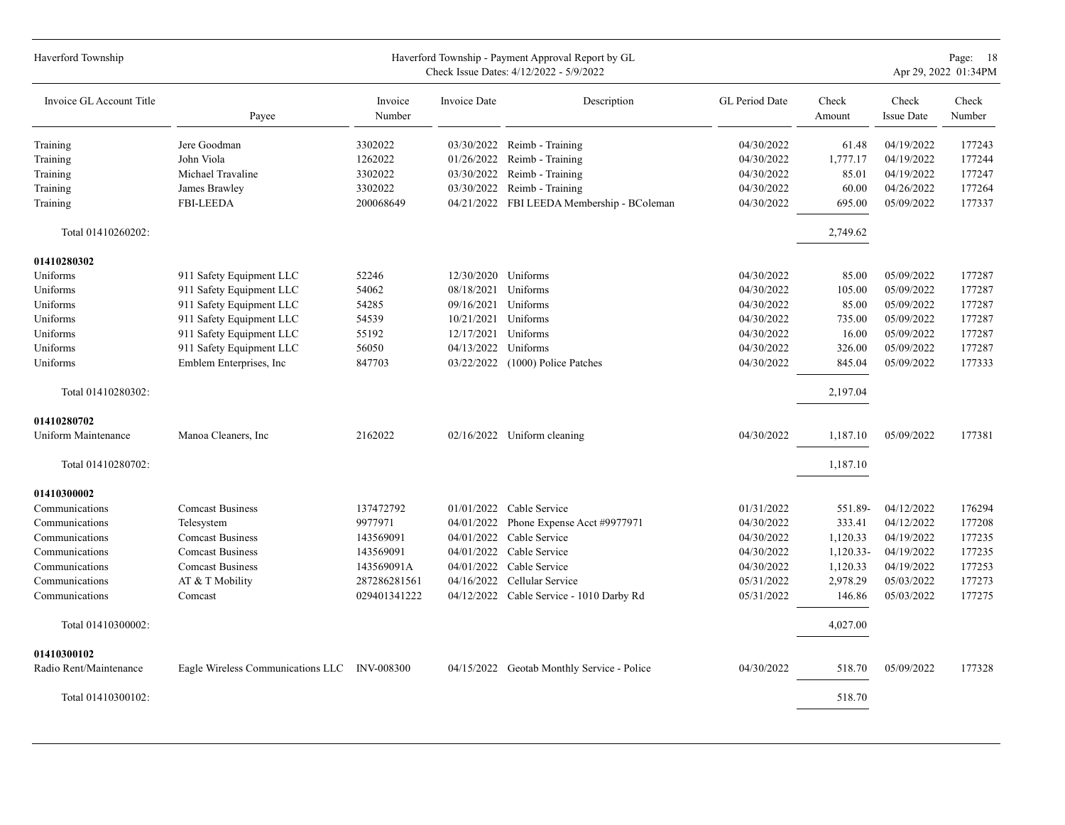| Invoice GL Account Title | Payee | Invoice Number | Invoice Date | Description | GL Period Date | Check Amount | Check Issue Date | Check Number |
|---|---|---|---|---|---|---|---|---|
| Training | Jere Goodman | 3302022 | 03/30/2022 | Reimb - Training | 04/30/2022 | 61.48 | 04/19/2022 | 177243 |
| Training | John Viola | 1262022 | 01/26/2022 | Reimb - Training | 04/30/2022 | 1,777.17 | 04/19/2022 | 177244 |
| Training | Michael Travaline | 3302022 | 03/30/2022 | Reimb - Training | 04/30/2022 | 85.01 | 04/19/2022 | 177247 |
| Training | James Brawley | 3302022 | 03/30/2022 | Reimb - Training | 04/30/2022 | 60.00 | 04/26/2022 | 177264 |
| Training | FBI-LEEDA | 200068649 | 04/21/2022 | FBI LEEDA Membership - BColeman | 04/30/2022 | 695.00 | 05/09/2022 | 177337 |
| Total 01410260202: | | | | | | 2,749.62 | | |
| **01410280302** | | | | | | | | |
| Uniforms | 911 Safety Equipment LLC | 52246 | 12/30/2020 | Uniforms | 04/30/2022 | 85.00 | 05/09/2022 | 177287 |
| Uniforms | 911 Safety Equipment LLC | 54062 | 08/18/2021 | Uniforms | 04/30/2022 | 105.00 | 05/09/2022 | 177287 |
| Uniforms | 911 Safety Equipment LLC | 54285 | 09/16/2021 | Uniforms | 04/30/2022 | 85.00 | 05/09/2022 | 177287 |
| Uniforms | 911 Safety Equipment LLC | 54539 | 10/21/2021 | Uniforms | 04/30/2022 | 735.00 | 05/09/2022 | 177287 |
| Uniforms | 911 Safety Equipment LLC | 55192 | 12/17/2021 | Uniforms | 04/30/2022 | 16.00 | 05/09/2022 | 177287 |
| Uniforms | 911 Safety Equipment LLC | 56050 | 04/13/2022 | Uniforms | 04/30/2022 | 326.00 | 05/09/2022 | 177287 |
| Uniforms | Emblem Enterprises, Inc | 847703 | 03/22/2022 | (1000) Police Patches | 04/30/2022 | 845.04 | 05/09/2022 | 177333 |
| Total 01410280302: | | | | | | 2,197.04 | | |
| **01410280702** | | | | | | | | |
| Uniform Maintenance | Manoa Cleaners, Inc | 2162022 | 02/16/2022 | Uniform cleaning | 04/30/2022 | 1,187.10 | 05/09/2022 | 177381 |
| Total 01410280702: | | | | | | 1,187.10 | | |
| **01410300002** | | | | | | | | |
| Communications | Comcast Business | 137472792 | 01/01/2022 | Cable Service | 01/31/2022 | 551.89- | 04/12/2022 | 176294 |
| Communications | Telesystem | 9977971 | 04/01/2022 | Phone Expense Acct #9977971 | 04/30/2022 | 333.41 | 04/12/2022 | 177208 |
| Communications | Comcast Business | 143569091 | 04/01/2022 | Cable Service | 04/30/2022 | 1,120.33 | 04/19/2022 | 177235 |
| Communications | Comcast Business | 143569091 | 04/01/2022 | Cable Service | 04/30/2022 | 1,120.33- | 04/19/2022 | 177235 |
| Communications | Comcast Business | 143569091A | 04/01/2022 | Cable Service | 04/30/2022 | 1,120.33 | 04/19/2022 | 177253 |
| Communications | AT & T Mobility | 287286281561 | 04/16/2022 | Cellular Service | 05/31/2022 | 2,978.29 | 05/03/2022 | 177273 |
| Communications | Comcast | 029401341222 | 04/12/2022 | Cable Service - 1010 Darby Rd | 05/31/2022 | 146.86 | 05/03/2022 | 177275 |
| Total 01410300002: | | | | | | 4,027.00 | | |
| **01410300102** | | | | | | | | |
| Radio Rent/Maintenance | Eagle Wireless Communications LLC | INV-008300 | 04/15/2022 | Geotab Monthly Service - Police | 04/30/2022 | 518.70 | 05/09/2022 | 177328 |
| Total 01410300102: | | | | | | 518.70 | | |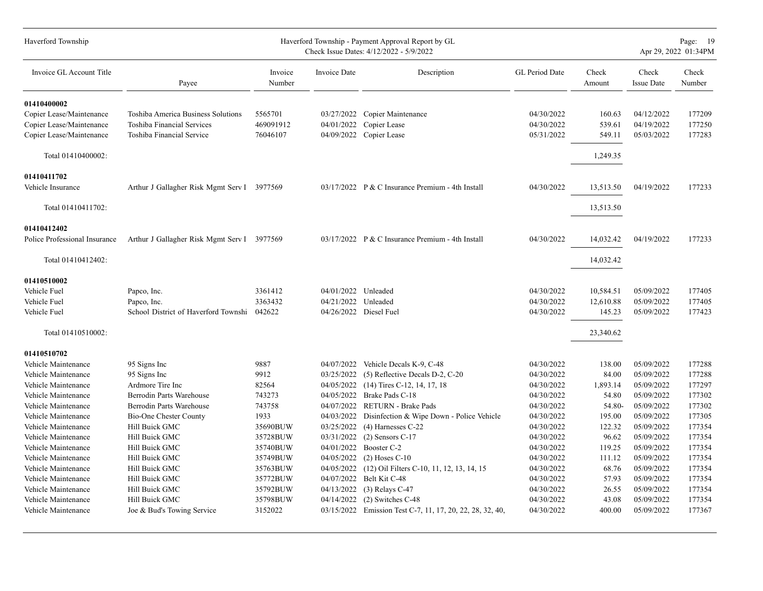Haverford Township - Payment Approval Report by GL
Check Issue Dates: 4/12/2022 - 5/9/2022

| Invoice GL Account Title | Payee | Invoice Number | Invoice Date | Description | GL Period Date | Check Amount | Check Issue Date | Check Number |
|---|---|---|---|---|---|---|---|---|
| **01410400002** | | | | | | | | |
| Copier Lease/Maintenance | Toshiba America Business Solutions | 5565701 | 03/27/2022 | Copier Maintenance | 04/30/2022 | 160.63 | 04/12/2022 | 177209 |
| Copier Lease/Maintenance | Toshiba Financial Services | 469091912 | 04/01/2022 | Copier Lease | 04/30/2022 | 539.61 | 04/19/2022 | 177250 |
| Copier Lease/Maintenance | Toshiba Financial Service | 76046107 | 04/09/2022 | Copier Lease | 05/31/2022 | 549.11 | 05/03/2022 | 177283 |
| Total 01410400002: | | | | | | 1,249.35 | | |
| **01410411702** | | | | | | | | |
| Vehicle Insurance | Arthur J Gallagher Risk Mgmt Serv I | 3977569 | 03/17/2022 | P & C Insurance Premium - 4th Install | 04/30/2022 | 13,513.50 | 04/19/2022 | 177233 |
| Total 01410411702: | | | | | | 13,513.50 | | |
| **01410412402** | | | | | | | | |
| Police Professional Insurance | Arthur J Gallagher Risk Mgmt Serv I | 3977569 | 03/17/2022 | P & C Insurance Premium - 4th Install | 04/30/2022 | 14,032.42 | 04/19/2022 | 177233 |
| Total 01410412402: | | | | | | 14,032.42 | | |
| **01410510002** | | | | | | | | |
| Vehicle Fuel | Papco, Inc. | 3361412 | 04/01/2022 | Unleaded | 04/30/2022 | 10,584.51 | 05/09/2022 | 177405 |
| Vehicle Fuel | Papco, Inc. | 3363432 | 04/21/2022 | Unleaded | 04/30/2022 | 12,610.88 | 05/09/2022 | 177405 |
| Vehicle Fuel | School District of Haverford Townshi | 042622 | 04/26/2022 | Diesel Fuel | 04/30/2022 | 145.23 | 05/09/2022 | 177423 |
| Total 01410510002: | | | | | | 23,340.62 | | |
| **01410510702** | | | | | | | | |
| Vehicle Maintenance | 95 Signs Inc | 9887 | 04/07/2022 | Vehicle Decals K-9, C-48 | 04/30/2022 | 138.00 | 05/09/2022 | 177288 |
| Vehicle Maintenance | 95 Signs Inc | 9912 | 03/25/2022 | (5) Reflective Decals D-2, C-20 | 04/30/2022 | 84.00 | 05/09/2022 | 177288 |
| Vehicle Maintenance | Ardmore Tire Inc | 82564 | 04/05/2022 | (14) Tires C-12, 14, 17, 18 | 04/30/2022 | 1,893.14 | 05/09/2022 | 177297 |
| Vehicle Maintenance | Berrodin Parts Warehouse | 743273 | 04/05/2022 | Brake Pads C-18 | 04/30/2022 | 54.80 | 05/09/2022 | 177302 |
| Vehicle Maintenance | Berrodin Parts Warehouse | 743758 | 04/07/2022 | RETURN - Brake Pads | 04/30/2022 | 54.80- | 05/09/2022 | 177302 |
| Vehicle Maintenance | Bio-One Chester County | 1933 | 04/03/2022 | Disinfection & Wipe Down - Police Vehicle | 04/30/2022 | 195.00 | 05/09/2022 | 177305 |
| Vehicle Maintenance | Hill Buick GMC | 35690BUW | 03/25/2022 | (4) Harnesses C-22 | 04/30/2022 | 122.32 | 05/09/2022 | 177354 |
| Vehicle Maintenance | Hill Buick GMC | 35728BUW | 03/31/2022 | (2) Sensors C-17 | 04/30/2022 | 96.62 | 05/09/2022 | 177354 |
| Vehicle Maintenance | Hill Buick GMC | 35740BUW | 04/01/2022 | Booster C-2 | 04/30/2022 | 119.25 | 05/09/2022 | 177354 |
| Vehicle Maintenance | Hill Buick GMC | 35749BUW | 04/05/2022 | (2) Hoses C-10 | 04/30/2022 | 111.12 | 05/09/2022 | 177354 |
| Vehicle Maintenance | Hill Buick GMC | 35763BUW | 04/05/2022 | (12) Oil Filters C-10, 11, 12, 13, 14, 15 | 04/30/2022 | 68.76 | 05/09/2022 | 177354 |
| Vehicle Maintenance | Hill Buick GMC | 35772BUW | 04/07/2022 | Belt Kit C-48 | 04/30/2022 | 57.93 | 05/09/2022 | 177354 |
| Vehicle Maintenance | Hill Buick GMC | 35792BUW | 04/13/2022 | (3) Relays C-47 | 04/30/2022 | 26.55 | 05/09/2022 | 177354 |
| Vehicle Maintenance | Hill Buick GMC | 35798BUW | 04/14/2022 | (2) Switches C-48 | 04/30/2022 | 43.08 | 05/09/2022 | 177354 |
| Vehicle Maintenance | Joe & Bud's Towing Service | 3152022 | 03/15/2022 | Emission Test C-7, 11, 17, 20, 22, 28, 32, 40, | 04/30/2022 | 400.00 | 05/09/2022 | 177367 |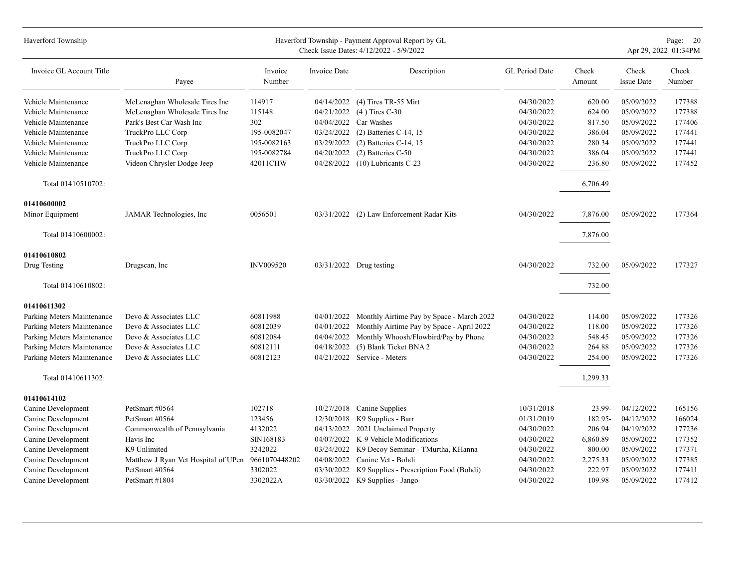| Invoice GL Account Title | Payee | Invoice Number | Invoice Date | Description | GL Period Date | Check Amount | Check Issue Date | Check Number |
|---|---|---|---|---|---|---|---|---|
| Vehicle Maintenance | McLenaghan Wholesale Tires Inc | 114917 | 04/14/2022 | (4) Tires TR-55 Mirt | 04/30/2022 | 620.00 | 05/09/2022 | 177388 |
| Vehicle Maintenance | McLenaghan Wholesale Tires Inc | 115148 | 04/21/2022 | (4 ) Tires C-30 | 04/30/2022 | 624.00 | 05/09/2022 | 177388 |
| Vehicle Maintenance | Park's Best Car Wash Inc | 302 | 04/04/2022 | Car Washes | 04/30/2022 | 817.50 | 05/09/2022 | 177406 |
| Vehicle Maintenance | TruckPro LLC Corp | 195-0082047 | 03/24/2022 | (2) Batteries C-14, 15 | 04/30/2022 | 386.04 | 05/09/2022 | 177441 |
| Vehicle Maintenance | TruckPro LLC Corp | 195-0082163 | 03/29/2022 | (2) Batteries C-14, 15 | 04/30/2022 | 280.34 | 05/09/2022 | 177441 |
| Vehicle Maintenance | TruckPro LLC Corp | 195-0082784 | 04/20/2022 | (2) Batteries C-50 | 04/30/2022 | 386.04 | 05/09/2022 | 177441 |
| Vehicle Maintenance | Videon Chrysler Dodge Jeep | 42011CHW | 04/28/2022 | (10) Lubricants C-23 | 04/30/2022 | 236.80 | 05/09/2022 | 177452 |
| Total 01410510702: | | | | | | 6,706.49 | | |
| **01410600002** | | | | | | | | |
| Minor Equipment | JAMAR Technologies, Inc | 0056501 | 03/31/2022 | (2) Law Enforcement Radar Kits | 04/30/2022 | 7,876.00 | 05/09/2022 | 177364 |
| Total 01410600002: | | | | | | 7,876.00 | | |
| **01410610802** | | | | | | | | |
| Drug Testing | Drugscan, Inc | INV009520 | 03/31/2022 | Drug testing | 04/30/2022 | 732.00 | 05/09/2022 | 177327 |
| Total 01410610802: | | | | | | 732.00 | | |
| **01410611302** | | | | | | | | |
| Parking Meters Maintenance | Devo & Associates LLC | 60811988 | 04/01/2022 | Monthly Airtime Pay by Space - March 2022 | 04/30/2022 | 114.00 | 05/09/2022 | 177326 |
| Parking Meters Maintenance | Devo & Associates LLC | 60812039 | 04/01/2022 | Monthly Airtime Pay by Space - April 2022 | 04/30/2022 | 118.00 | 05/09/2022 | 177326 |
| Parking Meters Maintenance | Devo & Associates LLC | 60812084 | 04/04/2022 | Monthly Whoosh/Flowbird/Pay by Phone | 04/30/2022 | 548.45 | 05/09/2022 | 177326 |
| Parking Meters Maintenance | Devo & Associates LLC | 60812111 | 04/18/2022 | (5) Blank Ticket BNA 2 | 04/30/2022 | 264.88 | 05/09/2022 | 177326 |
| Parking Meters Maintenance | Devo & Associates LLC | 60812123 | 04/21/2022 | Service - Meters | 04/30/2022 | 254.00 | 05/09/2022 | 177326 |
| Total 01410611302: | | | | | | 1,299.33 | | |
| **01410614102** | | | | | | | | |
| Canine Development | PetSmart #0564 | 102718 | 10/27/2018 | Canine Supplies | 10/31/2018 | 23.99- | 04/12/2022 | 165156 |
| Canine Development | PetSmart #0564 | 123456 | 12/30/2018 | K9 Supplies - Barr | 01/31/2019 | 182.95- | 04/12/2022 | 166024 |
| Canine Development | Commonwealth of Pennsylvania | 4132022 | 04/13/2022 | 2021 Unclaimed Property | 04/30/2022 | 206.94 | 04/19/2022 | 177236 |
| Canine Development | Havis Inc | SIN168183 | 04/07/2022 | K-9 Vehicle Modifications | 04/30/2022 | 6,860.89 | 05/09/2022 | 177352 |
| Canine Development | K9 Unlimited | 3242022 | 03/24/2022 | K9 Decoy Seminar - TMurtha, KHanna | 04/30/2022 | 800.00 | 05/09/2022 | 177371 |
| Canine Development | Matthew J Ryan Vet Hospital of UPen | 9661070448202 | 04/08/2022 | Canine Vet - Bohdi | 04/30/2022 | 2,275.33 | 05/09/2022 | 177385 |
| Canine Development | PetSmart #0564 | 3302022 | 03/30/2022 | K9 Supplies - Prescription Food (Bohdi) | 04/30/2022 | 222.97 | 05/09/2022 | 177411 |
| Canine Development | PetSmart #1804 | 3302022A | 03/30/2022 | K9 Supplies - Jango | 04/30/2022 | 109.98 | 05/09/2022 | 177412 |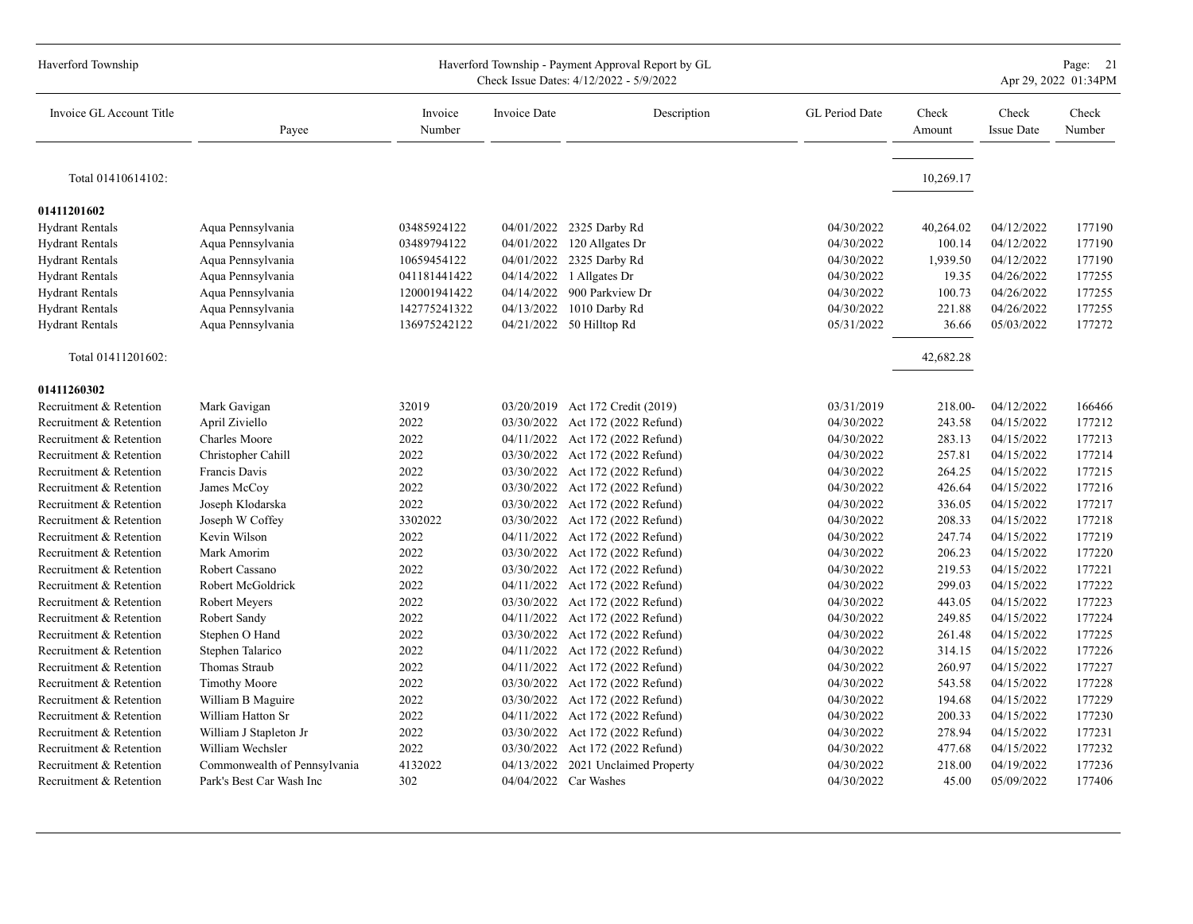| Invoice GL Account Title | Payee | Invoice Number | Invoice Date | Description | GL Period Date | Check Amount | Check Issue Date | Check Number |
|---|---|---|---|---|---|---|---|---|
| Total 01410614102: | | | | | | 10,269.17 | | |
| **01411201602** | | | | | | | | |
| Hydrant Rentals | Aqua Pennsylvania | 03485924122 | 04/01/2022 | 2325 Darby Rd | 04/30/2022 | 40,264.02 | 04/12/2022 | 177190 |
| Hydrant Rentals | Aqua Pennsylvania | 03489794122 | 04/01/2022 | 120 Allgates Dr | 04/30/2022 | 100.14 | 04/12/2022 | 177190 |
| Hydrant Rentals | Aqua Pennsylvania | 10659454122 | 04/01/2022 | 2325 Darby Rd | 04/30/2022 | 1,939.50 | 04/12/2022 | 177190 |
| Hydrant Rentals | Aqua Pennsylvania | 041181441422 | 04/14/2022 | 1 Allgates Dr | 04/30/2022 | 19.35 | 04/26/2022 | 177255 |
| Hydrant Rentals | Aqua Pennsylvania | 120001941422 | 04/14/2022 | 900 Parkview Dr | 04/30/2022 | 100.73 | 04/26/2022 | 177255 |
| Hydrant Rentals | Aqua Pennsylvania | 142775241322 | 04/13/2022 | 1010 Darby Rd | 04/30/2022 | 221.88 | 04/26/2022 | 177255 |
| Hydrant Rentals | Aqua Pennsylvania | 136975242122 | 04/21/2022 | 50 Hilltop Rd | 05/31/2022 | 36.66 | 05/03/2022 | 177272 |
| Total 01411201602: | | | | | | 42,682.28 | | |
| **01411260302** | | | | | | | | |
| Recruitment & Retention | Mark Gavigan | 32019 | 03/20/2019 | Act 172 Credit (2019) | 03/31/2019 | 218.00- | 04/12/2022 | 166466 |
| Recruitment & Retention | April Ziviello | 2022 | 03/30/2022 | Act 172 (2022 Refund) | 04/30/2022 | 243.58 | 04/15/2022 | 177212 |
| Recruitment & Retention | Charles Moore | 2022 | 04/11/2022 | Act 172 (2022 Refund) | 04/30/2022 | 283.13 | 04/15/2022 | 177213 |
| Recruitment & Retention | Christopher Cahill | 2022 | 03/30/2022 | Act 172 (2022 Refund) | 04/30/2022 | 257.81 | 04/15/2022 | 177214 |
| Recruitment & Retention | Francis Davis | 2022 | 03/30/2022 | Act 172 (2022 Refund) | 04/30/2022 | 264.25 | 04/15/2022 | 177215 |
| Recruitment & Retention | James McCoy | 2022 | 03/30/2022 | Act 172 (2022 Refund) | 04/30/2022 | 426.64 | 04/15/2022 | 177216 |
| Recruitment & Retention | Joseph Klodarska | 2022 | 03/30/2022 | Act 172 (2022 Refund) | 04/30/2022 | 336.05 | 04/15/2022 | 177217 |
| Recruitment & Retention | Joseph W Coffey | 3302022 | 03/30/2022 | Act 172 (2022 Refund) | 04/30/2022 | 208.33 | 04/15/2022 | 177218 |
| Recruitment & Retention | Kevin Wilson | 2022 | 04/11/2022 | Act 172 (2022 Refund) | 04/30/2022 | 247.74 | 04/15/2022 | 177219 |
| Recruitment & Retention | Mark Amorim | 2022 | 03/30/2022 | Act 172 (2022 Refund) | 04/30/2022 | 206.23 | 04/15/2022 | 177220 |
| Recruitment & Retention | Robert Cassano | 2022 | 03/30/2022 | Act 172 (2022 Refund) | 04/30/2022 | 219.53 | 04/15/2022 | 177221 |
| Recruitment & Retention | Robert McGoldrick | 2022 | 04/11/2022 | Act 172 (2022 Refund) | 04/30/2022 | 299.03 | 04/15/2022 | 177222 |
| Recruitment & Retention | Robert Meyers | 2022 | 03/30/2022 | Act 172 (2022 Refund) | 04/30/2022 | 443.05 | 04/15/2022 | 177223 |
| Recruitment & Retention | Robert Sandy | 2022 | 04/11/2022 | Act 172 (2022 Refund) | 04/30/2022 | 249.85 | 04/15/2022 | 177224 |
| Recruitment & Retention | Stephen O Hand | 2022 | 03/30/2022 | Act 172 (2022 Refund) | 04/30/2022 | 261.48 | 04/15/2022 | 177225 |
| Recruitment & Retention | Stephen Talarico | 2022 | 04/11/2022 | Act 172 (2022 Refund) | 04/30/2022 | 314.15 | 04/15/2022 | 177226 |
| Recruitment & Retention | Thomas Straub | 2022 | 04/11/2022 | Act 172 (2022 Refund) | 04/30/2022 | 260.97 | 04/15/2022 | 177227 |
| Recruitment & Retention | Timothy Moore | 2022 | 03/30/2022 | Act 172 (2022 Refund) | 04/30/2022 | 543.58 | 04/15/2022 | 177228 |
| Recruitment & Retention | William B Maguire | 2022 | 03/30/2022 | Act 172 (2022 Refund) | 04/30/2022 | 194.68 | 04/15/2022 | 177229 |
| Recruitment & Retention | William Hatton Sr | 2022 | 04/11/2022 | Act 172 (2022 Refund) | 04/30/2022 | 200.33 | 04/15/2022 | 177230 |
| Recruitment & Retention | William J Stapleton Jr | 2022 | 03/30/2022 | Act 172 (2022 Refund) | 04/30/2022 | 278.94 | 04/15/2022 | 177231 |
| Recruitment & Retention | William Wechsler | 2022 | 03/30/2022 | Act 172 (2022 Refund) | 04/30/2022 | 477.68 | 04/15/2022 | 177232 |
| Recruitment & Retention | Commonwealth of Pennsylvania | 4132022 | 04/13/2022 | 2021 Unclaimed Property | 04/30/2022 | 218.00 | 04/19/2022 | 177236 |
| Recruitment & Retention | Park's Best Car Wash Inc | 302 | 04/04/2022 | Car Washes | 04/30/2022 | 45.00 | 05/09/2022 | 177406 |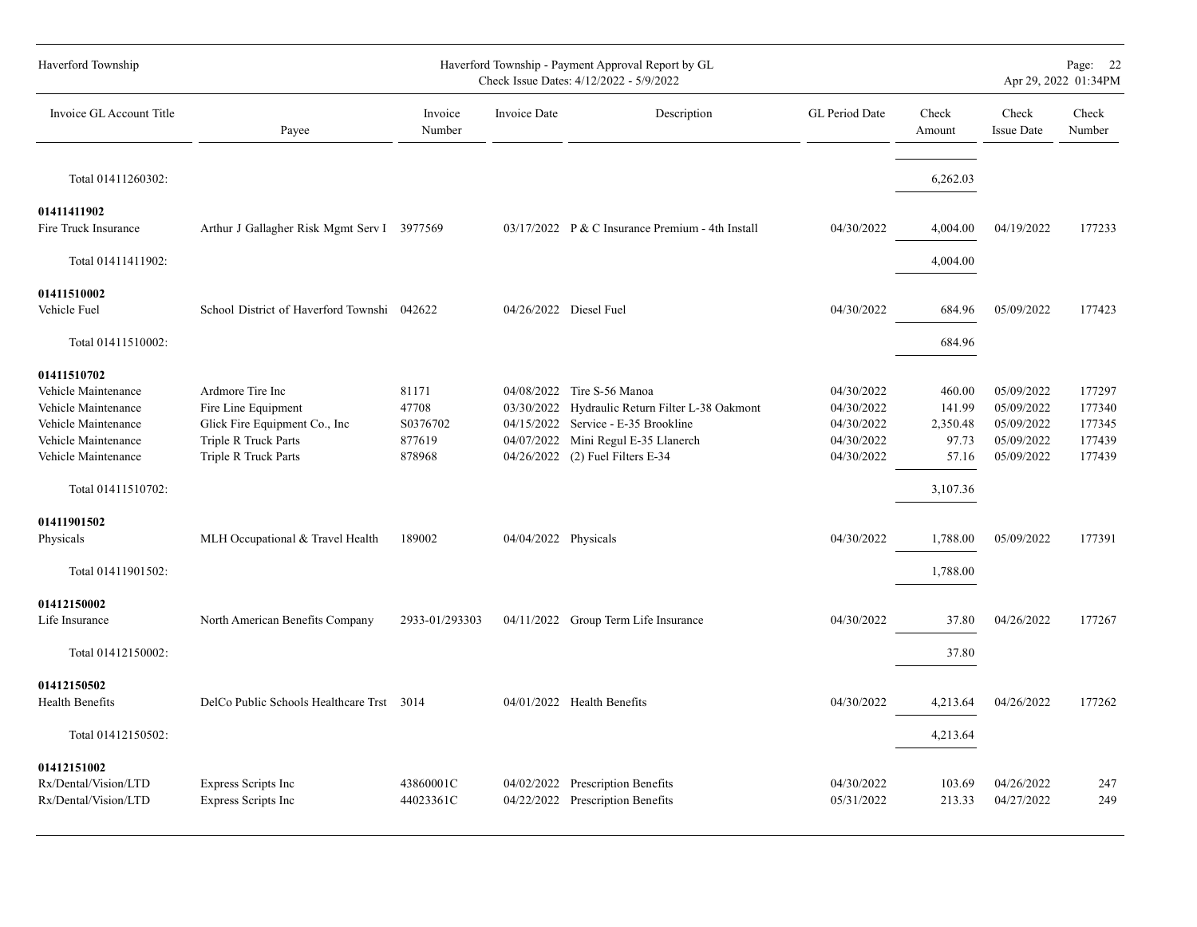| Invoice GL Account Title | Payee | Invoice Number | Invoice Date | Description | GL Period Date | Check Amount | Check Issue Date | Check Number |
|---|---|---|---|---|---|---|---|---|
| Total 01411260302: | | | | | | 6,262.03 | | |
| **01411411902** | | | | | | | | |
| Fire Truck Insurance | Arthur J Gallagher Risk Mgmt Serv I | 3977569 | 03/17/2022 | P & C Insurance Premium - 4th Install | 04/30/2022 | 4,004.00 | 04/19/2022 | 177233 |
| Total 01411411902: | | | | | | 4,004.00 | | |
| **01411510002** | | | | | | | | |
| Vehicle Fuel | School District of Haverford Townshi | 042622 | 04/26/2022 | Diesel Fuel | 04/30/2022 | 684.96 | 05/09/2022 | 177423 |
| Total 01411510002: | | | | | | 684.96 | | |
| **01411510702** | | | | | | | | |
| Vehicle Maintenance | Ardmore Tire Inc | 81171 | 04/08/2022 | Tire S-56 Manoa | 04/30/2022 | 460.00 | 05/09/2022 | 177297 |
| Vehicle Maintenance | Fire Line Equipment | 47708 | 03/30/2022 | Hydraulic Return Filter L-38 Oakmont | 04/30/2022 | 141.99 | 05/09/2022 | 177340 |
| Vehicle Maintenance | Glick Fire Equipment Co., Inc | S0376702 | 04/15/2022 | Service - E-35 Brookline | 04/30/2022 | 2,350.48 | 05/09/2022 | 177345 |
| Vehicle Maintenance | Triple R Truck Parts | 877619 | 04/07/2022 | Mini Regul E-35 Llanerch | 04/30/2022 | 97.73 | 05/09/2022 | 177439 |
| Vehicle Maintenance | Triple R Truck Parts | 878968 | 04/26/2022 | (2) Fuel Filters E-34 | 04/30/2022 | 57.16 | 05/09/2022 | 177439 |
| Total 01411510702: | | | | | | 3,107.36 | | |
| **01411901502** | | | | | | | | |
| Physicals | MLH Occupational & Travel Health | 189002 | 04/04/2022 | Physicals | 04/30/2022 | 1,788.00 | 05/09/2022 | 177391 |
| Total 01411901502: | | | | | | 1,788.00 | | |
| **01412150002** | | | | | | | | |
| Life Insurance | North American Benefits Company | 2933-01/293303 | 04/11/2022 | Group Term Life Insurance | 04/30/2022 | 37.80 | 04/26/2022 | 177267 |
| Total 01412150002: | | | | | | 37.80 | | |
| **01412150502** | | | | | | | | |
| Health Benefits | DelCo Public Schools Healthcare Trst | 3014 | 04/01/2022 | Health Benefits | 04/30/2022 | 4,213.64 | 04/26/2022 | 177262 |
| Total 01412150502: | | | | | | 4,213.64 | | |
| **01412151002** | | | | | | | | |
| Rx/Dental/Vision/LTD | Express Scripts Inc | 43860001C | 04/02/2022 | Prescription Benefits | 04/30/2022 | 103.69 | 04/26/2022 | 247 |
| Rx/Dental/Vision/LTD | Express Scripts Inc | 44023361C | 04/22/2022 | Prescription Benefits | 05/31/2022 | 213.33 | 04/27/2022 | 249 |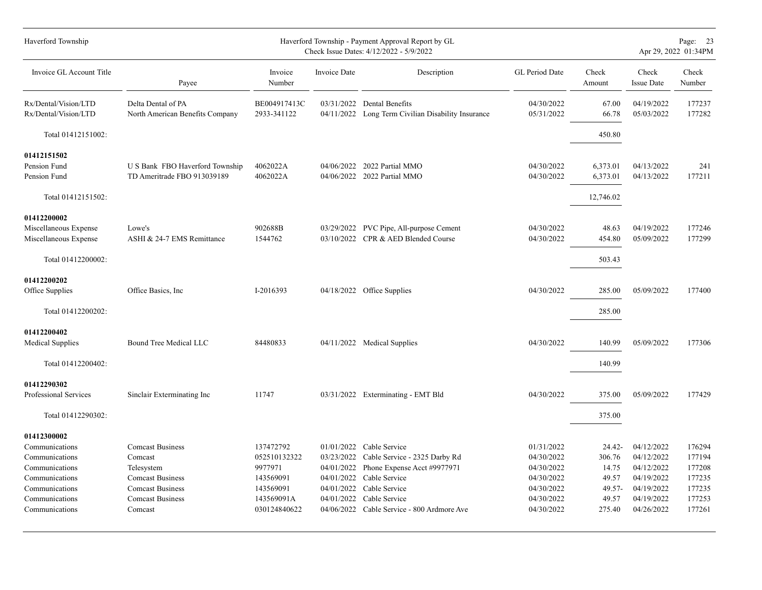| Invoice GL Account Title | Payee | Invoice Number | Invoice Date | Description | GL Period Date | Check Amount | Check Issue Date | Check Number |
|---|---|---|---|---|---|---|---|---|
| Rx/Dental/Vision/LTD | Delta Dental of PA | BE004917413C | 03/31/2022 | Dental Benefits | 04/30/2022 | 67.00 | 04/19/2022 | 177237 |
| Rx/Dental/Vision/LTD | North American Benefits Company | 2933-341122 | 04/11/2022 | Long Term Civilian Disability Insurance | 05/31/2022 | 66.78 | 05/03/2022 | 177282 |
| Total 01412151002: | | | | | | 450.80 | | |
| **01412151502** | | | | | | | | |
| Pension Fund | U S Bank FBO Haverford Township | 4062022A | 04/06/2022 | 2022 Partial MMO | 04/30/2022 | 6,373.01 | 04/13/2022 | 241 |
| Pension Fund | TD Ameritrade FBO 913039189 | 4062022A | 04/06/2022 | 2022 Partial MMO | 04/30/2022 | 6,373.01 | 04/13/2022 | 177211 |
| Total 01412151502: | | | | | | 12,746.02 | | |
| **01412200002** | | | | | | | | |
| Miscellaneous Expense | Lowe's | 902688B | 03/29/2022 | PVC Pipe, All-purpose Cement | 04/30/2022 | 48.63 | 04/19/2022 | 177246 |
| Miscellaneous Expense | ASHI & 24-7 EMS Remittance | 1544762 | 03/10/2022 | CPR & AED Blended Course | 04/30/2022 | 454.80 | 05/09/2022 | 177299 |
| Total 01412200002: | | | | | | 503.43 | | |
| **01412200202** | | | | | | | | |
| Office Supplies | Office Basics, Inc | I-2016393 | 04/18/2022 | Office Supplies | 04/30/2022 | 285.00 | 05/09/2022 | 177400 |
| Total 01412200202: | | | | | | 285.00 | | |
| **01412200402** | | | | | | | | |
| Medical Supplies | Bound Tree Medical LLC | 84480833 | 04/11/2022 | Medical Supplies | 04/30/2022 | 140.99 | 05/09/2022 | 177306 |
| Total 01412200402: | | | | | | 140.99 | | |
| **01412290302** | | | | | | | | |
| Professional Services | Sinclair Exterminating Inc | 11747 | 03/31/2022 | Exterminating - EMT Bld | 04/30/2022 | 375.00 | 05/09/2022 | 177429 |
| Total 01412290302: | | | | | | 375.00 | | |
| **01412300002** | | | | | | | | |
| Communications | Comcast Business | 137472792 | 01/01/2022 | Cable Service | 01/31/2022 | 24.42- | 04/12/2022 | 176294 |
| Communications | Comcast | 052510132322 | 03/23/2022 | Cable Service - 2325 Darby Rd | 04/30/2022 | 306.76 | 04/12/2022 | 177194 |
| Communications | Telesystem | 9977971 | 04/01/2022 | Phone Expense Acct #9977971 | 04/30/2022 | 14.75 | 04/12/2022 | 177208 |
| Communications | Comcast Business | 143569091 | 04/01/2022 | Cable Service | 04/30/2022 | 49.57 | 04/19/2022 | 177235 |
| Communications | Comcast Business | 143569091 | 04/01/2022 | Cable Service | 04/30/2022 | 49.57- | 04/19/2022 | 177235 |
| Communications | Comcast Business | 143569091A | 04/01/2022 | Cable Service | 04/30/2022 | 49.57 | 04/19/2022 | 177253 |
| Communications | Comcast | 030124840622 | 04/06/2022 | Cable Service - 800 Ardmore Ave | 04/30/2022 | 275.40 | 04/26/2022 | 177261 |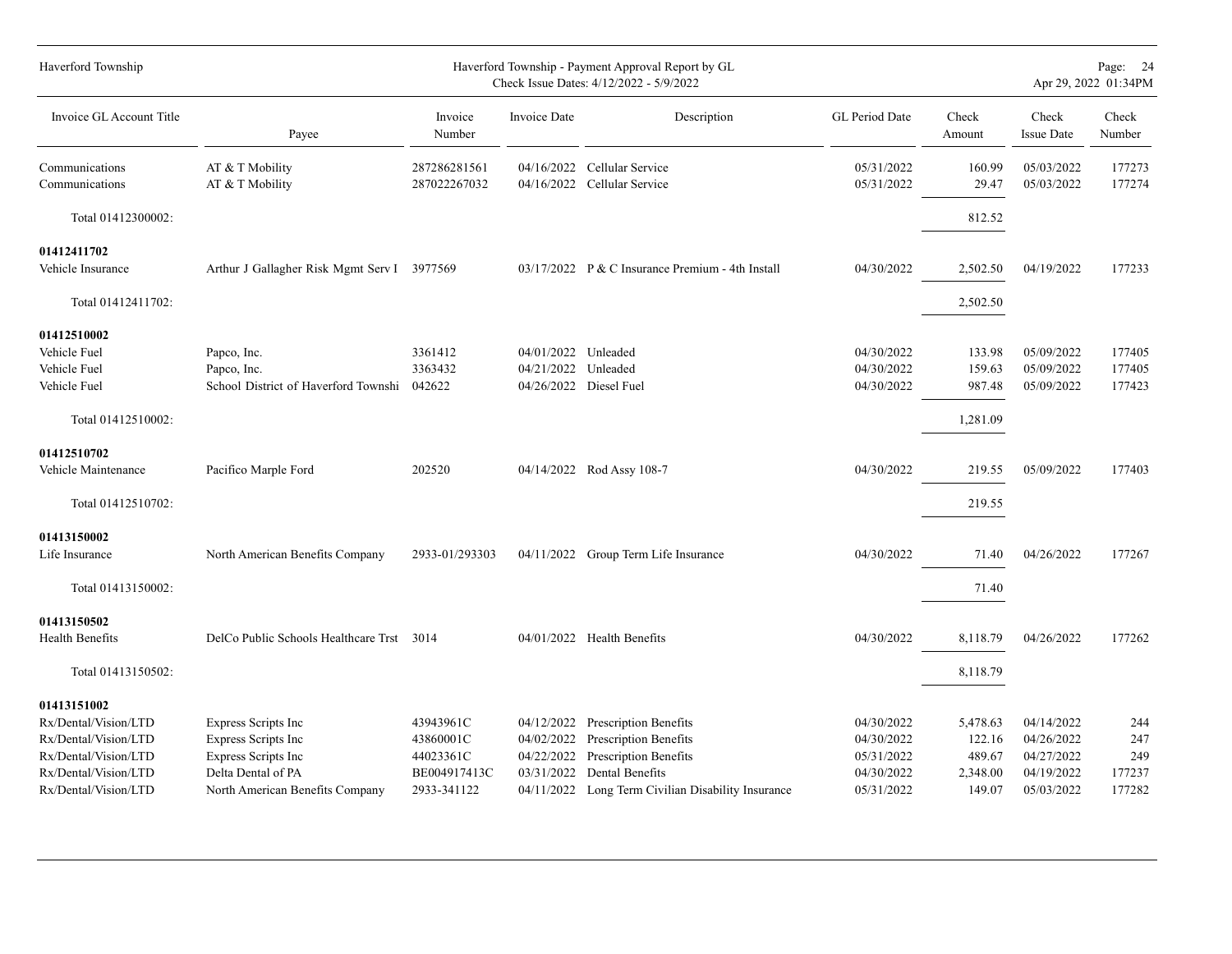| Invoice GL Account Title | Payee | Invoice Number | Invoice Date | Description | GL Period Date | Check Amount | Check Issue Date | Check Number |
|---|---|---|---|---|---|---|---|---|
| Communications | AT & T Mobility | 287286281561 | 04/16/2022 | Cellular Service | 05/31/2022 | 160.99 | 05/03/2022 | 177273 |
| Communications | AT & T Mobility | 287022267032 | 04/16/2022 | Cellular Service | 05/31/2022 | 29.47 | 05/03/2022 | 177274 |
| Total 01412300002: | | | | | | 812.52 | | |
| **01412411702** | | | | | | | | |
| Vehicle Insurance | Arthur J Gallagher Risk Mgmt Serv I | 3977569 | 03/17/2022 | P & C Insurance Premium - 4th Install | 04/30/2022 | 2,502.50 | 04/19/2022 | 177233 |
| Total 01412411702: | | | | | | 2,502.50 | | |
| **01412510002** | | | | | | | | |
| Vehicle Fuel | Papco, Inc. | 3361412 | 04/01/2022 | Unleaded | 04/30/2022 | 133.98 | 05/09/2022 | 177405 |
| Vehicle Fuel | Papco, Inc. | 3363432 | 04/21/2022 | Unleaded | 04/30/2022 | 159.63 | 05/09/2022 | 177405 |
| Vehicle Fuel | School District of Haverford Townshi | 042622 | 04/26/2022 | Diesel Fuel | 04/30/2022 | 987.48 | 05/09/2022 | 177423 |
| Total 01412510002: | | | | | | 1,281.09 | | |
| **01412510702** | | | | | | | | |
| Vehicle Maintenance | Pacifico Marple Ford | 202520 | 04/14/2022 | Rod Assy 108-7 | 04/30/2022 | 219.55 | 05/09/2022 | 177403 |
| Total 01412510702: | | | | | | 219.55 | | |
| **01413150002** | | | | | | | | |
| Life Insurance | North American Benefits Company | 2933-01/293303 | 04/11/2022 | Group Term Life Insurance | 04/30/2022 | 71.40 | 04/26/2022 | 177267 |
| Total 01413150002: | | | | | | 71.40 | | |
| **01413150502** | | | | | | | | |
| Health Benefits | DelCo Public Schools Healthcare Trst | 3014 | 04/01/2022 | Health Benefits | 04/30/2022 | 8,118.79 | 04/26/2022 | 177262 |
| Total 01413150502: | | | | | | 8,118.79 | | |
| **01413151002** | | | | | | | | |
| Rx/Dental/Vision/LTD | Express Scripts Inc | 43943961C | 04/12/2022 | Prescription Benefits | 04/30/2022 | 5,478.63 | 04/14/2022 | 244 |
| Rx/Dental/Vision/LTD | Express Scripts Inc | 43860001C | 04/02/2022 | Prescription Benefits | 04/30/2022 | 122.16 | 04/26/2022 | 247 |
| Rx/Dental/Vision/LTD | Express Scripts Inc | 44023361C | 04/22/2022 | Prescription Benefits | 05/31/2022 | 489.67 | 04/27/2022 | 249 |
| Rx/Dental/Vision/LTD | Delta Dental of PA | BE004917413C | 03/31/2022 | Dental Benefits | 04/30/2022 | 2,348.00 | 04/19/2022 | 177237 |
| Rx/Dental/Vision/LTD | North American Benefits Company | 2933-341122 | 04/11/2022 | Long Term Civilian Disability Insurance | 05/31/2022 | 149.07 | 05/03/2022 | 177282 |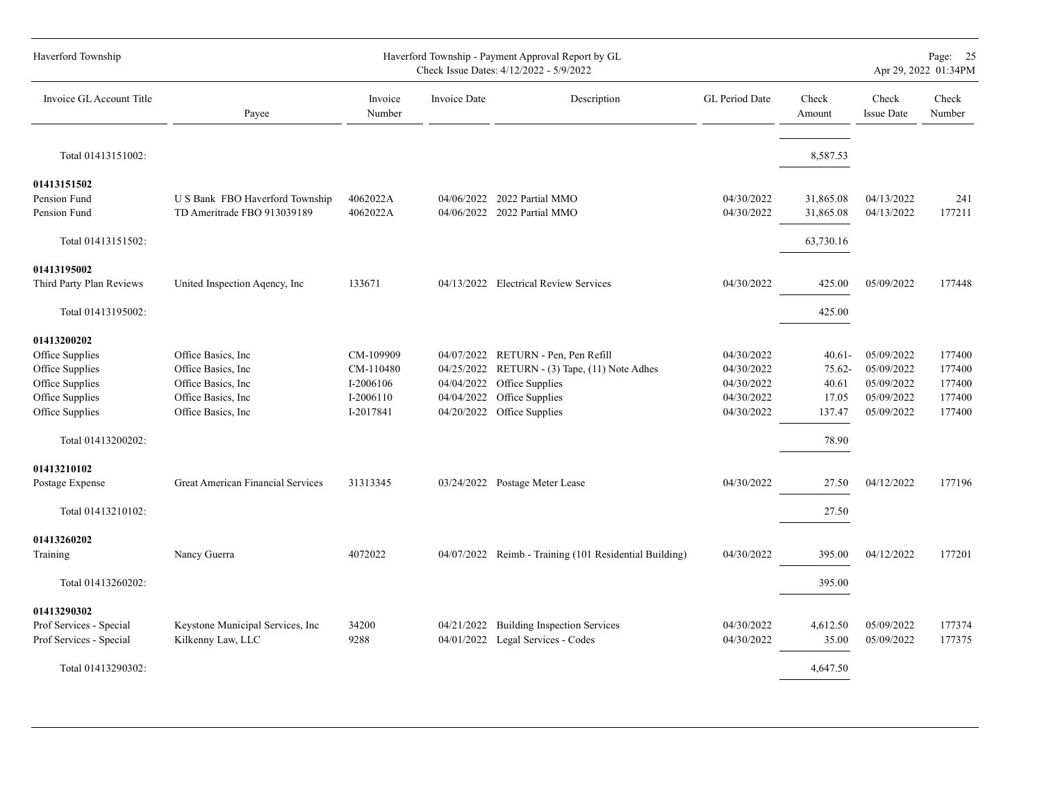| Invoice GL Account Title | Payee | Invoice Number | Invoice Date | Description | GL Period Date | Check Amount | Check Issue Date | Check Number |
|---|---|---|---|---|---|---|---|---|
| Total 01413151002: | | | | | | 8,587.53 | | |
| **01413151502** | | | | | | | | |
| Pension Fund | U S Bank FBO Haverford Township | 4062022A | 04/06/2022 | 2022 Partial MMO | 04/30/2022 | 31,865.08 | 04/13/2022 | 241 |
| Pension Fund | TD Ameritrade FBO 913039189 | 4062022A | 04/06/2022 | 2022 Partial MMO | 04/30/2022 | 31,865.08 | 04/13/2022 | 177211 |
| Total 01413151502: | | | | | | 63,730.16 | | |
| **01413195002** | | | | | | | | |
| Third Party Plan Reviews | United Inspection Aqency, Inc | 133671 | 04/13/2022 | Electrical Review Services | 04/30/2022 | 425.00 | 05/09/2022 | 177448 |
| Total 01413195002: | | | | | | 425.00 | | |
| **01413200202** | | | | | | | | |
| Office Supplies | Office Basics, Inc | CM-109909 | 04/07/2022 | RETURN - Pen, Pen Refill | 04/30/2022 | 40.61- | 05/09/2022 | 177400 |
| Office Supplies | Office Basics, Inc | CM-110480 | 04/25/2022 | RETURN - (3) Tape, (11) Note Adhes | 04/30/2022 | 75.62- | 05/09/2022 | 177400 |
| Office Supplies | Office Basics, Inc | I-2006106 | 04/04/2022 | Office Supplies | 04/30/2022 | 40.61 | 05/09/2022 | 177400 |
| Office Supplies | Office Basics, Inc | I-2006110 | 04/04/2022 | Office Supplies | 04/30/2022 | 17.05 | 05/09/2022 | 177400 |
| Office Supplies | Office Basics, Inc | I-2017841 | 04/20/2022 | Office Supplies | 04/30/2022 | 137.47 | 05/09/2022 | 177400 |
| Total 01413200202: | | | | | | 78.90 | | |
| **01413210102** | | | | | | | | |
| Postage Expense | Great American Financial Services | 31313345 | 03/24/2022 | Postage Meter Lease | 04/30/2022 | 27.50 | 04/12/2022 | 177196 |
| Total 01413210102: | | | | | | 27.50 | | |
| **01413260202** | | | | | | | | |
| Training | Nancy Guerra | 4072022 | 04/07/2022 | Reimb - Training (101 Residential Building) | 04/30/2022 | 395.00 | 04/12/2022 | 177201 |
| Total 01413260202: | | | | | | 395.00 | | |
| **01413290302** | | | | | | | | |
| Prof Services - Special | Keystone Municipal Services, Inc | 34200 | 04/21/2022 | Building Inspection Services | 04/30/2022 | 4,612.50 | 05/09/2022 | 177374 |
| Prof Services - Special | Kilkenny Law, LLC | 9288 | 04/01/2022 | Legal Services - Codes | 04/30/2022 | 35.00 | 05/09/2022 | 177375 |
| Total 01413290302: | | | | | | 4,647.50 | | |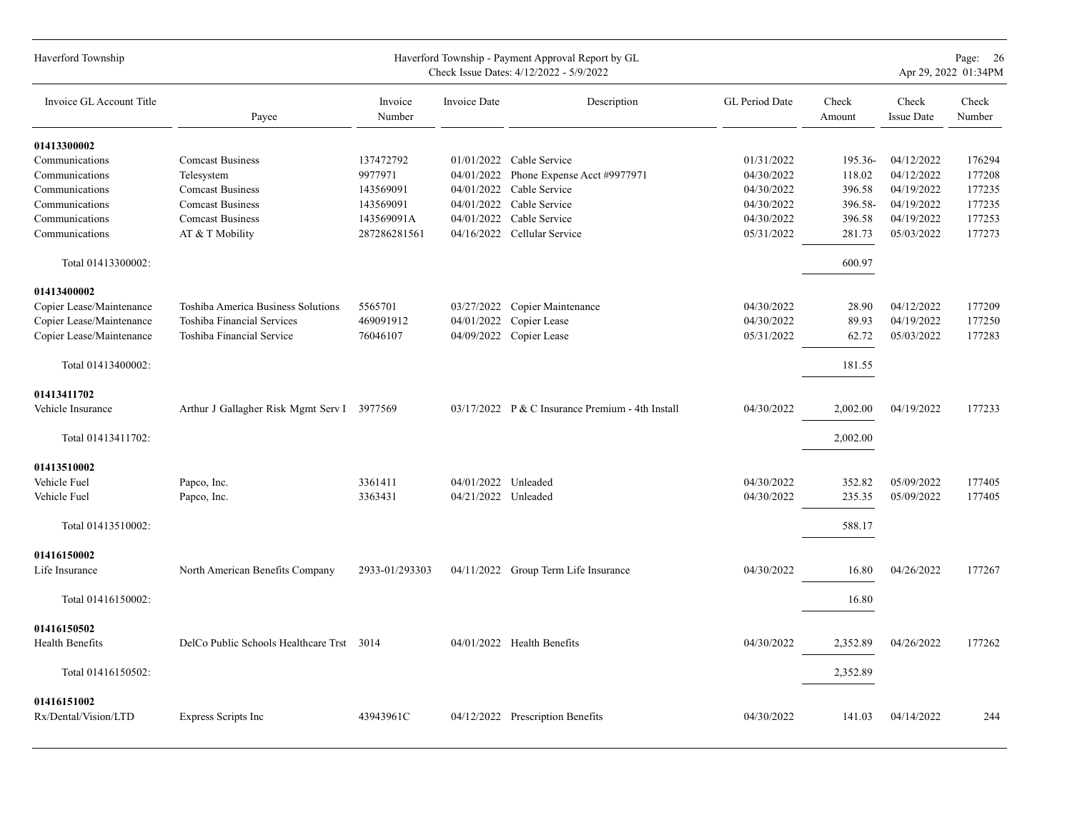| Invoice GL Account Title | Payee | Invoice Number | Invoice Date | Description | GL Period Date | Check Amount | Check Issue Date | Check Number |
|---|---|---|---|---|---|---|---|---|
| **01413300002** | | | | | | | | |
| Communications | Comcast Business | 137472792 | 01/01/2022 | Cable Service | 01/31/2022 | 195.36- | 04/12/2022 | 176294 |
| Communications | Telesystem | 9977971 | 04/01/2022 | Phone Expense Acct #9977971 | 04/30/2022 | 118.02 | 04/12/2022 | 177208 |
| Communications | Comcast Business | 143569091 | 04/01/2022 | Cable Service | 04/30/2022 | 396.58 | 04/19/2022 | 177235 |
| Communications | Comcast Business | 143569091 | 04/01/2022 | Cable Service | 04/30/2022 | 396.58- | 04/19/2022 | 177235 |
| Communications | Comcast Business | 143569091A | 04/01/2022 | Cable Service | 04/30/2022 | 396.58 | 04/19/2022 | 177253 |
| Communications | AT & T Mobility | 287286281561 | 04/16/2022 | Cellular Service | 05/31/2022 | 281.73 | 05/03/2022 | 177273 |
| Total 01413300002: | | | | | | 600.97 | | |
| **01413400002** | | | | | | | | |
| Copier Lease/Maintenance | Toshiba America Business Solutions | 5565701 | 03/27/2022 | Copier Maintenance | 04/30/2022 | 28.90 | 04/12/2022 | 177209 |
| Copier Lease/Maintenance | Toshiba Financial Services | 469091912 | 04/01/2022 | Copier Lease | 04/30/2022 | 89.93 | 04/19/2022 | 177250 |
| Copier Lease/Maintenance | Toshiba Financial Service | 76046107 | 04/09/2022 | Copier Lease | 05/31/2022 | 62.72 | 05/03/2022 | 177283 |
| Total 01413400002: | | | | | | 181.55 | | |
| **01413411702** | | | | | | | | |
| Vehicle Insurance | Arthur J Gallagher Risk Mgmt Serv I | 3977569 | 03/17/2022 | P & C Insurance Premium - 4th Install | 04/30/2022 | 2,002.00 | 04/19/2022 | 177233 |
| Total 01413411702: | | | | | | 2,002.00 | | |
| **01413510002** | | | | | | | | |
| Vehicle Fuel | Papco, Inc. | 3361411 | 04/01/2022 | Unleaded | 04/30/2022 | 352.82 | 05/09/2022 | 177405 |
| Vehicle Fuel | Papco, Inc. | 3363431 | 04/21/2022 | Unleaded | 04/30/2022 | 235.35 | 05/09/2022 | 177405 |
| Total 01413510002: | | | | | | 588.17 | | |
| **01416150002** | | | | | | | | |
| Life Insurance | North American Benefits Company | 2933-01/293303 | 04/11/2022 | Group Term Life Insurance | 04/30/2022 | 16.80 | 04/26/2022 | 177267 |
| Total 01416150002: | | | | | | 16.80 | | |
| **01416150502** | | | | | | | | |
| Health Benefits | DelCo Public Schools Healthcare Trst | 3014 | 04/01/2022 | Health Benefits | 04/30/2022 | 2,352.89 | 04/26/2022 | 177262 |
| Total 01416150502: | | | | | | 2,352.89 | | |
| **01416151002** | | | | | | | | |
| Rx/Dental/Vision/LTD | Express Scripts Inc | 43943961C | 04/12/2022 | Prescription Benefits | 04/30/2022 | 141.03 | 04/14/2022 | 244 |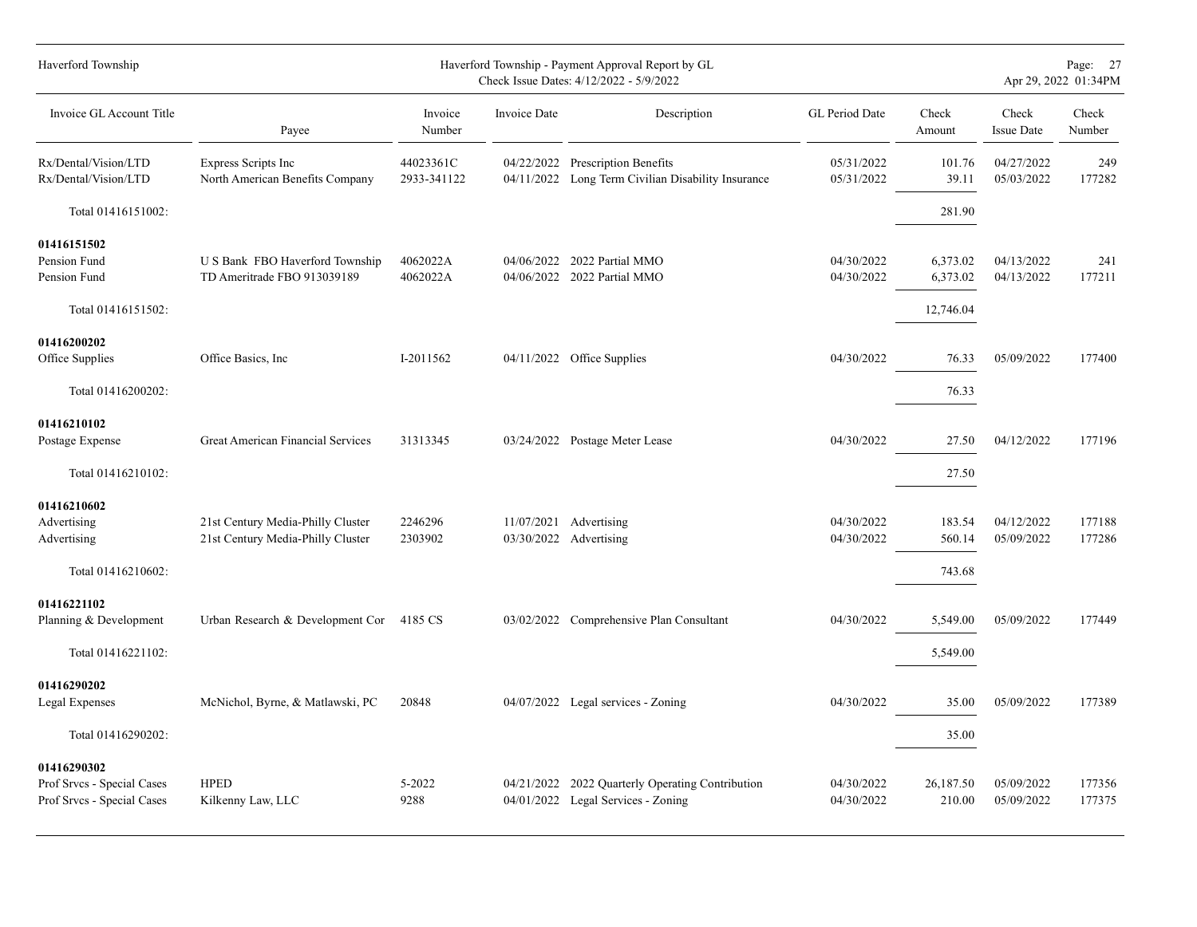| Invoice GL Account Title | Payee | Invoice Number | Invoice Date | Description | GL Period Date | Check Amount | Check Issue Date | Check Number |
|---|---|---|---|---|---|---|---|---|
| Rx/Dental/Vision/LTD | Express Scripts Inc | 44023361C | 04/22/2022 | Prescription Benefits | 05/31/2022 | 101.76 | 04/27/2022 | 249 |
| Rx/Dental/Vision/LTD | North American Benefits Company | 2933-341122 | 04/11/2022 | Long Term Civilian Disability Insurance | 05/31/2022 | 39.11 | 05/03/2022 | 177282 |
| Total 01416151002: | | | | | | 281.90 | | |
| **01416151502** | | | | | | | | |
| Pension Fund | U S Bank FBO Haverford Township | 4062022A | 04/06/2022 | 2022 Partial MMO | 04/30/2022 | 6,373.02 | 04/13/2022 | 241 |
| Pension Fund | TD Ameritrade FBO 913039189 | 4062022A | 04/06/2022 | 2022 Partial MMO | 04/30/2022 | 6,373.02 | 04/13/2022 | 177211 |
| Total 01416151502: | | | | | | 12,746.04 | | |
| **01416200202** | | | | | | | | |
| Office Supplies | Office Basics, Inc | I-2011562 | 04/11/2022 | Office Supplies | 04/30/2022 | 76.33 | 05/09/2022 | 177400 |
| Total 01416200202: | | | | | | 76.33 | | |
| **01416210102** | | | | | | | | |
| Postage Expense | Great American Financial Services | 31313345 | 03/24/2022 | Postage Meter Lease | 04/30/2022 | 27.50 | 04/12/2022 | 177196 |
| Total 01416210102: | | | | | | 27.50 | | |
| **01416210602** | | | | | | | | |
| Advertising | 21st Century Media-Philly Cluster | 2246296 | 11/07/2021 | Advertising | 04/30/2022 | 183.54 | 04/12/2022 | 177188 |
| Advertising | 21st Century Media-Philly Cluster | 2303902 | 03/30/2022 | Advertising | 04/30/2022 | 560.14 | 05/09/2022 | 177286 |
| Total 01416210602: | | | | | | 743.68 | | |
| **01416221102** | | | | | | | | |
| Planning & Development | Urban Research & Development Cor | 4185 CS | 03/02/2022 | Comprehensive Plan Consultant | 04/30/2022 | 5,549.00 | 05/09/2022 | 177449 |
| Total 01416221102: | | | | | | 5,549.00 | | |
| **01416290202** | | | | | | | | |
| Legal Expenses | McNichol, Byrne, & Matlawski, PC | 20848 | 04/07/2022 | Legal services - Zoning | 04/30/2022 | 35.00 | 05/09/2022 | 177389 |
| Total 01416290202: | | | | | | 35.00 | | |
| **01416290302** | | | | | | | | |
| Prof Srvcs - Special Cases | HPED | 5-2022 | 04/21/2022 | 2022 Quarterly Operating Contribution | 04/30/2022 | 26,187.50 | 05/09/2022 | 177356 |
| Prof Srvcs - Special Cases | Kilkenny Law, LLC | 9288 | 04/01/2022 | Legal Services - Zoning | 04/30/2022 | 210.00 | 05/09/2022 | 177375 |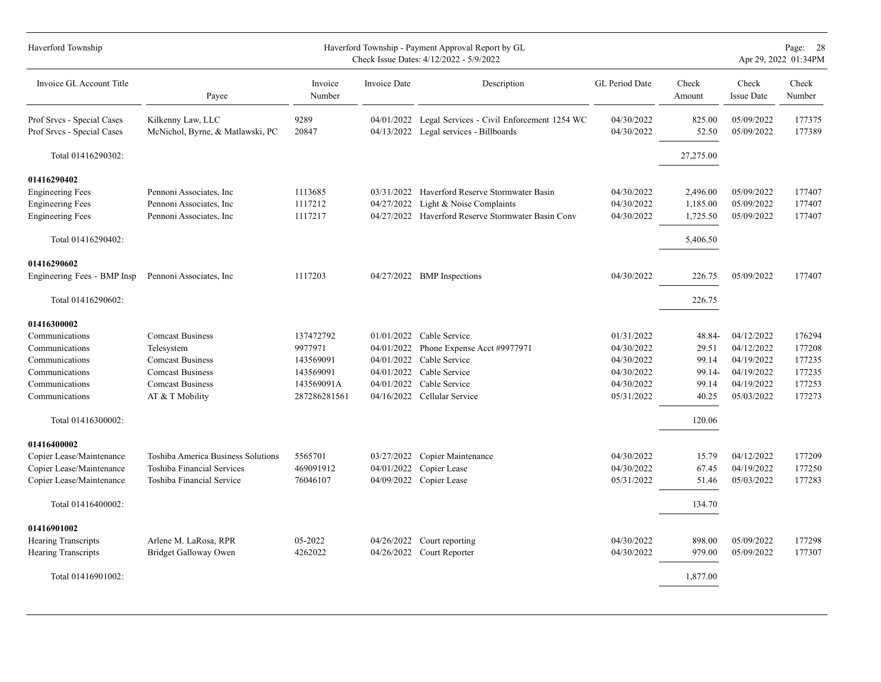| Invoice GL Account Title | Payee | Invoice Number | Invoice Date | Description | GL Period Date | Check Amount | Check Issue Date | Check Number |
|---|---|---|---|---|---|---|---|---|
| Prof Srvcs - Special Cases | Kilkenny Law, LLC | 9289 | 04/01/2022 | Legal Services - Civil Enforcement 1254 WC | 04/30/2022 | 825.00 | 05/09/2022 | 177375 |
| Prof Srvcs - Special Cases | McNichol, Byrne, & Matlawski, PC | 20847 | 04/13/2022 | Legal services - Billboards | 04/30/2022 | 52.50 | 05/09/2022 | 177389 |
| Total 01416290302: | | | | | | 27,275.00 | | |
| **01416290402** | | | | | | | | |
| Engineering Fees | Pennoni Associates, Inc | 1113685 | 03/31/2022 | Haverford Reserve Stormwater Basin | 04/30/2022 | 2,496.00 | 05/09/2022 | 177407 |
| Engineering Fees | Pennoni Associates, Inc | 1117212 | 04/27/2022 | Light & Noise Complaints | 04/30/2022 | 1,185.00 | 05/09/2022 | 177407 |
| Engineering Fees | Pennoni Associates, Inc | 1117217 | 04/27/2022 | Haverford Reserve Stormwater Basin Conv | 04/30/2022 | 1,725.50 | 05/09/2022 | 177407 |
| Total 01416290402: | | | | | | 5,406.50 | | |
| **01416290602** | | | | | | | | |
| Engineering Fees - BMP Insp | Pennoni Associates, Inc | 1117203 | 04/27/2022 | BMP Inspections | 04/30/2022 | 226.75 | 05/09/2022 | 177407 |
| Total 01416290602: | | | | | | 226.75 | | |
| **01416300002** | | | | | | | | |
| Communications | Comcast Business | 137472792 | 01/01/2022 | Cable Service | 01/31/2022 | 48.84- | 04/12/2022 | 176294 |
| Communications | Telesystem | 9977971 | 04/01/2022 | Phone Expense Acct #9977971 | 04/30/2022 | 29.51 | 04/12/2022 | 177208 |
| Communications | Comcast Business | 143569091 | 04/01/2022 | Cable Service | 04/30/2022 | 99.14 | 04/19/2022 | 177235 |
| Communications | Comcast Business | 143569091 | 04/01/2022 | Cable Service | 04/30/2022 | 99.14- | 04/19/2022 | 177235 |
| Communications | Comcast Business | 143569091A | 04/01/2022 | Cable Service | 04/30/2022 | 99.14 | 04/19/2022 | 177253 |
| Communications | AT & T Mobility | 287286281561 | 04/16/2022 | Cellular Service | 05/31/2022 | 40.25 | 05/03/2022 | 177273 |
| Total 01416300002: | | | | | | 120.06 | | |
| **01416400002** | | | | | | | | |
| Copier Lease/Maintenance | Toshiba America Business Solutions | 5565701 | 03/27/2022 | Copier Maintenance | 04/30/2022 | 15.79 | 04/12/2022 | 177209 |
| Copier Lease/Maintenance | Toshiba Financial Services | 469091912 | 04/01/2022 | Copier Lease | 04/30/2022 | 67.45 | 04/19/2022 | 177250 |
| Copier Lease/Maintenance | Toshiba Financial Service | 76046107 | 04/09/2022 | Copier Lease | 05/31/2022 | 51.46 | 05/03/2022 | 177283 |
| Total 01416400002: | | | | | | 134.70 | | |
| **01416901002** | | | | | | | | |
| Hearing Transcripts | Arlene M. LaRosa, RPR | 05-2022 | 04/26/2022 | Court reporting | 04/30/2022 | 898.00 | 05/09/2022 | 177298 |
| Hearing Transcripts | Bridget Galloway Owen | 4262022 | 04/26/2022 | Court Reporter | 04/30/2022 | 979.00 | 05/09/2022 | 177307 |
| Total 01416901002: | | | | | | 1,877.00 | | |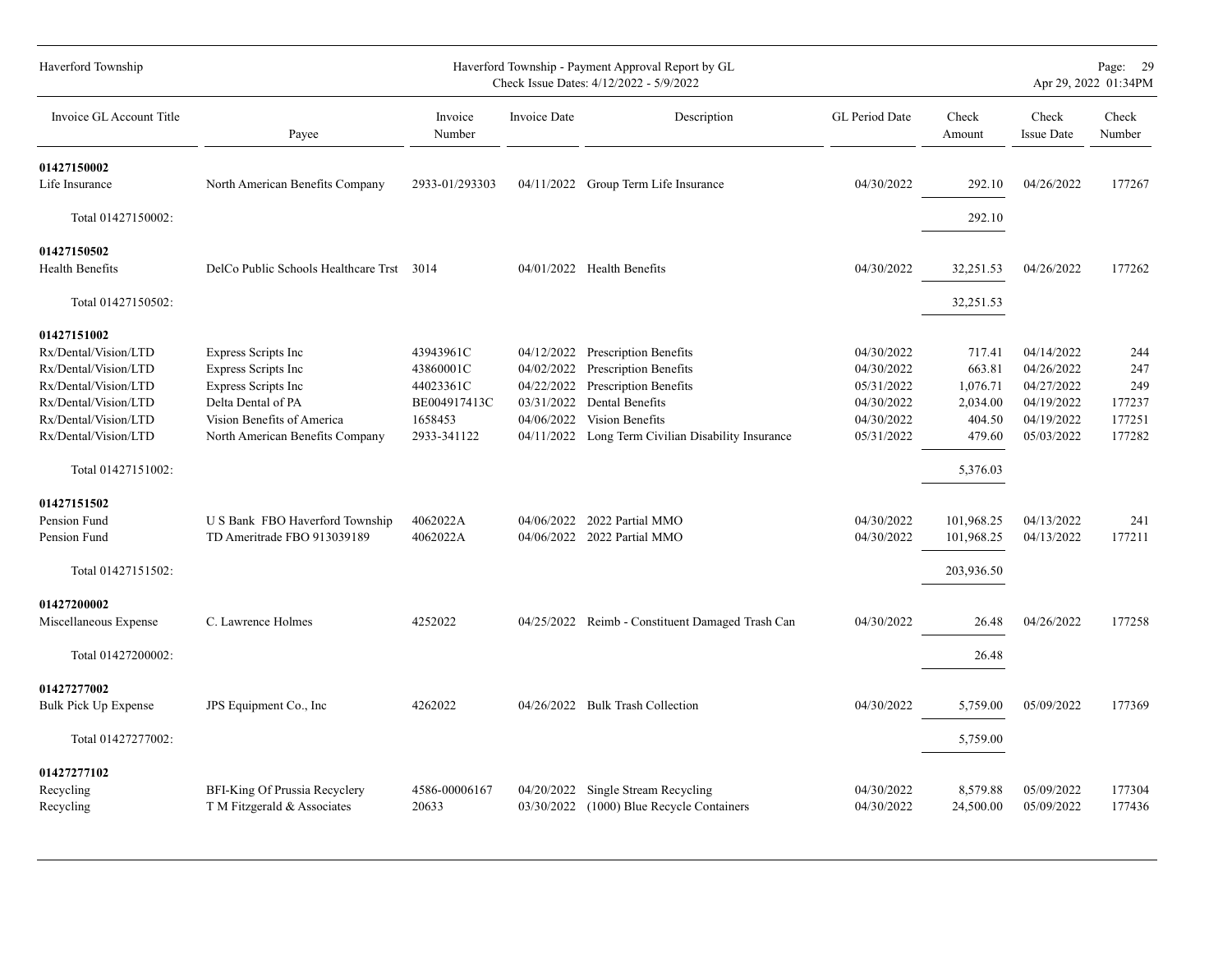Haverford Township - Payment Approval Report by GL
Check Issue Dates: 4/12/2022 - 5/9/2022

| Invoice GL Account Title | Payee | Invoice Number | Invoice Date | Description | GL Period Date | Check Amount | Check Issue Date | Check Number |
|---|---|---|---|---|---|---|---|---|
| **01427150002** | | | | | | | | |
| Life Insurance | North American Benefits Company | 2933-01/293303 | 04/11/2022 | Group Term Life Insurance | 04/30/2022 | 292.10 | 04/26/2022 | 177267 |
| Total 01427150002: | | | | | | 292.10 | | |
| **01427150502** | | | | | | | | |
| Health Benefits | DelCo Public Schools Healthcare Trst | 3014 | 04/01/2022 | Health Benefits | 04/30/2022 | 32,251.53 | 04/26/2022 | 177262 |
| Total 01427150502: | | | | | | 32,251.53 | | |
| **01427151002** | | | | | | | | |
| Rx/Dental/Vision/LTD | Express Scripts Inc | 43943961C | 04/12/2022 | Prescription Benefits | 04/30/2022 | 717.41 | 04/14/2022 | 244 |
| Rx/Dental/Vision/LTD | Express Scripts Inc | 43860001C | 04/02/2022 | Prescription Benefits | 04/30/2022 | 663.81 | 04/26/2022 | 247 |
| Rx/Dental/Vision/LTD | Express Scripts Inc | 44023361C | 04/22/2022 | Prescription Benefits | 05/31/2022 | 1,076.71 | 04/27/2022 | 249 |
| Rx/Dental/Vision/LTD | Delta Dental of PA | BE004917413C | 03/31/2022 | Dental Benefits | 04/30/2022 | 2,034.00 | 04/19/2022 | 177237 |
| Rx/Dental/Vision/LTD | Vision Benefits of America | 1658453 | 04/06/2022 | Vision Benefits | 04/30/2022 | 404.50 | 04/19/2022 | 177251 |
| Rx/Dental/Vision/LTD | North American Benefits Company | 2933-341122 | 04/11/2022 | Long Term Civilian Disability Insurance | 05/31/2022 | 479.60 | 05/03/2022 | 177282 |
| Total 01427151002: | | | | | | 5,376.03 | | |
| **01427151502** | | | | | | | | |
| Pension Fund | U S Bank FBO Haverford Township | 4062022A | 04/06/2022 | 2022 Partial MMO | 04/30/2022 | 101,968.25 | 04/13/2022 | 241 |
| Pension Fund | TD Ameritrade FBO 913039189 | 4062022A | 04/06/2022 | 2022 Partial MMO | 04/30/2022 | 101,968.25 | 04/13/2022 | 177211 |
| Total 01427151502: | | | | | | 203,936.50 | | |
| **01427200002** | | | | | | | | |
| Miscellaneous Expense | C. Lawrence Holmes | 4252022 | 04/25/2022 | Reimb - Constituent Damaged Trash Can | 04/30/2022 | 26.48 | 04/26/2022 | 177258 |
| Total 01427200002: | | | | | | 26.48 | | |
| **01427277002** | | | | | | | | |
| Bulk Pick Up Expense | JPS Equipment Co., Inc | 4262022 | 04/26/2022 | Bulk Trash Collection | 04/30/2022 | 5,759.00 | 05/09/2022 | 177369 |
| Total 01427277002: | | | | | | 5,759.00 | | |
| **01427277102** | | | | | | | | |
| Recycling | BFI-King Of Prussia Recyclery | 4586-00006167 | 04/20/2022 | Single Stream Recycling | 04/30/2022 | 8,579.88 | 05/09/2022 | 177304 |
| Recycling | T M Fitzgerald & Associates | 20633 | 03/30/2022 | (1000) Blue Recycle Containers | 04/30/2022 | 24,500.00 | 05/09/2022 | 177436 |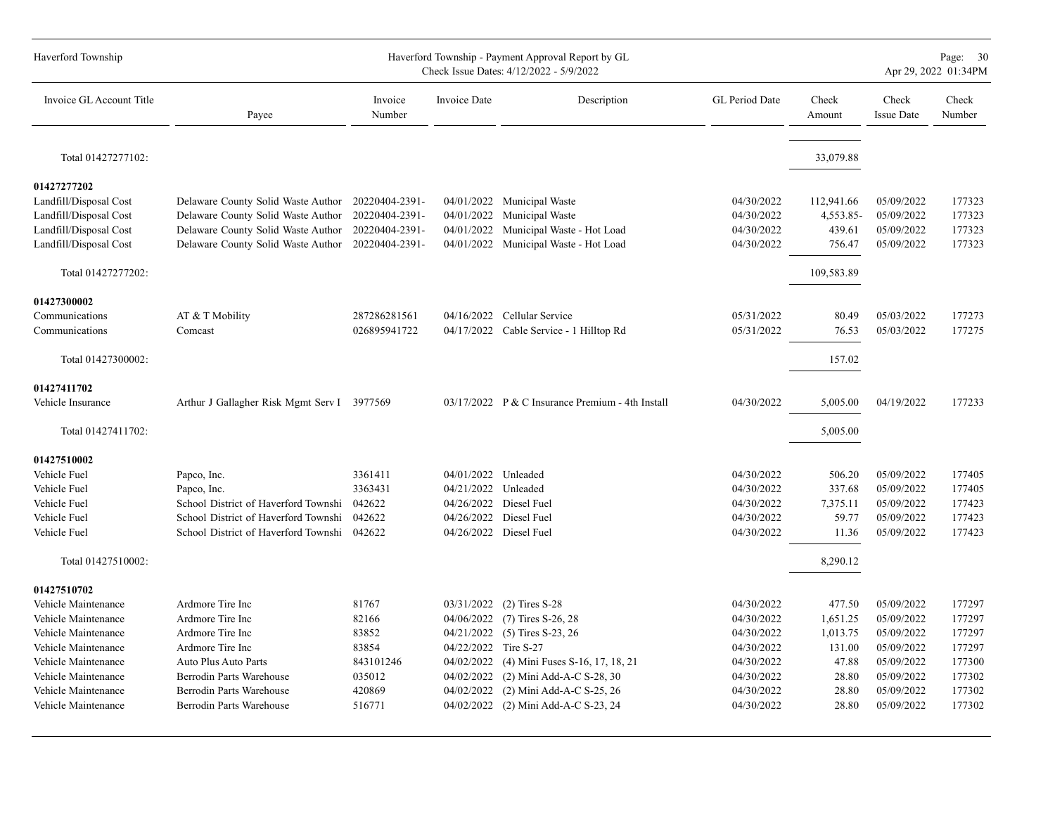| Invoice GL Account Title | Payee | Invoice Number | Invoice Date | Description | GL Period Date | Check Amount | Check Issue Date | Check Number |
|---|---|---|---|---|---|---|---|---|
| Total 01427277102: | | | | | | 33,079.88 | | |
| **01427277202** | | | | | | | | |
| Landfill/Disposal Cost | Delaware County Solid Waste Author | 20220404-2391- | 04/01/2022 | Municipal Waste | 04/30/2022 | 112,941.66 | 05/09/2022 | 177323 |
| Landfill/Disposal Cost | Delaware County Solid Waste Author | 20220404-2391- | 04/01/2022 | Municipal Waste | 04/30/2022 | 4,553.85- | 05/09/2022 | 177323 |
| Landfill/Disposal Cost | Delaware County Solid Waste Author | 20220404-2391- | 04/01/2022 | Municipal Waste - Hot Load | 04/30/2022 | 439.61 | 05/09/2022 | 177323 |
| Landfill/Disposal Cost | Delaware County Solid Waste Author | 20220404-2391- | 04/01/2022 | Municipal Waste - Hot Load | 04/30/2022 | 756.47 | 05/09/2022 | 177323 |
| Total 01427277202: | | | | | | 109,583.89 | | |
| **01427300002** | | | | | | | | |
| Communications | AT & T Mobility | 287286281561 | 04/16/2022 | Cellular Service | 05/31/2022 | 80.49 | 05/03/2022 | 177273 |
| Communications | Comcast | 026895941722 | 04/17/2022 | Cable Service - 1 Hilltop Rd | 05/31/2022 | 76.53 | 05/03/2022 | 177275 |
| Total 01427300002: | | | | | | 157.02 | | |
| **01427411702** | | | | | | | | |
| Vehicle Insurance | Arthur J Gallagher Risk Mgmt Serv I | 3977569 | 03/17/2022 | P & C Insurance Premium - 4th Install | 04/30/2022 | 5,005.00 | 04/19/2022 | 177233 |
| Total 01427411702: | | | | | | 5,005.00 | | |
| **01427510002** | | | | | | | | |
| Vehicle Fuel | Papco, Inc. | 3361411 | 04/01/2022 | Unleaded | 04/30/2022 | 506.20 | 05/09/2022 | 177405 |
| Vehicle Fuel | Papco, Inc. | 3363431 | 04/21/2022 | Unleaded | 04/30/2022 | 337.68 | 05/09/2022 | 177405 |
| Vehicle Fuel | School District of Haverford Townshi | 042622 | 04/26/2022 | Diesel Fuel | 04/30/2022 | 7,375.11 | 05/09/2022 | 177423 |
| Vehicle Fuel | School District of Haverford Townshi | 042622 | 04/26/2022 | Diesel Fuel | 04/30/2022 | 59.77 | 05/09/2022 | 177423 |
| Vehicle Fuel | School District of Haverford Townshi | 042622 | 04/26/2022 | Diesel Fuel | 04/30/2022 | 11.36 | 05/09/2022 | 177423 |
| Total 01427510002: | | | | | | 8,290.12 | | |
| **01427510702** | | | | | | | | |
| Vehicle Maintenance | Ardmore Tire Inc | 81767 | 03/31/2022 | (2) Tires S-28 | 04/30/2022 | 477.50 | 05/09/2022 | 177297 |
| Vehicle Maintenance | Ardmore Tire Inc | 82166 | 04/06/2022 | (7) Tires S-26, 28 | 04/30/2022 | 1,651.25 | 05/09/2022 | 177297 |
| Vehicle Maintenance | Ardmore Tire Inc | 83852 | 04/21/2022 | (5) Tires S-23, 26 | 04/30/2022 | 1,013.75 | 05/09/2022 | 177297 |
| Vehicle Maintenance | Ardmore Tire Inc | 83854 | 04/22/2022 | Tire S-27 | 04/30/2022 | 131.00 | 05/09/2022 | 177297 |
| Vehicle Maintenance | Auto Plus Auto Parts | 843101246 | 04/02/2022 | (4) Mini Fuses S-16, 17, 18, 21 | 04/30/2022 | 47.88 | 05/09/2022 | 177300 |
| Vehicle Maintenance | Berrodin Parts Warehouse | 035012 | 04/02/2022 | (2) Mini Add-A-C S-28, 30 | 04/30/2022 | 28.80 | 05/09/2022 | 177302 |
| Vehicle Maintenance | Berrodin Parts Warehouse | 420869 | 04/02/2022 | (2) Mini Add-A-C S-25, 26 | 04/30/2022 | 28.80 | 05/09/2022 | 177302 |
| Vehicle Maintenance | Berrodin Parts Warehouse | 516771 | 04/02/2022 | (2) Mini Add-A-C S-23, 24 | 04/30/2022 | 28.80 | 05/09/2022 | 177302 |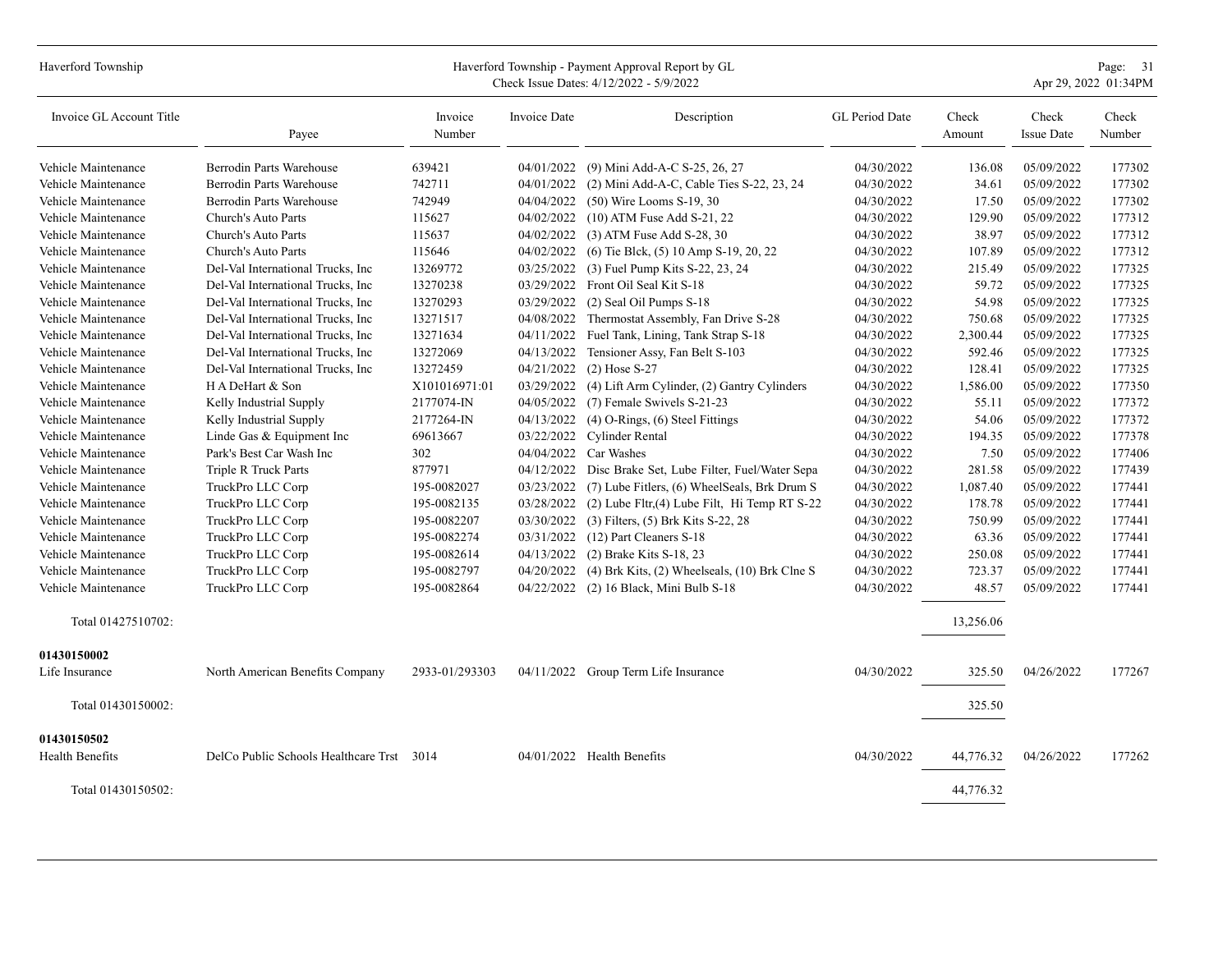| Invoice GL Account Title | Payee | Invoice Number | Invoice Date | Description | GL Period Date | Check Amount | Check Issue Date | Check Number |
|---|---|---|---|---|---|---|---|---|
| Vehicle Maintenance | Berrodin Parts Warehouse | 639421 | 04/01/2022 | (9) Mini Add-A-C S-25, 26, 27 | 04/30/2022 | 136.08 | 05/09/2022 | 177302 |
| Vehicle Maintenance | Berrodin Parts Warehouse | 742711 | 04/01/2022 | (2) Mini Add-A-C, Cable Ties S-22, 23, 24 | 04/30/2022 | 34.61 | 05/09/2022 | 177302 |
| Vehicle Maintenance | Berrodin Parts Warehouse | 742949 | 04/04/2022 | (50) Wire Looms S-19, 30 | 04/30/2022 | 17.50 | 05/09/2022 | 177302 |
| Vehicle Maintenance | Church's Auto Parts | 115627 | 04/02/2022 | (10) ATM Fuse Add S-21, 22 | 04/30/2022 | 129.90 | 05/09/2022 | 177312 |
| Vehicle Maintenance | Church's Auto Parts | 115637 | 04/02/2022 | (3) ATM Fuse Add S-28, 30 | 04/30/2022 | 38.97 | 05/09/2022 | 177312 |
| Vehicle Maintenance | Church's Auto Parts | 115646 | 04/02/2022 | (6) Tie Blck, (5) 10 Amp S-19, 20, 22 | 04/30/2022 | 107.89 | 05/09/2022 | 177312 |
| Vehicle Maintenance | Del-Val International Trucks, Inc | 13269772 | 03/25/2022 | (3) Fuel Pump Kits S-22, 23, 24 | 04/30/2022 | 215.49 | 05/09/2022 | 177325 |
| Vehicle Maintenance | Del-Val International Trucks, Inc | 13270238 | 03/29/2022 | Front Oil Seal Kit S-18 | 04/30/2022 | 59.72 | 05/09/2022 | 177325 |
| Vehicle Maintenance | Del-Val International Trucks, Inc | 13270293 | 03/29/2022 | (2) Seal Oil Pumps S-18 | 04/30/2022 | 54.98 | 05/09/2022 | 177325 |
| Vehicle Maintenance | Del-Val International Trucks, Inc | 13271517 | 04/08/2022 | Thermostat Assembly, Fan Drive S-28 | 04/30/2022 | 750.68 | 05/09/2022 | 177325 |
| Vehicle Maintenance | Del-Val International Trucks, Inc | 13271634 | 04/11/2022 | Fuel Tank, Lining, Tank Strap S-18 | 04/30/2022 | 2,300.44 | 05/09/2022 | 177325 |
| Vehicle Maintenance | Del-Val International Trucks, Inc | 13272069 | 04/13/2022 | Tensioner Assy, Fan Belt S-103 | 04/30/2022 | 592.46 | 05/09/2022 | 177325 |
| Vehicle Maintenance | Del-Val International Trucks, Inc | 13272459 | 04/21/2022 | (2) Hose S-27 | 04/30/2022 | 128.41 | 05/09/2022 | 177325 |
| Vehicle Maintenance | H A DeHart & Son | X101016971:01 | 03/29/2022 | (4) Lift Arm Cylinder, (2) Gantry Cylinders | 04/30/2022 | 1,586.00 | 05/09/2022 | 177350 |
| Vehicle Maintenance | Kelly Industrial Supply | 2177074-IN | 04/05/2022 | (7) Female Swivels S-21-23 | 04/30/2022 | 55.11 | 05/09/2022 | 177372 |
| Vehicle Maintenance | Kelly Industrial Supply | 2177264-IN | 04/13/2022 | (4) O-Rings, (6) Steel Fittings | 04/30/2022 | 54.06 | 05/09/2022 | 177372 |
| Vehicle Maintenance | Linde Gas & Equipment Inc | 69613667 | 03/22/2022 | Cylinder Rental | 04/30/2022 | 194.35 | 05/09/2022 | 177378 |
| Vehicle Maintenance | Park's Best Car Wash Inc | 302 | 04/04/2022 | Car Washes | 04/30/2022 | 7.50 | 05/09/2022 | 177406 |
| Vehicle Maintenance | Triple R Truck Parts | 877971 | 04/12/2022 | Disc Brake Set, Lube Filter, Fuel/Water Sepa | 04/30/2022 | 281.58 | 05/09/2022 | 177439 |
| Vehicle Maintenance | TruckPro LLC Corp | 195-0082027 | 03/23/2022 | (7) Lube Fitlers, (6) WheelSeals, Brk Drum S | 04/30/2022 | 1,087.40 | 05/09/2022 | 177441 |
| Vehicle Maintenance | TruckPro LLC Corp | 195-0082135 | 03/28/2022 | (2) Lube Fltr,(4) Lube Filt, Hi Temp RT S-22 | 04/30/2022 | 178.78 | 05/09/2022 | 177441 |
| Vehicle Maintenance | TruckPro LLC Corp | 195-0082207 | 03/30/2022 | (3) Filters, (5) Brk Kits S-22, 28 | 04/30/2022 | 750.99 | 05/09/2022 | 177441 |
| Vehicle Maintenance | TruckPro LLC Corp | 195-0082274 | 03/31/2022 | (12) Part Cleaners S-18 | 04/30/2022 | 63.36 | 05/09/2022 | 177441 |
| Vehicle Maintenance | TruckPro LLC Corp | 195-0082614 | 04/13/2022 | (2) Brake Kits S-18, 23 | 04/30/2022 | 250.08 | 05/09/2022 | 177441 |
| Vehicle Maintenance | TruckPro LLC Corp | 195-0082797 | 04/20/2022 | (4) Brk Kits, (2) Wheelseals, (10) Brk Clne S | 04/30/2022 | 723.37 | 05/09/2022 | 177441 |
| Vehicle Maintenance | TruckPro LLC Corp | 195-0082864 | 04/22/2022 | (2) 16 Black, Mini Bulb S-18 | 04/30/2022 | 48.57 | 05/09/2022 | 177441 |
| Total 01427510702: | | | | | | 13,256.06 | | |
| **01430150002** | | | | | | | | |
| Life Insurance | North American Benefits Company | 2933-01/293303 | 04/11/2022 | Group Term Life Insurance | 04/30/2022 | 325.50 | 04/26/2022 | 177267 |
| Total 01430150002: | | | | | | 325.50 | | |
| **01430150502** | | | | | | | | |
| Health Benefits | DelCo Public Schools Healthcare Trst | 3014 | 04/01/2022 | Health Benefits | 04/30/2022 | 44,776.32 | 04/26/2022 | 177262 |
| Total 01430150502: | | | | | | 44,776.32 | | |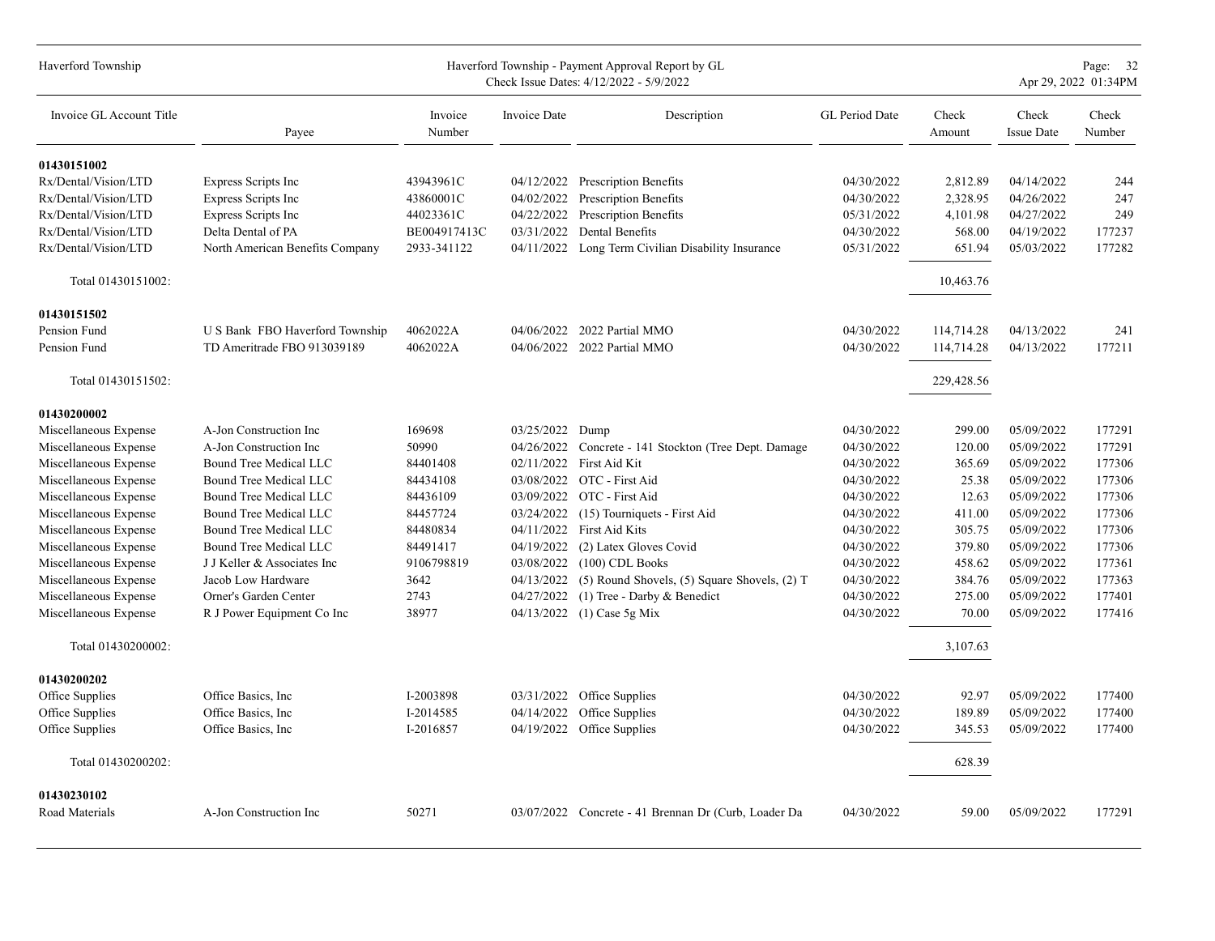| Invoice GL Account Title | Payee | Invoice Number | Invoice Date | Description | GL Period Date | Check Amount | Check Issue Date | Check Number |
|---|---|---|---|---|---|---|---|---|
| **01430151002** | | | | | | | | |
| Rx/Dental/Vision/LTD | Express Scripts Inc | 43943961C | 04/12/2022 | Prescription Benefits | 04/30/2022 | 2,812.89 | 04/14/2022 | 244 |
| Rx/Dental/Vision/LTD | Express Scripts Inc | 43860001C | 04/02/2022 | Prescription Benefits | 04/30/2022 | 2,328.95 | 04/26/2022 | 247 |
| Rx/Dental/Vision/LTD | Express Scripts Inc | 44023361C | 04/22/2022 | Prescription Benefits | 05/31/2022 | 4,101.98 | 04/27/2022 | 249 |
| Rx/Dental/Vision/LTD | Delta Dental of PA | BE004917413C | 03/31/2022 | Dental Benefits | 04/30/2022 | 568.00 | 04/19/2022 | 177237 |
| Rx/Dental/Vision/LTD | North American Benefits Company | 2933-341122 | 04/11/2022 | Long Term Civilian Disability Insurance | 05/31/2022 | 651.94 | 05/03/2022 | 177282 |
| Total 01430151002: | | | | | | 10,463.76 | | |
| **01430151502** | | | | | | | | |
| Pension Fund | U S Bank FBO Haverford Township | 4062022A | 04/06/2022 | 2022 Partial MMO | 04/30/2022 | 114,714.28 | 04/13/2022 | 241 |
| Pension Fund | TD Ameritrade FBO 913039189 | 4062022A | 04/06/2022 | 2022 Partial MMO | 04/30/2022 | 114,714.28 | 04/13/2022 | 177211 |
| Total 01430151502: | | | | | | 229,428.56 | | |
| **01430200002** | | | | | | | | |
| Miscellaneous Expense | A-Jon Construction Inc | 169698 | 03/25/2022 | Dump | 04/30/2022 | 299.00 | 05/09/2022 | 177291 |
| Miscellaneous Expense | A-Jon Construction Inc | 50990 | 04/26/2022 | Concrete - 141 Stockton (Tree Dept. Damage | 04/30/2022 | 120.00 | 05/09/2022 | 177291 |
| Miscellaneous Expense | Bound Tree Medical LLC | 84401408 | 02/11/2022 | First Aid Kit | 04/30/2022 | 365.69 | 05/09/2022 | 177306 |
| Miscellaneous Expense | Bound Tree Medical LLC | 84434108 | 03/08/2022 | OTC - First Aid | 04/30/2022 | 25.38 | 05/09/2022 | 177306 |
| Miscellaneous Expense | Bound Tree Medical LLC | 84436109 | 03/09/2022 | OTC - First Aid | 04/30/2022 | 12.63 | 05/09/2022 | 177306 |
| Miscellaneous Expense | Bound Tree Medical LLC | 84457724 | 03/24/2022 | (15) Tourniquets - First Aid | 04/30/2022 | 411.00 | 05/09/2022 | 177306 |
| Miscellaneous Expense | Bound Tree Medical LLC | 84480834 | 04/11/2022 | First Aid Kits | 04/30/2022 | 305.75 | 05/09/2022 | 177306 |
| Miscellaneous Expense | Bound Tree Medical LLC | 84491417 | 04/19/2022 | (2) Latex Gloves Covid | 04/30/2022 | 379.80 | 05/09/2022 | 177306 |
| Miscellaneous Expense | J J Keller & Associates Inc | 9106798819 | 03/08/2022 | (100) CDL Books | 04/30/2022 | 458.62 | 05/09/2022 | 177361 |
| Miscellaneous Expense | Jacob Low Hardware | 3642 | 04/13/2022 | (5) Round Shovels, (5) Square Shovels, (2) T | 04/30/2022 | 384.76 | 05/09/2022 | 177363 |
| Miscellaneous Expense | Orner's Garden Center | 2743 | 04/27/2022 | (1) Tree - Darby & Benedict | 04/30/2022 | 275.00 | 05/09/2022 | 177401 |
| Miscellaneous Expense | R J Power Equipment Co Inc | 38977 | 04/13/2022 | (1) Case 5g Mix | 04/30/2022 | 70.00 | 05/09/2022 | 177416 |
| Total 01430200002: | | | | | | 3,107.63 | | |
| **01430200202** | | | | | | | | |
| Office Supplies | Office Basics, Inc | I-2003898 | 03/31/2022 | Office Supplies | 04/30/2022 | 92.97 | 05/09/2022 | 177400 |
| Office Supplies | Office Basics, Inc | I-2014585 | 04/14/2022 | Office Supplies | 04/30/2022 | 189.89 | 05/09/2022 | 177400 |
| Office Supplies | Office Basics, Inc | I-2016857 | 04/19/2022 | Office Supplies | 04/30/2022 | 345.53 | 05/09/2022 | 177400 |
| Total 01430200202: | | | | | | 628.39 | | |
| **01430230102** | | | | | | | | |
| Road Materials | A-Jon Construction Inc | 50271 | 03/07/2022 | Concrete - 41 Brennan Dr (Curb, Loader Da | 04/30/2022 | 59.00 | 05/09/2022 | 177291 |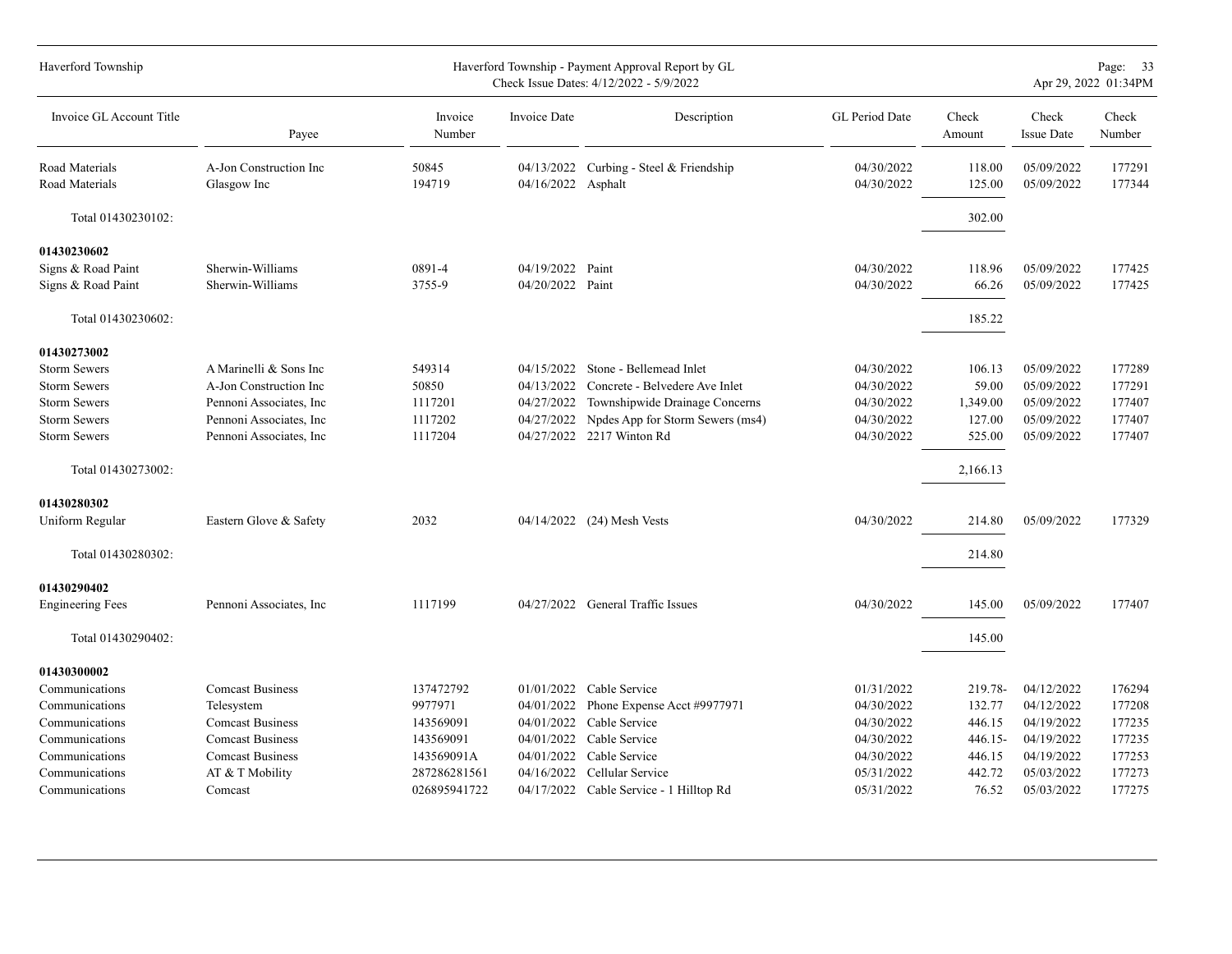| Invoice GL Account Title | Payee | Invoice Number | Invoice Date | Description | GL Period Date | Check Amount | Check Issue Date | Check Number |
|---|---|---|---|---|---|---|---|---|
| Road Materials | A-Jon Construction Inc | 50845 | 04/13/2022 | Curbing - Steel & Friendship | 04/30/2022 | 118.00 | 05/09/2022 | 177291 |
| Road Materials | Glasgow Inc | 194719 | 04/16/2022 | Asphalt | 04/30/2022 | 125.00 | 05/09/2022 | 177344 |
| Total 01430230102: | | | | | | 302.00 | | |
| **01430230602** | | | | | | | | |
| Signs & Road Paint | Sherwin-Williams | 0891-4 | 04/19/2022 | Paint | 04/30/2022 | 118.96 | 05/09/2022 | 177425 |
| Signs & Road Paint | Sherwin-Williams | 3755-9 | 04/20/2022 | Paint | 04/30/2022 | 66.26 | 05/09/2022 | 177425 |
| Total 01430230602: | | | | | | 185.22 | | |
| **01430273002** | | | | | | | | |
| Storm Sewers | A Marinelli & Sons Inc | 549314 | 04/15/2022 | Stone - Bellemead Inlet | 04/30/2022 | 106.13 | 05/09/2022 | 177289 |
| Storm Sewers | A-Jon Construction Inc | 50850 | 04/13/2022 | Concrete - Belvedere Ave Inlet | 04/30/2022 | 59.00 | 05/09/2022 | 177291 |
| Storm Sewers | Pennoni Associates, Inc | 1117201 | 04/27/2022 | Townshipwide Drainage Concerns | 04/30/2022 | 1,349.00 | 05/09/2022 | 177407 |
| Storm Sewers | Pennoni Associates, Inc | 1117202 | 04/27/2022 | Npdes App for Storm Sewers (ms4) | 04/30/2022 | 127.00 | 05/09/2022 | 177407 |
| Storm Sewers | Pennoni Associates, Inc | 1117204 | 04/27/2022 | 2217 Winton Rd | 04/30/2022 | 525.00 | 05/09/2022 | 177407 |
| Total 01430273002: | | | | | | 2,166.13 | | |
| **01430280302** | | | | | | | | |
| Uniform Regular | Eastern Glove & Safety | 2032 | 04/14/2022 | (24) Mesh Vests | 04/30/2022 | 214.80 | 05/09/2022 | 177329 |
| Total 01430280302: | | | | | | 214.80 | | |
| **01430290402** | | | | | | | | |
| Engineering Fees | Pennoni Associates, Inc | 1117199 | 04/27/2022 | General Traffic Issues | 04/30/2022 | 145.00 | 05/09/2022 | 177407 |
| Total 01430290402: | | | | | | 145.00 | | |
| **01430300002** | | | | | | | | |
| Communications | Comcast Business | 137472792 | 01/01/2022 | Cable Service | 01/31/2022 | 219.78- | 04/12/2022 | 176294 |
| Communications | Telesystem | 9977971 | 04/01/2022 | Phone Expense Acct #9977971 | 04/30/2022 | 132.77 | 04/12/2022 | 177208 |
| Communications | Comcast Business | 143569091 | 04/01/2022 | Cable Service | 04/30/2022 | 446.15 | 04/19/2022 | 177235 |
| Communications | Comcast Business | 143569091 | 04/01/2022 | Cable Service | 04/30/2022 | 446.15- | 04/19/2022 | 177235 |
| Communications | Comcast Business | 143569091A | 04/01/2022 | Cable Service | 04/30/2022 | 446.15 | 04/19/2022 | 177253 |
| Communications | AT & T Mobility | 287286281561 | 04/16/2022 | Cellular Service | 05/31/2022 | 442.72 | 05/03/2022 | 177273 |
| Communications | Comcast | 026895941722 | 04/17/2022 | Cable Service - 1 Hilltop Rd | 05/31/2022 | 76.52 | 05/03/2022 | 177275 |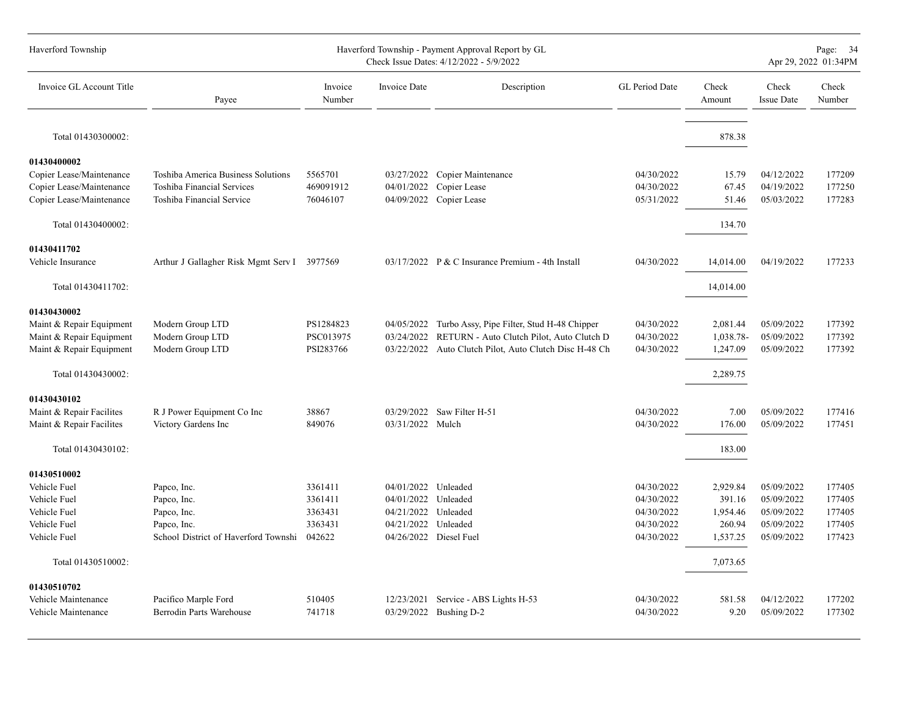| Invoice GL Account Title | Payee | Invoice Number | Invoice Date | Description | GL Period Date | Check Amount | Check Issue Date | Check Number |
|---|---|---|---|---|---|---|---|---|
| Total 01430300002: | | | | | | 878.38 | | |
| **01430400002** | | | | | | | | |
| Copier Lease/Maintenance | Toshiba America Business Solutions | 5565701 | 03/27/2022 | Copier Maintenance | 04/30/2022 | 15.79 | 04/12/2022 | 177209 |
| Copier Lease/Maintenance | Toshiba Financial Services | 469091912 | 04/01/2022 | Copier Lease | 04/30/2022 | 67.45 | 04/19/2022 | 177250 |
| Copier Lease/Maintenance | Toshiba Financial Service | 76046107 | 04/09/2022 | Copier Lease | 05/31/2022 | 51.46 | 05/03/2022 | 177283 |
| Total 01430400002: | | | | | | 134.70 | | |
| **01430411702** | | | | | | | | |
| Vehicle Insurance | Arthur J Gallagher Risk Mgmt Serv I | 3977569 | 03/17/2022 | P & C Insurance Premium - 4th Install | 04/30/2022 | 14,014.00 | 04/19/2022 | 177233 |
| Total 01430411702: | | | | | | 14,014.00 | | |
| **01430430002** | | | | | | | | |
| Maint & Repair Equipment | Modern Group LTD | PS1284823 | 04/05/2022 | Turbo Assy, Pipe Filter, Stud H-48 Chipper | 04/30/2022 | 2,081.44 | 05/09/2022 | 177392 |
| Maint & Repair Equipment | Modern Group LTD | PSC013975 | 03/24/2022 | RETURN - Auto Clutch Pilot, Auto Clutch D | 04/30/2022 | 1,038.78- | 05/09/2022 | 177392 |
| Maint & Repair Equipment | Modern Group LTD | PSI283766 | 03/22/2022 | Auto Clutch Pilot, Auto Clutch Disc H-48 Ch | 04/30/2022 | 1,247.09 | 05/09/2022 | 177392 |
| Total 01430430002: | | | | | | 2,289.75 | | |
| **01430430102** | | | | | | | | |
| Maint & Repair Facilites | R J Power Equipment Co Inc | 38867 | 03/29/2022 | Saw Filter H-51 | 04/30/2022 | 7.00 | 05/09/2022 | 177416 |
| Maint & Repair Facilites | Victory Gardens Inc | 849076 | 03/31/2022 | Mulch | 04/30/2022 | 176.00 | 05/09/2022 | 177451 |
| Total 01430430102: | | | | | | 183.00 | | |
| **01430510002** | | | | | | | | |
| Vehicle Fuel | Papco, Inc. | 3361411 | 04/01/2022 | Unleaded | 04/30/2022 | 2,929.84 | 05/09/2022 | 177405 |
| Vehicle Fuel | Papco, Inc. | 3361411 | 04/01/2022 | Unleaded | 04/30/2022 | 391.16 | 05/09/2022 | 177405 |
| Vehicle Fuel | Papco, Inc. | 3363431 | 04/21/2022 | Unleaded | 04/30/2022 | 1,954.46 | 05/09/2022 | 177405 |
| Vehicle Fuel | Papco, Inc. | 3363431 | 04/21/2022 | Unleaded | 04/30/2022 | 260.94 | 05/09/2022 | 177405 |
| Vehicle Fuel | School District of Haverford Townshi | 042622 | 04/26/2022 | Diesel Fuel | 04/30/2022 | 1,537.25 | 05/09/2022 | 177423 |
| Total 01430510002: | | | | | | 7,073.65 | | |
| **01430510702** | | | | | | | | |
| Vehicle Maintenance | Pacifico Marple Ford | 510405 | 12/23/2021 | Service - ABS Lights H-53 | 04/30/2022 | 581.58 | 04/12/2022 | 177202 |
| Vehicle Maintenance | Berrodin Parts Warehouse | 741718 | 03/29/2022 | Bushing D-2 | 04/30/2022 | 9.20 | 05/09/2022 | 177302 |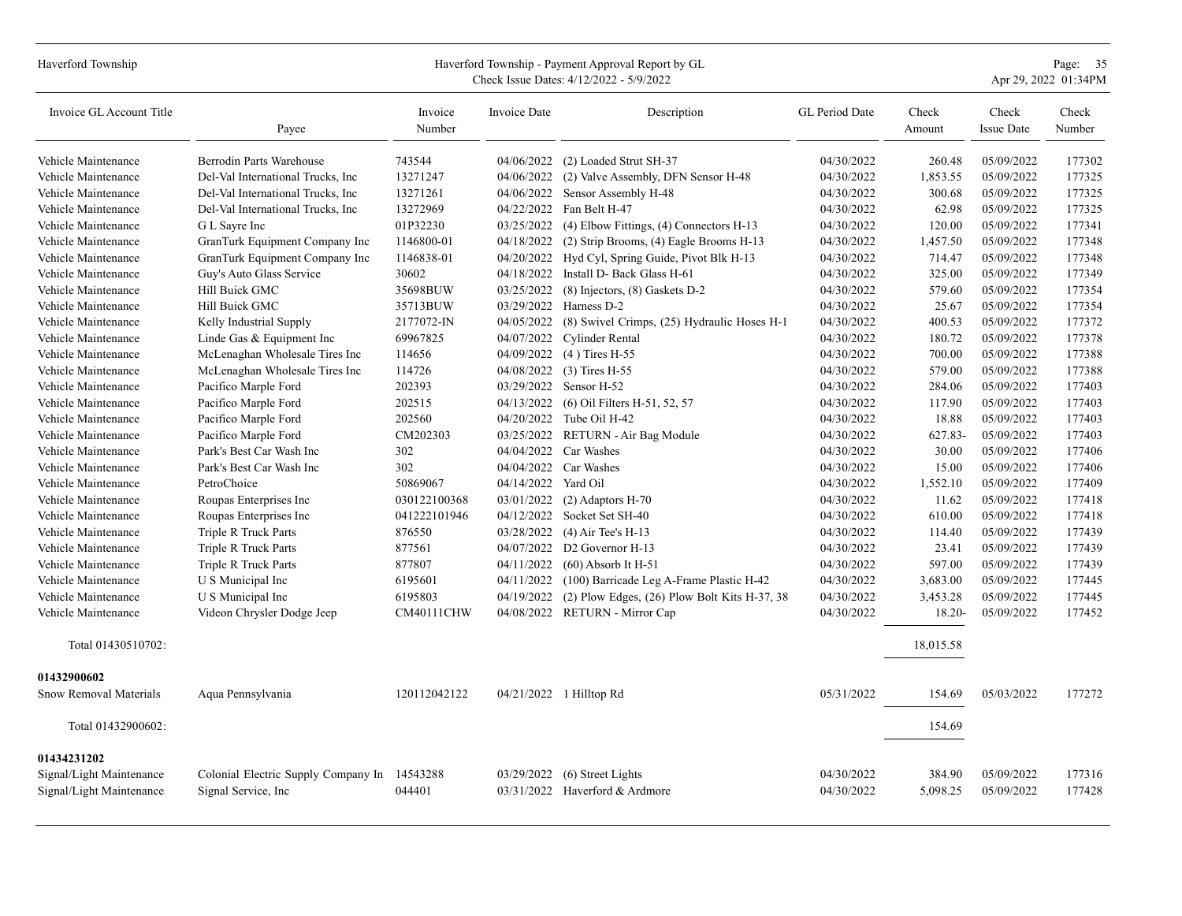| Invoice GL Account Title | Payee | Invoice Number | Invoice Date | Description | GL Period Date | Check Amount | Check Issue Date | Check Number |
|---|---|---|---|---|---|---|---|---|
| Vehicle Maintenance | Berrodin Parts Warehouse | 743544 | 04/06/2022 | (2) Loaded Strut SH-37 | 04/30/2022 | 260.48 | 05/09/2022 | 177302 |
| Vehicle Maintenance | Del-Val International Trucks, Inc | 13271247 | 04/06/2022 | (2) Valve Assembly, DFN Sensor H-48 | 04/30/2022 | 1,853.55 | 05/09/2022 | 177325 |
| Vehicle Maintenance | Del-Val International Trucks, Inc | 13271261 | 04/06/2022 | Sensor Assembly H-48 | 04/30/2022 | 300.68 | 05/09/2022 | 177325 |
| Vehicle Maintenance | Del-Val International Trucks, Inc | 13272969 | 04/22/2022 | Fan Belt H-47 | 04/30/2022 | 62.98 | 05/09/2022 | 177325 |
| Vehicle Maintenance | G L Sayre Inc | 01P32230 | 03/25/2022 | (4) Elbow Fittings, (4) Connectors H-13 | 04/30/2022 | 120.00 | 05/09/2022 | 177341 |
| Vehicle Maintenance | GranTurk Equipment Company Inc | 1146800-01 | 04/18/2022 | (2) Strip Brooms, (4) Eagle Brooms H-13 | 04/30/2022 | 1,457.50 | 05/09/2022 | 177348 |
| Vehicle Maintenance | GranTurk Equipment Company Inc | 1146838-01 | 04/20/2022 | Hyd Cyl, Spring Guide, Pivot Blk H-13 | 04/30/2022 | 714.47 | 05/09/2022 | 177348 |
| Vehicle Maintenance | Guy's Auto Glass Service | 30602 | 04/18/2022 | Install D- Back Glass H-61 | 04/30/2022 | 325.00 | 05/09/2022 | 177349 |
| Vehicle Maintenance | Hill Buick GMC | 35698BUW | 03/25/2022 | (8) Injectors, (8) Gaskets D-2 | 04/30/2022 | 579.60 | 05/09/2022 | 177354 |
| Vehicle Maintenance | Hill Buick GMC | 35713BUW | 03/29/2022 | Harness D-2 | 04/30/2022 | 25.67 | 05/09/2022 | 177354 |
| Vehicle Maintenance | Kelly Industrial Supply | 2177072-IN | 04/05/2022 | (8) Swivel Crimps, (25) Hydraulic Hoses H-1 | 04/30/2022 | 400.53 | 05/09/2022 | 177372 |
| Vehicle Maintenance | Linde Gas & Equipment Inc | 69967825 | 04/07/2022 | Cylinder Rental | 04/30/2022 | 180.72 | 05/09/2022 | 177378 |
| Vehicle Maintenance | McLenaghan Wholesale Tires Inc | 114656 | 04/09/2022 | (4 ) Tires H-55 | 04/30/2022 | 700.00 | 05/09/2022 | 177388 |
| Vehicle Maintenance | McLenaghan Wholesale Tires Inc | 114726 | 04/08/2022 | (3) Tires H-55 | 04/30/2022 | 579.00 | 05/09/2022 | 177388 |
| Vehicle Maintenance | Pacifico Marple Ford | 202393 | 03/29/2022 | Sensor H-52 | 04/30/2022 | 284.06 | 05/09/2022 | 177403 |
| Vehicle Maintenance | Pacifico Marple Ford | 202515 | 04/13/2022 | (6) Oil Filters H-51, 52, 57 | 04/30/2022 | 117.90 | 05/09/2022 | 177403 |
| Vehicle Maintenance | Pacifico Marple Ford | 202560 | 04/20/2022 | Tube Oil H-42 | 04/30/2022 | 18.88 | 05/09/2022 | 177403 |
| Vehicle Maintenance | Pacifico Marple Ford | CM202303 | 03/25/2022 | RETURN - Air Bag Module | 04/30/2022 | 627.83- | 05/09/2022 | 177403 |
| Vehicle Maintenance | Park's Best Car Wash Inc | 302 | 04/04/2022 | Car Washes | 04/30/2022 | 30.00 | 05/09/2022 | 177406 |
| Vehicle Maintenance | Park's Best Car Wash Inc | 302 | 04/04/2022 | Car Washes | 04/30/2022 | 15.00 | 05/09/2022 | 177406 |
| Vehicle Maintenance | PetroChoice | 50869067 | 04/14/2022 | Yard Oil | 04/30/2022 | 1,552.10 | 05/09/2022 | 177409 |
| Vehicle Maintenance | Roupas Enterprises Inc | 030122100368 | 03/01/2022 | (2) Adaptors H-70 | 04/30/2022 | 11.62 | 05/09/2022 | 177418 |
| Vehicle Maintenance | Roupas Enterprises Inc | 041222101946 | 04/12/2022 | Socket Set SH-40 | 04/30/2022 | 610.00 | 05/09/2022 | 177418 |
| Vehicle Maintenance | Triple R Truck Parts | 876550 | 03/28/2022 | (4) Air Tee's H-13 | 04/30/2022 | 114.40 | 05/09/2022 | 177439 |
| Vehicle Maintenance | Triple R Truck Parts | 877561 | 04/07/2022 | D2 Governor H-13 | 04/30/2022 | 23.41 | 05/09/2022 | 177439 |
| Vehicle Maintenance | Triple R Truck Parts | 877807 | 04/11/2022 | (60) Absorb It H-51 | 04/30/2022 | 597.00 | 05/09/2022 | 177439 |
| Vehicle Maintenance | U S Municipal Inc | 6195601 | 04/11/2022 | (100) Barricade Leg A-Frame Plastic H-42 | 04/30/2022 | 3,683.00 | 05/09/2022 | 177445 |
| Vehicle Maintenance | U S Municipal Inc | 6195803 | 04/19/2022 | (2) Plow Edges, (26) Plow Bolt Kits H-37, 38 | 04/30/2022 | 3,453.28 | 05/09/2022 | 177445 |
| Vehicle Maintenance | Videon Chrysler Dodge Jeep | CM40111CHW | 04/08/2022 | RETURN - Mirror Cap | 04/30/2022 | 18.20- | 05/09/2022 | 177452 |
| Total 01430510702: | | | | | | 18,015.58 | | |
| **01432900602** | | | | | | | | |
| Snow Removal Materials | Aqua Pennsylvania | 120112042122 | 04/21/2022 | 1 Hilltop Rd | 05/31/2022 | 154.69 | 05/03/2022 | 177272 |
| Total 01432900602: | | | | | | 154.69 | | |
| **01434231202** | | | | | | | | |
| Signal/Light Maintenance | Colonial Electric Supply Company In | 14543288 | 03/29/2022 | (6) Street Lights | 04/30/2022 | 384.90 | 05/09/2022 | 177316 |
| Signal/Light Maintenance | Signal Service, Inc | 044401 | 03/31/2022 | Haverford & Ardmore | 04/30/2022 | 5,098.25 | 05/09/2022 | 177428 |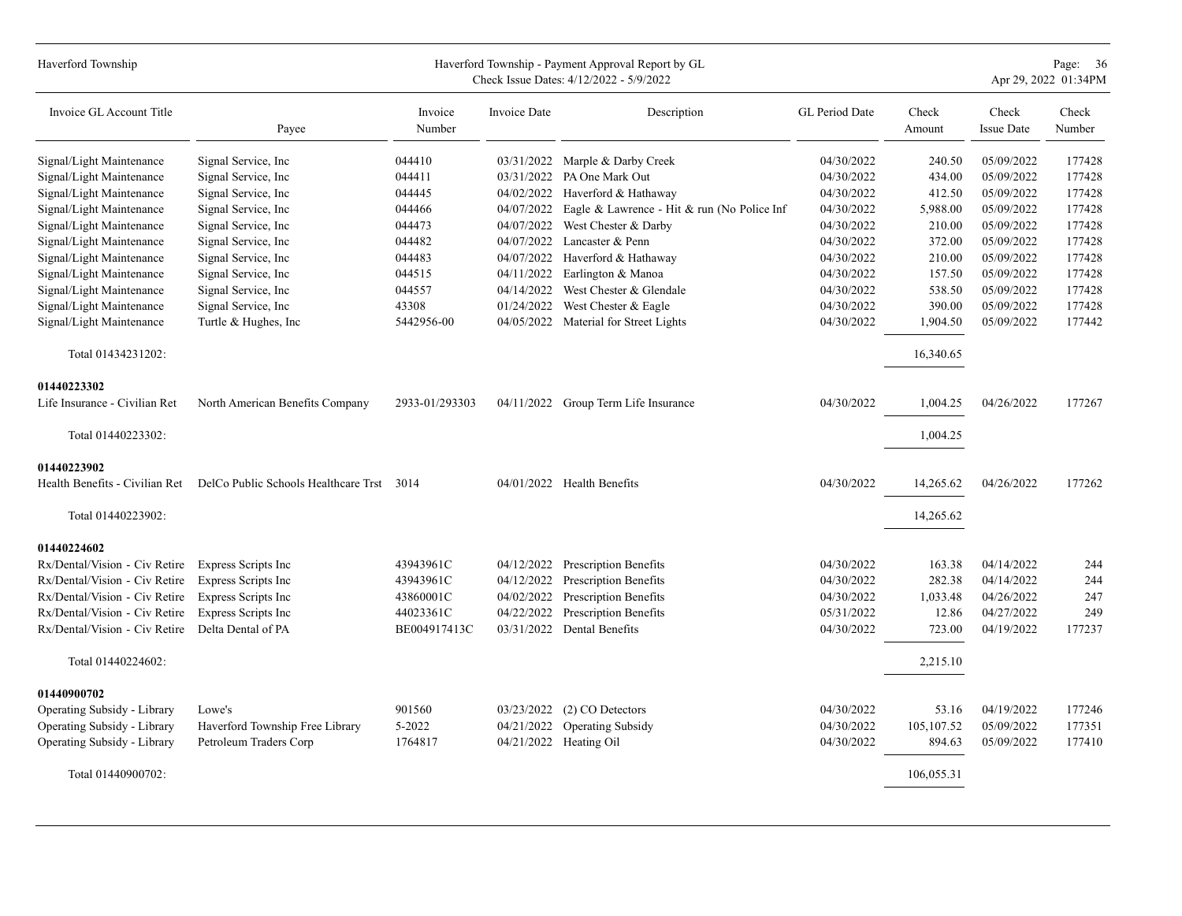| Invoice GL Account Title | Payee | Invoice Number | Invoice Date | Description | GL Period Date | Check Amount | Check Issue Date | Check Number |
|---|---|---|---|---|---|---|---|---|
| Signal/Light Maintenance | Signal Service, Inc | 044410 | 03/31/2022 | Marple & Darby Creek | 04/30/2022 | 240.50 | 05/09/2022 | 177428 |
| Signal/Light Maintenance | Signal Service, Inc | 044411 | 03/31/2022 | PA One Mark Out | 04/30/2022 | 434.00 | 05/09/2022 | 177428 |
| Signal/Light Maintenance | Signal Service, Inc | 044445 | 04/02/2022 | Haverford & Hathaway | 04/30/2022 | 412.50 | 05/09/2022 | 177428 |
| Signal/Light Maintenance | Signal Service, Inc | 044466 | 04/07/2022 | Eagle & Lawrence - Hit & run (No Police Inf | 04/30/2022 | 5,988.00 | 05/09/2022 | 177428 |
| Signal/Light Maintenance | Signal Service, Inc | 044473 | 04/07/2022 | West Chester & Darby | 04/30/2022 | 210.00 | 05/09/2022 | 177428 |
| Signal/Light Maintenance | Signal Service, Inc | 044482 | 04/07/2022 | Lancaster & Penn | 04/30/2022 | 372.00 | 05/09/2022 | 177428 |
| Signal/Light Maintenance | Signal Service, Inc | 044483 | 04/07/2022 | Haverford & Hathaway | 04/30/2022 | 210.00 | 05/09/2022 | 177428 |
| Signal/Light Maintenance | Signal Service, Inc | 044515 | 04/11/2022 | Earlington & Manoa | 04/30/2022 | 157.50 | 05/09/2022 | 177428 |
| Signal/Light Maintenance | Signal Service, Inc | 044557 | 04/14/2022 | West Chester & Glendale | 04/30/2022 | 538.50 | 05/09/2022 | 177428 |
| Signal/Light Maintenance | Signal Service, Inc | 43308 | 01/24/2022 | West Chester & Eagle | 04/30/2022 | 390.00 | 05/09/2022 | 177428 |
| Signal/Light Maintenance | Turtle & Hughes, Inc | 5442956-00 | 04/05/2022 | Material for Street Lights | 04/30/2022 | 1,904.50 | 05/09/2022 | 177442 |
| Total 01434231202: | | | | | | 16,340.65 | | |
| **01440223302** | | | | | | | | |
| Life Insurance - Civilian Ret | North American Benefits Company | 2933-01/293303 | 04/11/2022 | Group Term Life Insurance | 04/30/2022 | 1,004.25 | 04/26/2022 | 177267 |
| Total 01440223302: | | | | | | 1,004.25 | | |
| **01440223902** | | | | | | | | |
| Health Benefits - Civilian Ret | DelCo Public Schools Healthcare Trst | 3014 | 04/01/2022 | Health Benefits | 04/30/2022 | 14,265.62 | 04/26/2022 | 177262 |
| Total 01440223902: | | | | | | 14,265.62 | | |
| **01440224602** | | | | | | | | |
| Rx/Dental/Vision - Civ Retire | Express Scripts Inc | 43943961C | 04/12/2022 | Prescription Benefits | 04/30/2022 | 163.38 | 04/14/2022 | 244 |
| Rx/Dental/Vision - Civ Retire | Express Scripts Inc | 43943961C | 04/12/2022 | Prescription Benefits | 04/30/2022 | 282.38 | 04/14/2022 | 244 |
| Rx/Dental/Vision - Civ Retire | Express Scripts Inc | 43860001C | 04/02/2022 | Prescription Benefits | 04/30/2022 | 1,033.48 | 04/26/2022 | 247 |
| Rx/Dental/Vision - Civ Retire | Express Scripts Inc | 44023361C | 04/22/2022 | Prescription Benefits | 05/31/2022 | 12.86 | 04/27/2022 | 249 |
| Rx/Dental/Vision - Civ Retire | Delta Dental of PA | BE004917413C | 03/31/2022 | Dental Benefits | 04/30/2022 | 723.00 | 04/19/2022 | 177237 |
| Total 01440224602: | | | | | | 2,215.10 | | |
| **01440900702** | | | | | | | | |
| Operating Subsidy - Library | Lowe's | 901560 | 03/23/2022 | (2) CO Detectors | 04/30/2022 | 53.16 | 04/19/2022 | 177246 |
| Operating Subsidy - Library | Haverford Township Free Library | 5-2022 | 04/21/2022 | Operating Subsidy | 04/30/2022 | 105,107.52 | 05/09/2022 | 177351 |
| Operating Subsidy - Library | Petroleum Traders Corp | 1764817 | 04/21/2022 | Heating Oil | 04/30/2022 | 894.63 | 05/09/2022 | 177410 |
| Total 01440900702: | | | | | | 106,055.31 | | |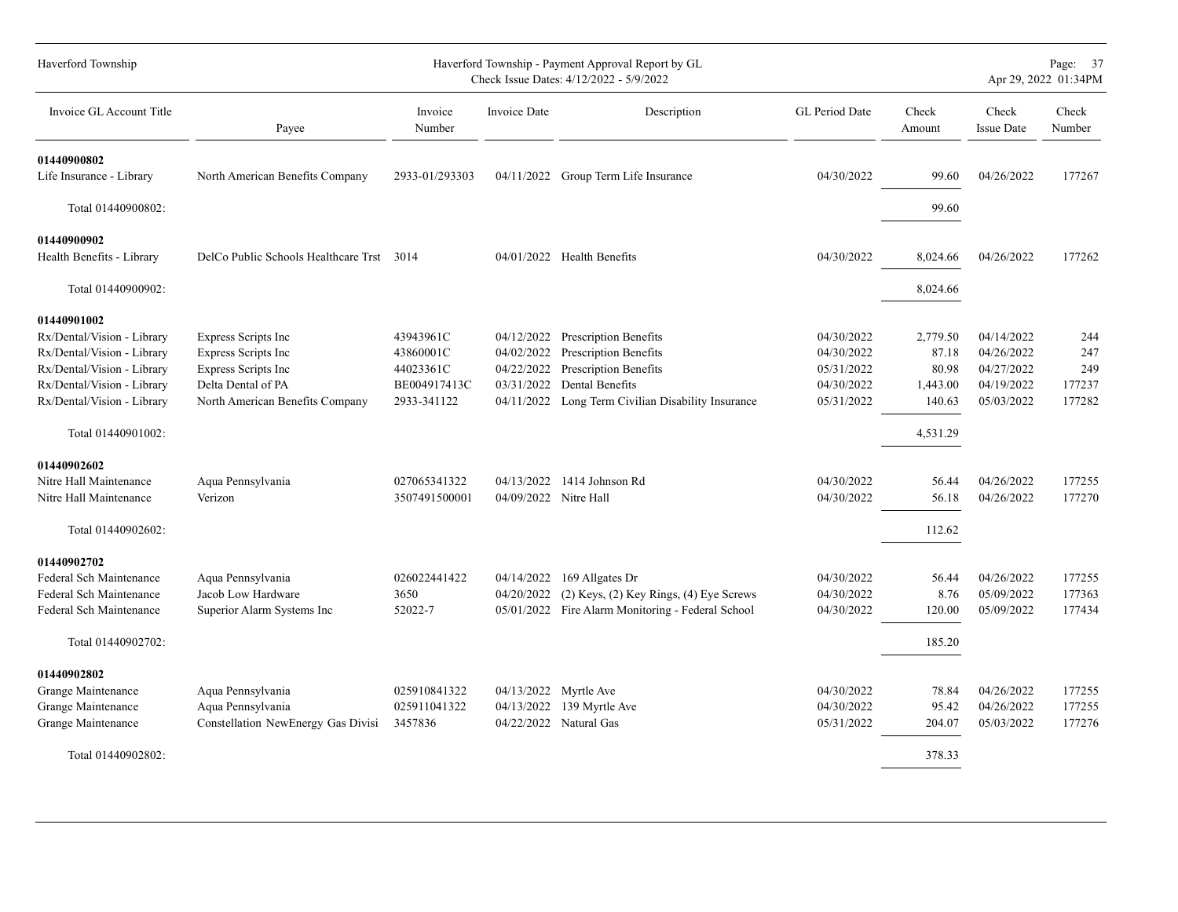| Invoice GL Account Title | Payee | Invoice Number | Invoice Date | Description | GL Period Date | Check Amount | Check Issue Date | Check Number |
|---|---|---|---|---|---|---|---|---|
| **01440900802** | | | | | | | | |
| Life Insurance - Library | North American Benefits Company | 2933-01/293303 | 04/11/2022 | Group Term Life Insurance | 04/30/2022 | 99.60 | 04/26/2022 | 177267 |
| Total 01440900802: | | | | | | 99.60 | | |
| **01440900902** | | | | | | | | |
| Health Benefits - Library | DelCo Public Schools Healthcare Trst | 3014 | 04/01/2022 | Health Benefits | 04/30/2022 | 8,024.66 | 04/26/2022 | 177262 |
| Total 01440900902: | | | | | | 8,024.66 | | |
| **01440901002** | | | | | | | | |
| Rx/Dental/Vision - Library | Express Scripts Inc | 43943961C | 04/12/2022 | Prescription Benefits | 04/30/2022 | 2,779.50 | 04/14/2022 | 244 |
| Rx/Dental/Vision - Library | Express Scripts Inc | 43860001C | 04/02/2022 | Prescription Benefits | 04/30/2022 | 87.18 | 04/26/2022 | 247 |
| Rx/Dental/Vision - Library | Express Scripts Inc | 44023361C | 04/22/2022 | Prescription Benefits | 05/31/2022 | 80.98 | 04/27/2022 | 249 |
| Rx/Dental/Vision - Library | Delta Dental of PA | BE004917413C | 03/31/2022 | Dental Benefits | 04/30/2022 | 1,443.00 | 04/19/2022 | 177237 |
| Rx/Dental/Vision - Library | North American Benefits Company | 2933-341122 | 04/11/2022 | Long Term Civilian Disability Insurance | 05/31/2022 | 140.63 | 05/03/2022 | 177282 |
| Total 01440901002: | | | | | | 4,531.29 | | |
| **01440902602** | | | | | | | | |
| Nitre Hall Maintenance | Aqua Pennsylvania | 027065341322 | 04/13/2022 | 1414 Johnson Rd | 04/30/2022 | 56.44 | 04/26/2022 | 177255 |
| Nitre Hall Maintenance | Verizon | 3507491500001 | 04/09/2022 | Nitre Hall | 04/30/2022 | 56.18 | 04/26/2022 | 177270 |
| Total 01440902602: | | | | | | 112.62 | | |
| **01440902702** | | | | | | | | |
| Federal Sch Maintenance | Aqua Pennsylvania | 026022441422 | 04/14/2022 | 169 Allgates Dr | 04/30/2022 | 56.44 | 04/26/2022 | 177255 |
| Federal Sch Maintenance | Jacob Low Hardware | 3650 | 04/20/2022 | (2) Keys, (2) Key Rings, (4) Eye Screws | 04/30/2022 | 8.76 | 05/09/2022 | 177363 |
| Federal Sch Maintenance | Superior Alarm Systems Inc | 52022-7 | 05/01/2022 | Fire Alarm Monitoring - Federal School | 04/30/2022 | 120.00 | 05/09/2022 | 177434 |
| Total 01440902702: | | | | | | 185.20 | | |
| **01440902802** | | | | | | | | |
| Grange Maintenance | Aqua Pennsylvania | 025910841322 | 04/13/2022 | Myrtle Ave | 04/30/2022 | 78.84 | 04/26/2022 | 177255 |
| Grange Maintenance | Aqua Pennsylvania | 025911041322 | 04/13/2022 | 139 Myrtle Ave | 04/30/2022 | 95.42 | 04/26/2022 | 177255 |
| Grange Maintenance | Constellation NewEnergy Gas Divisi | 3457836 | 04/22/2022 | Natural Gas | 05/31/2022 | 204.07 | 05/03/2022 | 177276 |
| Total 01440902802: | | | | | | 378.33 | | |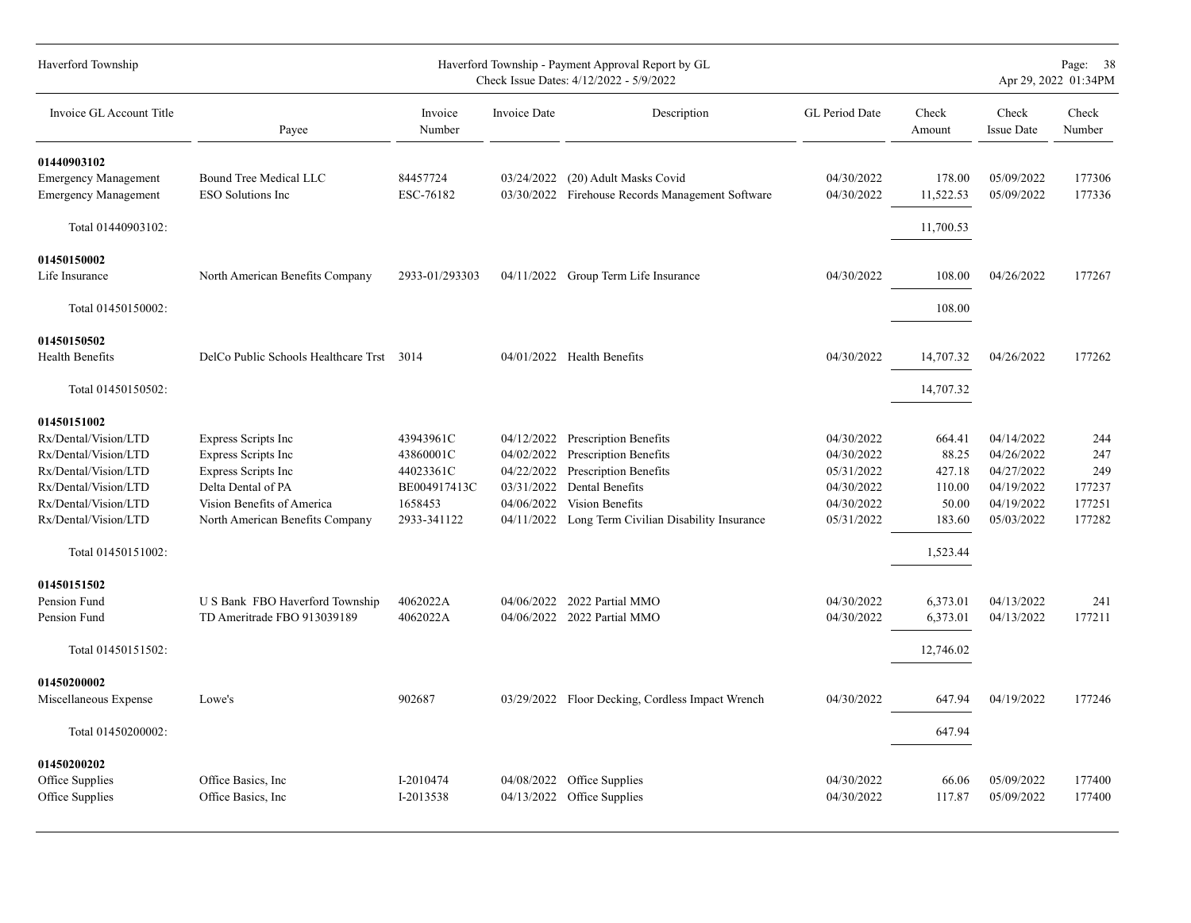| Invoice GL Account Title | Payee | Invoice Number | Invoice Date | Description | GL Period Date | Check Amount | Check Issue Date | Check Number |
|---|---|---|---|---|---|---|---|---|
| **01440903102** | | | | | | | | |
| Emergency Management | Bound Tree Medical LLC | 84457724 | 03/24/2022 | (20) Adult Masks Covid | 04/30/2022 | 178.00 | 05/09/2022 | 177306 |
| Emergency Management | ESO Solutions Inc | ESC-76182 | 03/30/2022 | Firehouse Records Management Software | 04/30/2022 | 11,522.53 | 05/09/2022 | 177336 |
| Total 01440903102: | | | | | | 11,700.53 | | |
| **01450150002** | | | | | | | | |
| Life Insurance | North American Benefits Company | 2933-01/293303 | 04/11/2022 | Group Term Life Insurance | 04/30/2022 | 108.00 | 04/26/2022 | 177267 |
| Total 01450150002: | | | | | | 108.00 | | |
| **01450150502** | | | | | | | | |
| Health Benefits | DelCo Public Schools Healthcare Trst | 3014 | 04/01/2022 | Health Benefits | 04/30/2022 | 14,707.32 | 04/26/2022 | 177262 |
| Total 01450150502: | | | | | | 14,707.32 | | |
| **01450151002** | | | | | | | | |
| Rx/Dental/Vision/LTD | Express Scripts Inc | 43943961C | 04/12/2022 | Prescription Benefits | 04/30/2022 | 664.41 | 04/14/2022 | 244 |
| Rx/Dental/Vision/LTD | Express Scripts Inc | 43860001C | 04/02/2022 | Prescription Benefits | 04/30/2022 | 88.25 | 04/26/2022 | 247 |
| Rx/Dental/Vision/LTD | Express Scripts Inc | 44023361C | 04/22/2022 | Prescription Benefits | 05/31/2022 | 427.18 | 04/27/2022 | 249 |
| Rx/Dental/Vision/LTD | Delta Dental of PA | BE004917413C | 03/31/2022 | Dental Benefits | 04/30/2022 | 110.00 | 04/19/2022 | 177237 |
| Rx/Dental/Vision/LTD | Vision Benefits of America | 1658453 | 04/06/2022 | Vision Benefits | 04/30/2022 | 50.00 | 04/19/2022 | 177251 |
| Rx/Dental/Vision/LTD | North American Benefits Company | 2933-341122 | 04/11/2022 | Long Term Civilian Disability Insurance | 05/31/2022 | 183.60 | 05/03/2022 | 177282 |
| Total 01450151002: | | | | | | 1,523.44 | | |
| **01450151502** | | | | | | | | |
| Pension Fund | U S Bank FBO Haverford Township | 4062022A | 04/06/2022 | 2022 Partial MMO | 04/30/2022 | 6,373.01 | 04/13/2022 | 241 |
| Pension Fund | TD Ameritrade FBO 913039189 | 4062022A | 04/06/2022 | 2022 Partial MMO | 04/30/2022 | 6,373.01 | 04/13/2022 | 177211 |
| Total 01450151502: | | | | | | 12,746.02 | | |
| **01450200002** | | | | | | | | |
| Miscellaneous Expense | Lowe's | 902687 | 03/29/2022 | Floor Decking, Cordless Impact Wrench | 04/30/2022 | 647.94 | 04/19/2022 | 177246 |
| Total 01450200002: | | | | | | 647.94 | | |
| **01450200202** | | | | | | | | |
| Office Supplies | Office Basics, Inc | I-2010474 | 04/08/2022 | Office Supplies | 04/30/2022 | 66.06 | 05/09/2022 | 177400 |
| Office Supplies | Office Basics, Inc | I-2013538 | 04/13/2022 | Office Supplies | 04/30/2022 | 117.87 | 05/09/2022 | 177400 |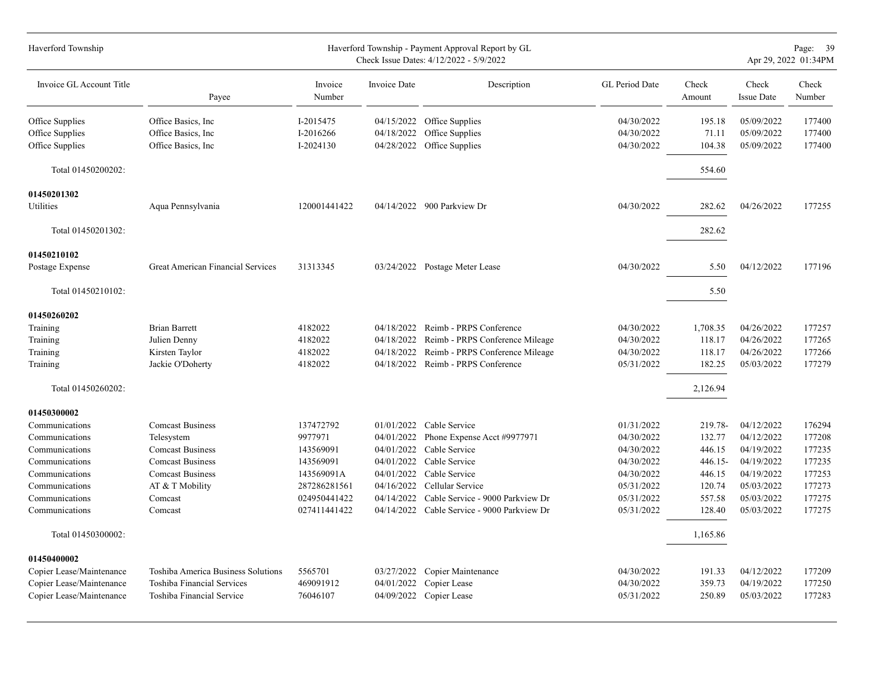| Invoice GL Account Title | Payee | Invoice Number | Invoice Date | Description | GL Period Date | Check Amount | Check Issue Date | Check Number |
|---|---|---|---|---|---|---|---|---|
| Office Supplies | Office Basics, Inc | I-2015475 | 04/15/2022 | Office Supplies | 04/30/2022 | 195.18 | 05/09/2022 | 177400 |
| Office Supplies | Office Basics, Inc | I-2016266 | 04/18/2022 | Office Supplies | 04/30/2022 | 71.11 | 05/09/2022 | 177400 |
| Office Supplies | Office Basics, Inc | I-2024130 | 04/28/2022 | Office Supplies | 04/30/2022 | 104.38 | 05/09/2022 | 177400 |
| Total 01450200202: | | | | | | 554.60 | | |
| **01450201302** | | | | | | | | |
| Utilities | Aqua Pennsylvania | 120001441422 | 04/14/2022 | 900 Parkview Dr | 04/30/2022 | 282.62 | 04/26/2022 | 177255 |
| Total 01450201302: | | | | | | 282.62 | | |
| **01450210102** | | | | | | | | |
| Postage Expense | Great American Financial Services | 31313345 | 03/24/2022 | Postage Meter Lease | 04/30/2022 | 5.50 | 04/12/2022 | 177196 |
| Total 01450210102: | | | | | | 5.50 | | |
| **01450260202** | | | | | | | | |
| Training | Brian Barrett | 4182022 | 04/18/2022 | Reimb - PRPS Conference | 04/30/2022 | 1,708.35 | 04/26/2022 | 177257 |
| Training | Julien Denny | 4182022 | 04/18/2022 | Reimb - PRPS Conference Mileage | 04/30/2022 | 118.17 | 04/26/2022 | 177265 |
| Training | Kirsten Taylor | 4182022 | 04/18/2022 | Reimb - PRPS Conference Mileage | 04/30/2022 | 118.17 | 04/26/2022 | 177266 |
| Training | Jackie O'Doherty | 4182022 | 04/18/2022 | Reimb - PRPS Conference | 05/31/2022 | 182.25 | 05/03/2022 | 177279 |
| Total 01450260202: | | | | | | 2,126.94 | | |
| **01450300002** | | | | | | | | |
| Communications | Comcast Business | 137472792 | 01/01/2022 | Cable Service | 01/31/2022 | 219.78- | 04/12/2022 | 176294 |
| Communications | Telesystem | 9977971 | 04/01/2022 | Phone Expense Acct #9977971 | 04/30/2022 | 132.77 | 04/12/2022 | 177208 |
| Communications | Comcast Business | 143569091 | 04/01/2022 | Cable Service | 04/30/2022 | 446.15 | 04/19/2022 | 177235 |
| Communications | Comcast Business | 143569091 | 04/01/2022 | Cable Service | 04/30/2022 | 446.15- | 04/19/2022 | 177235 |
| Communications | Comcast Business | 143569091A | 04/01/2022 | Cable Service | 04/30/2022 | 446.15 | 04/19/2022 | 177253 |
| Communications | AT & T Mobility | 287286281561 | 04/16/2022 | Cellular Service | 05/31/2022 | 120.74 | 05/03/2022 | 177273 |
| Communications | Comcast | 024950441422 | 04/14/2022 | Cable Service - 9000 Parkview Dr | 05/31/2022 | 557.58 | 05/03/2022 | 177275 |
| Communications | Comcast | 027411441422 | 04/14/2022 | Cable Service - 9000 Parkview Dr | 05/31/2022 | 128.40 | 05/03/2022 | 177275 |
| Total 01450300002: | | | | | | 1,165.86 | | |
| **01450400002** | | | | | | | | |
| Copier Lease/Maintenance | Toshiba America Business Solutions | 5565701 | 03/27/2022 | Copier Maintenance | 04/30/2022 | 191.33 | 04/12/2022 | 177209 |
| Copier Lease/Maintenance | Toshiba Financial Services | 469091912 | 04/01/2022 | Copier Lease | 04/30/2022 | 359.73 | 04/19/2022 | 177250 |
| Copier Lease/Maintenance | Toshiba Financial Service | 76046107 | 04/09/2022 | Copier Lease | 05/31/2022 | 250.89 | 05/03/2022 | 177283 |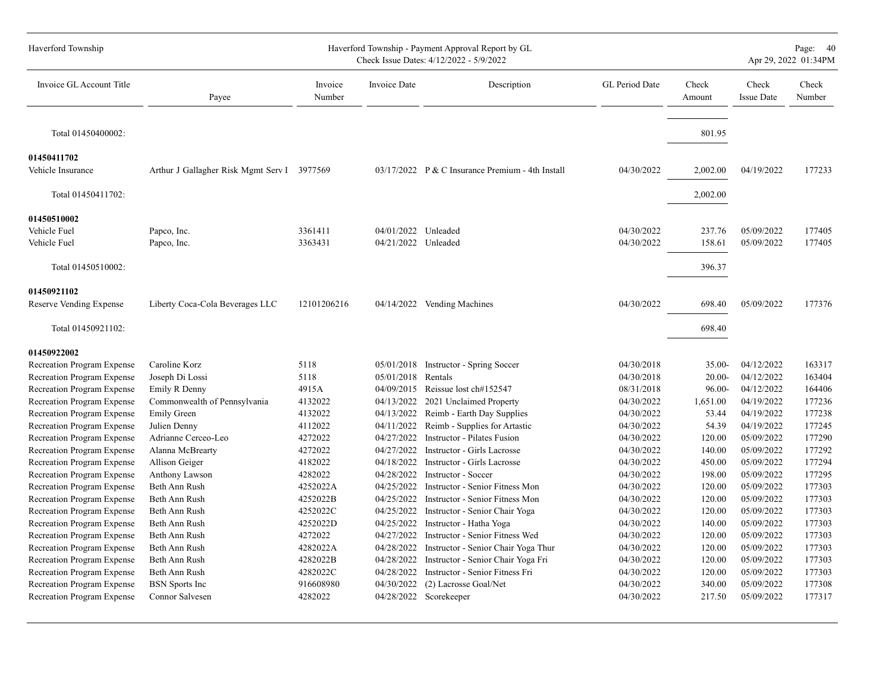| Invoice GL Account Title | Payee | Invoice Number | Invoice Date | Description | GL Period Date | Check Amount | Check Issue Date | Check Number |
|---|---|---|---|---|---|---|---|---|
| Total 01450400002: | | | | | | 801.95 | | |
| **01450411702** | | | | | | | | |
| Vehicle Insurance | Arthur J Gallagher Risk Mgmt Serv I | 3977569 | 03/17/2022 | P & C Insurance Premium - 4th Install | 04/30/2022 | 2,002.00 | 04/19/2022 | 177233 |
| Total 01450411702: | | | | | | 2,002.00 | | |
| **01450510002** | | | | | | | | |
| Vehicle Fuel | Papco, Inc. | 3361411 | 04/01/2022 | Unleaded | 04/30/2022 | 237.76 | 05/09/2022 | 177405 |
| Vehicle Fuel | Papco, Inc. | 3363431 | 04/21/2022 | Unleaded | 04/30/2022 | 158.61 | 05/09/2022 | 177405 |
| Total 01450510002: | | | | | | 396.37 | | |
| **01450921102** | | | | | | | | |
| Reserve Vending Expense | Liberty Coca-Cola Beverages LLC | 12101206216 | 04/14/2022 | Vending Machines | 04/30/2022 | 698.40 | 05/09/2022 | 177376 |
| Total 01450921102: | | | | | | 698.40 | | |
| **01450922002** | | | | | | | | |
| Recreation Program Expense | Caroline Korz | 5118 | 05/01/2018 | Instructor - Spring Soccer | 04/30/2018 | 35.00- | 04/12/2022 | 163317 |
| Recreation Program Expense | Joseph Di Lossi | 5118 | 05/01/2018 | Rentals | 04/30/2018 | 20.00- | 04/12/2022 | 163404 |
| Recreation Program Expense | Emily R Denny | 4915A | 04/09/2015 | Reissue lost ch#152547 | 08/31/2018 | 96.00- | 04/12/2022 | 164406 |
| Recreation Program Expense | Commonwealth of Pennsylvania | 4132022 | 04/13/2022 | 2021 Unclaimed Property | 04/30/2022 | 1,651.00 | 04/19/2022 | 177236 |
| Recreation Program Expense | Emily Green | 4132022 | 04/13/2022 | Reimb - Earth Day Supplies | 04/30/2022 | 53.44 | 04/19/2022 | 177238 |
| Recreation Program Expense | Julien Denny | 4112022 | 04/11/2022 | Reimb - Supplies for Artastic | 04/30/2022 | 54.39 | 04/19/2022 | 177245 |
| Recreation Program Expense | Adrianne Cerceo-Leo | 4272022 | 04/27/2022 | Instructor - Pilates Fusion | 04/30/2022 | 120.00 | 05/09/2022 | 177290 |
| Recreation Program Expense | Alanna McBrearty | 4272022 | 04/27/2022 | Instructor - Girls Lacrosse | 04/30/2022 | 140.00 | 05/09/2022 | 177292 |
| Recreation Program Expense | Allison Geiger | 4182022 | 04/18/2022 | Instructor - Girls Lacrosse | 04/30/2022 | 450.00 | 05/09/2022 | 177294 |
| Recreation Program Expense | Anthony Lawson | 4282022 | 04/28/2022 | Instructor - Soccer | 04/30/2022 | 198.00 | 05/09/2022 | 177295 |
| Recreation Program Expense | Beth Ann Rush | 4252022A | 04/25/2022 | Instructor - Senior Fitness Mon | 04/30/2022 | 120.00 | 05/09/2022 | 177303 |
| Recreation Program Expense | Beth Ann Rush | 4252022B | 04/25/2022 | Instructor - Senior Fitness Mon | 04/30/2022 | 120.00 | 05/09/2022 | 177303 |
| Recreation Program Expense | Beth Ann Rush | 4252022C | 04/25/2022 | Instructor - Senior Chair Yoga | 04/30/2022 | 120.00 | 05/09/2022 | 177303 |
| Recreation Program Expense | Beth Ann Rush | 4252022D | 04/25/2022 | Instructor - Hatha Yoga | 04/30/2022 | 140.00 | 05/09/2022 | 177303 |
| Recreation Program Expense | Beth Ann Rush | 4272022 | 04/27/2022 | Instructor - Senior Fitness Wed | 04/30/2022 | 120.00 | 05/09/2022 | 177303 |
| Recreation Program Expense | Beth Ann Rush | 4282022A | 04/28/2022 | Instructor - Senior Chair Yoga Thur | 04/30/2022 | 120.00 | 05/09/2022 | 177303 |
| Recreation Program Expense | Beth Ann Rush | 4282022B | 04/28/2022 | Instructor - Senior Chair Yoga Fri | 04/30/2022 | 120.00 | 05/09/2022 | 177303 |
| Recreation Program Expense | Beth Ann Rush | 4282022C | 04/28/2022 | Instructor - Senior Fitness Fri | 04/30/2022 | 120.00 | 05/09/2022 | 177303 |
| Recreation Program Expense | BSN Sports Inc | 916608980 | 04/30/2022 | (2) Lacrosse Goal/Net | 04/30/2022 | 340.00 | 05/09/2022 | 177308 |
| Recreation Program Expense | Connor Salvesen | 4282022 | 04/28/2022 | Scorekeeper | 04/30/2022 | 217.50 | 05/09/2022 | 177317 |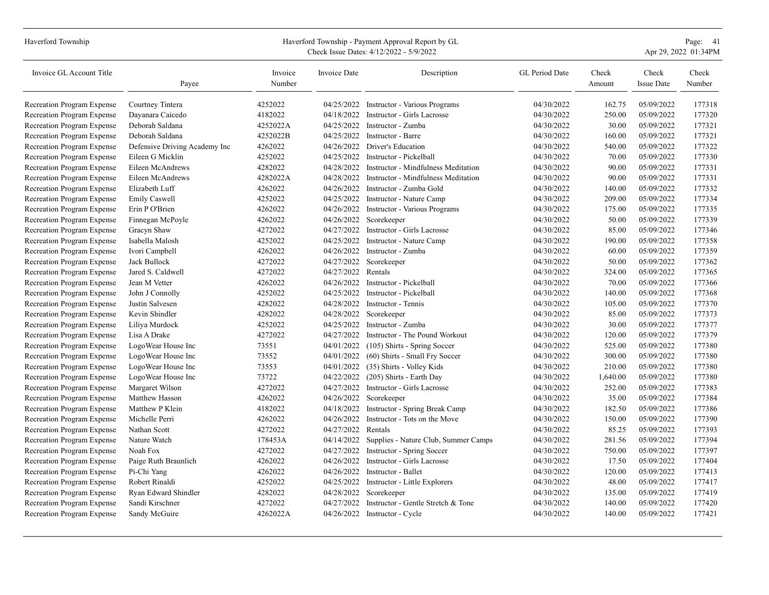| Invoice GL Account Title | Payee | Invoice Number | Invoice Date | Description | GL Period Date | Check Amount | Check Issue Date | Check Number |
|---|---|---|---|---|---|---|---|---|
| Recreation Program Expense | Courtney Tintera | 4252022 | 04/25/2022 | Instructor - Various Programs | 04/30/2022 | 162.75 | 05/09/2022 | 177318 |
| Recreation Program Expense | Dayanara Caicedo | 4182022 | 04/18/2022 | Instructor - Girls Lacrosse | 04/30/2022 | 250.00 | 05/09/2022 | 177320 |
| Recreation Program Expense | Deborah Saldana | 4252022A | 04/25/2022 | Instructor - Zumba | 04/30/2022 | 30.00 | 05/09/2022 | 177321 |
| Recreation Program Expense | Deborah Saldana | 4252022B | 04/25/2022 | Instructor - Barre | 04/30/2022 | 160.00 | 05/09/2022 | 177321 |
| Recreation Program Expense | Defensive Driving Academy Inc | 4262022 | 04/26/2022 | Driver's Education | 04/30/2022 | 540.00 | 05/09/2022 | 177322 |
| Recreation Program Expense | Eileen G Micklin | 4252022 | 04/25/2022 | Instructor - Pickelball | 04/30/2022 | 70.00 | 05/09/2022 | 177330 |
| Recreation Program Expense | Eileen McAndrews | 4282022 | 04/28/2022 | Instructor - Mindfulness Meditation | 04/30/2022 | 90.00 | 05/09/2022 | 177331 |
| Recreation Program Expense | Eileen McAndrews | 4282022A | 04/28/2022 | Instructor - Mindfulness Meditation | 04/30/2022 | 90.00 | 05/09/2022 | 177331 |
| Recreation Program Expense | Elizabeth Luff | 4262022 | 04/26/2022 | Instructor - Zumba Gold | 04/30/2022 | 140.00 | 05/09/2022 | 177332 |
| Recreation Program Expense | Emily Caswell | 4252022 | 04/25/2022 | Instructor - Nature Camp | 04/30/2022 | 209.00 | 05/09/2022 | 177334 |
| Recreation Program Expense | Erin P O'Brien | 4262022 | 04/26/2022 | Instructor - Various Programs | 04/30/2022 | 175.00 | 05/09/2022 | 177335 |
| Recreation Program Expense | Finnegan McPoyle | 4262022 | 04/26/2022 | Scorekeeper | 04/30/2022 | 50.00 | 05/09/2022 | 177339 |
| Recreation Program Expense | Gracyn Shaw | 4272022 | 04/27/2022 | Instructor - Girls Lacrosse | 04/30/2022 | 85.00 | 05/09/2022 | 177346 |
| Recreation Program Expense | Isabella Malosh | 4252022 | 04/25/2022 | Instructor - Nature Camp | 04/30/2022 | 190.00 | 05/09/2022 | 177358 |
| Recreation Program Expense | Ivori Campbell | 4262022 | 04/26/2022 | Instructor - Zumba | 04/30/2022 | 60.00 | 05/09/2022 | 177359 |
| Recreation Program Expense | Jack Bullock | 4272022 | 04/27/2022 | Scorekeeper | 04/30/2022 | 50.00 | 05/09/2022 | 177362 |
| Recreation Program Expense | Jared S. Caldwell | 4272022 | 04/27/2022 | Rentals | 04/30/2022 | 324.00 | 05/09/2022 | 177365 |
| Recreation Program Expense | Jean M Vetter | 4262022 | 04/26/2022 | Instructor - Pickelball | 04/30/2022 | 70.00 | 05/09/2022 | 177366 |
| Recreation Program Expense | John J Connolly | 4252022 | 04/25/2022 | Instructor - Pickelball | 04/30/2022 | 140.00 | 05/09/2022 | 177368 |
| Recreation Program Expense | Justin Salvesen | 4282022 | 04/28/2022 | Instructor - Tennis | 04/30/2022 | 105.00 | 05/09/2022 | 177370 |
| Recreation Program Expense | Kevin Shindler | 4282022 | 04/28/2022 | Scorekeeper | 04/30/2022 | 85.00 | 05/09/2022 | 177373 |
| Recreation Program Expense | Liliya Murdock | 4252022 | 04/25/2022 | Instructor - Zumba | 04/30/2022 | 30.00 | 05/09/2022 | 177377 |
| Recreation Program Expense | Lisa A Drake | 4272022 | 04/27/2022 | Instructor - The Pound Workout | 04/30/2022 | 120.00 | 05/09/2022 | 177379 |
| Recreation Program Expense | LogoWear House Inc | 73551 | 04/01/2022 | (105) Shirts - Spring Soccer | 04/30/2022 | 525.00 | 05/09/2022 | 177380 |
| Recreation Program Expense | LogoWear House Inc | 73552 | 04/01/2022 | (60) Shirts - Small Fry Soccer | 04/30/2022 | 300.00 | 05/09/2022 | 177380 |
| Recreation Program Expense | LogoWear House Inc | 73553 | 04/01/2022 | (35) Shirts - Volley Kids | 04/30/2022 | 210.00 | 05/09/2022 | 177380 |
| Recreation Program Expense | LogoWear House Inc | 73722 | 04/22/2022 | (205) Shirts - Earth Day | 04/30/2022 | 1,640.00 | 05/09/2022 | 177380 |
| Recreation Program Expense | Margaret Wilson | 4272022 | 04/27/2022 | Instructor - Girls Lacrosse | 04/30/2022 | 252.00 | 05/09/2022 | 177383 |
| Recreation Program Expense | Matthew Hasson | 4262022 | 04/26/2022 | Scorekeeper | 04/30/2022 | 35.00 | 05/09/2022 | 177384 |
| Recreation Program Expense | Matthew P Klein | 4182022 | 04/18/2022 | Instructor - Spring Break Camp | 04/30/2022 | 182.50 | 05/09/2022 | 177386 |
| Recreation Program Expense | Michelle Perri | 4262022 | 04/26/2022 | Instructor - Tots on the Move | 04/30/2022 | 150.00 | 05/09/2022 | 177390 |
| Recreation Program Expense | Nathan Scott | 4272022 | 04/27/2022 | Rentals | 04/30/2022 | 85.25 | 05/09/2022 | 177393 |
| Recreation Program Expense | Nature Watch | 178453A | 04/14/2022 | Supplies - Nature Club, Summer Camps | 04/30/2022 | 281.56 | 05/09/2022 | 177394 |
| Recreation Program Expense | Noah Fox | 4272022 | 04/27/2022 | Instructor - Spring Soccer | 04/30/2022 | 750.00 | 05/09/2022 | 177397 |
| Recreation Program Expense | Paige Ruth Braunlich | 4262022 | 04/26/2022 | Instructor - Girls Lacrosse | 04/30/2022 | 17.50 | 05/09/2022 | 177404 |
| Recreation Program Expense | Pi-Chi Yang | 4262022 | 04/26/2022 | Instructor - Ballet | 04/30/2022 | 120.00 | 05/09/2022 | 177413 |
| Recreation Program Expense | Robert Rinaldi | 4252022 | 04/25/2022 | Instructor - Little Explorers | 04/30/2022 | 48.00 | 05/09/2022 | 177417 |
| Recreation Program Expense | Ryan Edward Shindler | 4282022 | 04/28/2022 | Scorekeeper | 04/30/2022 | 135.00 | 05/09/2022 | 177419 |
| Recreation Program Expense | Sandi Kirschner | 4272022 | 04/27/2022 | Instructor - Gentle Stretch & Tone | 04/30/2022 | 140.00 | 05/09/2022 | 177420 |
| Recreation Program Expense | Sandy McGuire | 4262022A | 04/26/2022 | Instructor - Cycle | 04/30/2022 | 140.00 | 05/09/2022 | 177421 |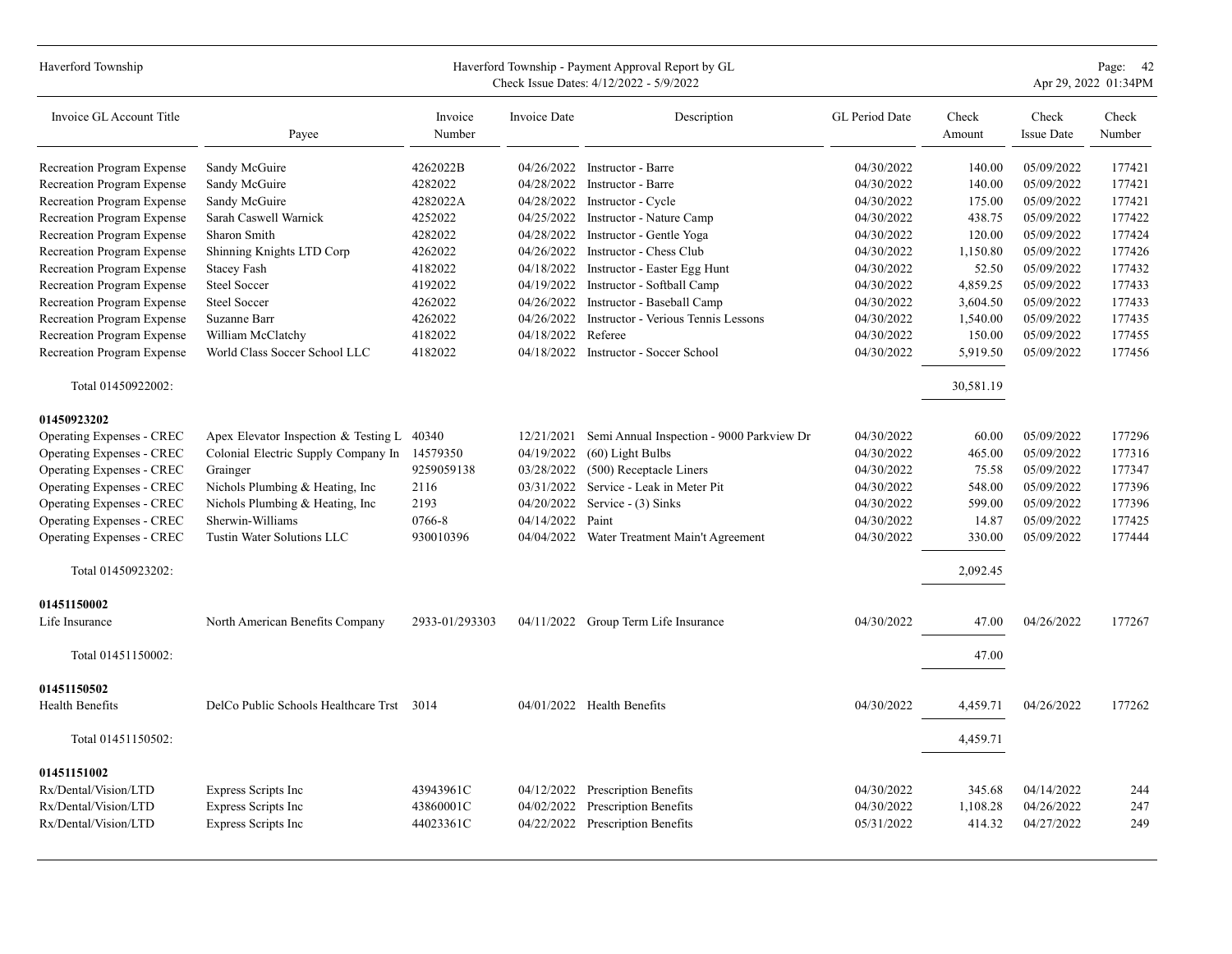| Invoice GL Account Title | Payee | Invoice Number | Invoice Date | Description | GL Period Date | Check Amount | Check Issue Date | Check Number |
|---|---|---|---|---|---|---|---|---|
| Recreation Program Expense | Sandy McGuire | 4262022B | 04/26/2022 | Instructor - Barre | 04/30/2022 | 140.00 | 05/09/2022 | 177421 |
| Recreation Program Expense | Sandy McGuire | 4282022 | 04/28/2022 | Instructor - Barre | 04/30/2022 | 140.00 | 05/09/2022 | 177421 |
| Recreation Program Expense | Sandy McGuire | 4282022A | 04/28/2022 | Instructor - Cycle | 04/30/2022 | 175.00 | 05/09/2022 | 177421 |
| Recreation Program Expense | Sarah Caswell Warnick | 4252022 | 04/25/2022 | Instructor - Nature Camp | 04/30/2022 | 438.75 | 05/09/2022 | 177422 |
| Recreation Program Expense | Sharon Smith | 4282022 | 04/28/2022 | Instructor - Gentle Yoga | 04/30/2022 | 120.00 | 05/09/2022 | 177424 |
| Recreation Program Expense | Shinning Knights LTD Corp | 4262022 | 04/26/2022 | Instructor - Chess Club | 04/30/2022 | 1,150.80 | 05/09/2022 | 177426 |
| Recreation Program Expense | Stacey Fash | 4182022 | 04/18/2022 | Instructor - Easter Egg Hunt | 04/30/2022 | 52.50 | 05/09/2022 | 177432 |
| Recreation Program Expense | Steel Soccer | 4192022 | 04/19/2022 | Instructor - Softball Camp | 04/30/2022 | 4,859.25 | 05/09/2022 | 177433 |
| Recreation Program Expense | Steel Soccer | 4262022 | 04/26/2022 | Instructor - Baseball Camp | 04/30/2022 | 3,604.50 | 05/09/2022 | 177433 |
| Recreation Program Expense | Suzanne Barr | 4262022 | 04/26/2022 | Instructor - Verious Tennis Lessons | 04/30/2022 | 1,540.00 | 05/09/2022 | 177435 |
| Recreation Program Expense | William McClatchy | 4182022 | 04/18/2022 | Referee | 04/30/2022 | 150.00 | 05/09/2022 | 177455 |
| Recreation Program Expense | World Class Soccer School LLC | 4182022 | 04/18/2022 | Instructor - Soccer School | 04/30/2022 | 5,919.50 | 05/09/2022 | 177456 |
| Total 01450922002: | | | | | | 30,581.19 | | |
| **01450923202** | | | | | | | | |
| Operating Expenses - CREC | Apex Elevator Inspection & Testing L | 40340 | 12/21/2021 | Semi Annual Inspection - 9000 Parkview Dr | 04/30/2022 | 60.00 | 05/09/2022 | 177296 |
| Operating Expenses - CREC | Colonial Electric Supply Company In | 14579350 | 04/19/2022 | (60) Light Bulbs | 04/30/2022 | 465.00 | 05/09/2022 | 177316 |
| Operating Expenses - CREC | Grainger | 9259059138 | 03/28/2022 | (500) Receptacle Liners | 04/30/2022 | 75.58 | 05/09/2022 | 177347 |
| Operating Expenses - CREC | Nichols Plumbing & Heating, Inc | 2116 | 03/31/2022 | Service - Leak in Meter Pit | 04/30/2022 | 548.00 | 05/09/2022 | 177396 |
| Operating Expenses - CREC | Nichols Plumbing & Heating, Inc | 2193 | 04/20/2022 | Service - (3) Sinks | 04/30/2022 | 599.00 | 05/09/2022 | 177396 |
| Operating Expenses - CREC | Sherwin-Williams | 0766-8 | 04/14/2022 | Paint | 04/30/2022 | 14.87 | 05/09/2022 | 177425 |
| Operating Expenses - CREC | Tustin Water Solutions LLC | 930010396 | 04/04/2022 | Water Treatment Main't Agreement | 04/30/2022 | 330.00 | 05/09/2022 | 177444 |
| Total 01450923202: | | | | | | 2,092.45 | | |
| **01451150002** | | | | | | | | |
| Life Insurance | North American Benefits Company | 2933-01/293303 | 04/11/2022 | Group Term Life Insurance | 04/30/2022 | 47.00 | 04/26/2022 | 177267 |
| Total 01451150002: | | | | | | 47.00 | | |
| **01451150502** | | | | | | | | |
| Health Benefits | DelCo Public Schools Healthcare Trst | 3014 | 04/01/2022 | Health Benefits | 04/30/2022 | 4,459.71 | 04/26/2022 | 177262 |
| Total 01451150502: | | | | | | 4,459.71 | | |
| **01451151002** | | | | | | | | |
| Rx/Dental/Vision/LTD | Express Scripts Inc | 43943961C | 04/12/2022 | Prescription Benefits | 04/30/2022 | 345.68 | 04/14/2022 | 244 |
| Rx/Dental/Vision/LTD | Express Scripts Inc | 43860001C | 04/02/2022 | Prescription Benefits | 04/30/2022 | 1,108.28 | 04/26/2022 | 247 |
| Rx/Dental/Vision/LTD | Express Scripts Inc | 44023361C | 04/22/2022 | Prescription Benefits | 05/31/2022 | 414.32 | 04/27/2022 | 249 |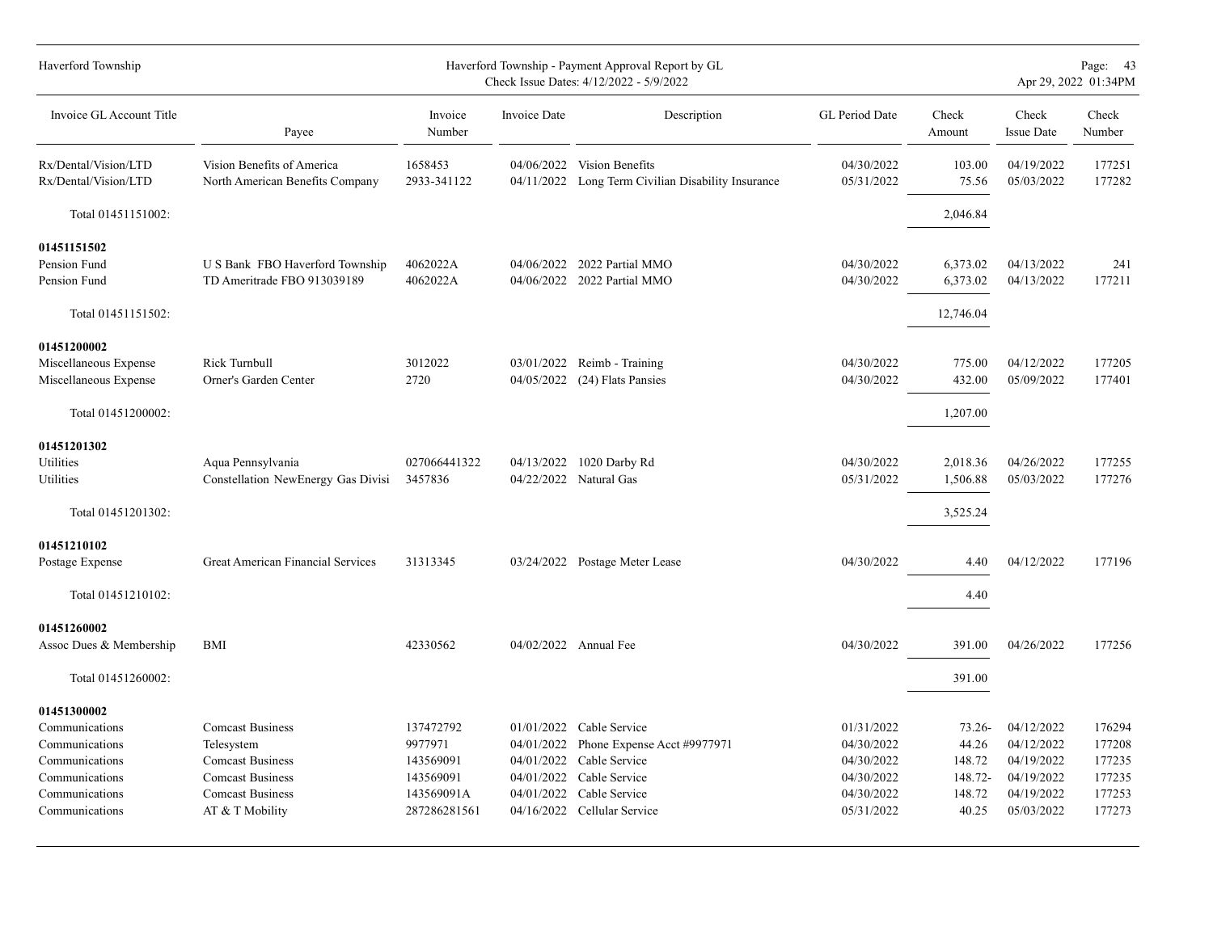| Invoice GL Account Title | Payee | Invoice Number | Invoice Date | Description | GL Period Date | Check Amount | Check Issue Date | Check Number |
|---|---|---|---|---|---|---|---|---|
| Rx/Dental/Vision/LTD | Vision Benefits of America | 1658453 | 04/06/2022 | Vision Benefits | 04/30/2022 | 103.00 | 04/19/2022 | 177251 |
| Rx/Dental/Vision/LTD | North American Benefits Company | 2933-341122 | 04/11/2022 | Long Term Civilian Disability Insurance | 05/31/2022 | 75.56 | 05/03/2022 | 177282 |
| Total 01451151002: | | | | | | 2,046.84 | | |
| **01451151502** | | | | | | | | |
| Pension Fund | U S Bank FBO Haverford Township | 4062022A | 04/06/2022 | 2022 Partial MMO | 04/30/2022 | 6,373.02 | 04/13/2022 | 241 |
| Pension Fund | TD Ameritrade FBO 913039189 | 4062022A | 04/06/2022 | 2022 Partial MMO | 04/30/2022 | 6,373.02 | 04/13/2022 | 177211 |
| Total 01451151502: | | | | | | 12,746.04 | | |
| **01451200002** | | | | | | | | |
| Miscellaneous Expense | Rick Turnbull | 3012022 | 03/01/2022 | Reimb - Training | 04/30/2022 | 775.00 | 04/12/2022 | 177205 |
| Miscellaneous Expense | Orner's Garden Center | 2720 | 04/05/2022 | (24) Flats Pansies | 04/30/2022 | 432.00 | 05/09/2022 | 177401 |
| Total 01451200002: | | | | | | 1,207.00 | | |
| **01451201302** | | | | | | | | |
| Utilities | Aqua Pennsylvania | 027066441322 | 04/13/2022 | 1020 Darby Rd | 04/30/2022 | 2,018.36 | 04/26/2022 | 177255 |
| Utilities | Constellation NewEnergy Gas Divisi | 3457836 | 04/22/2022 | Natural Gas | 05/31/2022 | 1,506.88 | 05/03/2022 | 177276 |
| Total 01451201302: | | | | | | 3,525.24 | | |
| **01451210102** | | | | | | | | |
| Postage Expense | Great American Financial Services | 31313345 | 03/24/2022 | Postage Meter Lease | 04/30/2022 | 4.40 | 04/12/2022 | 177196 |
| Total 01451210102: | | | | | | 4.40 | | |
| **01451260002** | | | | | | | | |
| Assoc Dues & Membership | BMI | 42330562 | 04/02/2022 | Annual Fee | 04/30/2022 | 391.00 | 04/26/2022 | 177256 |
| Total 01451260002: | | | | | | 391.00 | | |
| **01451300002** | | | | | | | | |
| Communications | Comcast Business | 137472792 | 01/01/2022 | Cable Service | 01/31/2022 | 73.26- | 04/12/2022 | 176294 |
| Communications | Telesystem | 9977971 | 04/01/2022 | Phone Expense Acct #9977971 | 04/30/2022 | 44.26 | 04/12/2022 | 177208 |
| Communications | Comcast Business | 143569091 | 04/01/2022 | Cable Service | 04/30/2022 | 148.72 | 04/19/2022 | 177235 |
| Communications | Comcast Business | 143569091 | 04/01/2022 | Cable Service | 04/30/2022 | 148.72- | 04/19/2022 | 177235 |
| Communications | Comcast Business | 143569091A | 04/01/2022 | Cable Service | 04/30/2022 | 148.72 | 04/19/2022 | 177253 |
| Communications | AT & T Mobility | 287286281561 | 04/16/2022 | Cellular Service | 05/31/2022 | 40.25 | 05/03/2022 | 177273 |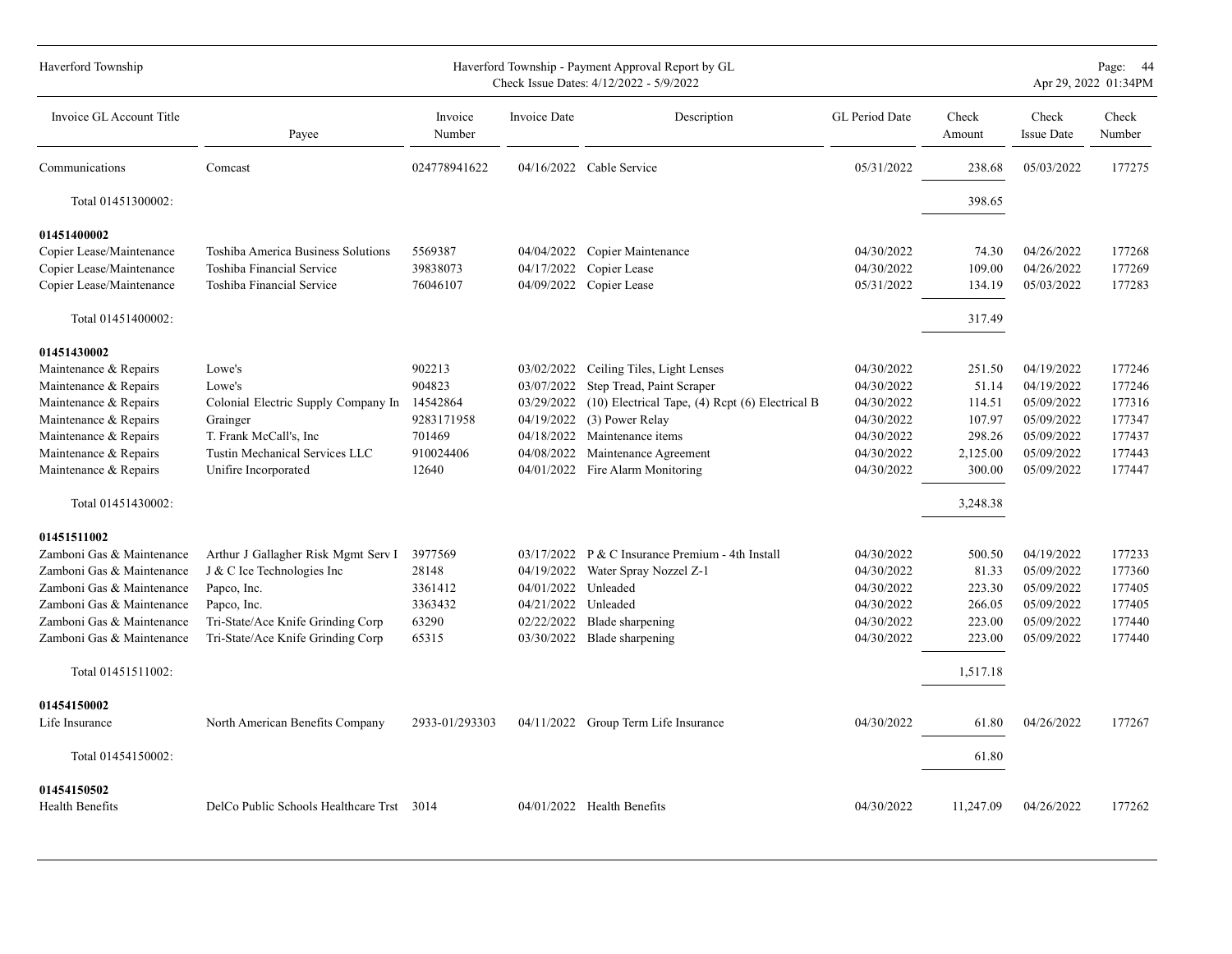| Invoice GL Account Title | Payee | Invoice Number | Invoice Date | Description | GL Period Date | Check Amount | Check Issue Date | Check Number |
|---|---|---|---|---|---|---|---|---|
| Communications | Comcast | 024778941622 | 04/16/2022 | Cable Service | 05/31/2022 | 238.68 | 05/03/2022 | 177275 |
| Total 01451300002: | | | | | | 398.65 | | |
| **01451400002** | | | | | | | | |
| Copier Lease/Maintenance | Toshiba America Business Solutions | 5569387 | 04/04/2022 | Copier Maintenance | 04/30/2022 | 74.30 | 04/26/2022 | 177268 |
| Copier Lease/Maintenance | Toshiba Financial Service | 39838073 | 04/17/2022 | Copier Lease | 04/30/2022 | 109.00 | 04/26/2022 | 177269 |
| Copier Lease/Maintenance | Toshiba Financial Service | 76046107 | 04/09/2022 | Copier Lease | 05/31/2022 | 134.19 | 05/03/2022 | 177283 |
| Total 01451400002: | | | | | | 317.49 | | |
| **01451430002** | | | | | | | | |
| Maintenance & Repairs | Lowe's | 902213 | 03/02/2022 | Ceiling Tiles, Light Lenses | 04/30/2022 | 251.50 | 04/19/2022 | 177246 |
| Maintenance & Repairs | Lowe's | 904823 | 03/07/2022 | Step Tread, Paint Scraper | 04/30/2022 | 51.14 | 04/19/2022 | 177246 |
| Maintenance & Repairs | Colonial Electric Supply Company In | 14542864 | 03/29/2022 | (10) Electrical Tape, (4) Rcpt (6) Electrical B | 04/30/2022 | 114.51 | 05/09/2022 | 177316 |
| Maintenance & Repairs | Grainger | 9283171958 | 04/19/2022 | (3) Power Relay | 04/30/2022 | 107.97 | 05/09/2022 | 177347 |
| Maintenance & Repairs | T. Frank McCall's, Inc | 701469 | 04/18/2022 | Maintenance items | 04/30/2022 | 298.26 | 05/09/2022 | 177437 |
| Maintenance & Repairs | Tustin Mechanical Services LLC | 910024406 | 04/08/2022 | Maintenance Agreement | 04/30/2022 | 2,125.00 | 05/09/2022 | 177443 |
| Maintenance & Repairs | Unifire Incorporated | 12640 | 04/01/2022 | Fire Alarm Monitoring | 04/30/2022 | 300.00 | 05/09/2022 | 177447 |
| Total 01451430002: | | | | | | 3,248.38 | | |
| **01451511002** | | | | | | | | |
| Zamboni Gas & Maintenance | Arthur J Gallagher Risk Mgmt Serv I | 3977569 | 03/17/2022 | P & C Insurance Premium - 4th Install | 04/30/2022 | 500.50 | 04/19/2022 | 177233 |
| Zamboni Gas & Maintenance | J & C Ice Technologies Inc | 28148 | 04/19/2022 | Water Spray Nozzel Z-1 | 04/30/2022 | 81.33 | 05/09/2022 | 177360 |
| Zamboni Gas & Maintenance | Papco, Inc. | 3361412 | 04/01/2022 | Unleaded | 04/30/2022 | 223.30 | 05/09/2022 | 177405 |
| Zamboni Gas & Maintenance | Papco, Inc. | 3363432 | 04/21/2022 | Unleaded | 04/30/2022 | 266.05 | 05/09/2022 | 177405 |
| Zamboni Gas & Maintenance | Tri-State/Ace Knife Grinding Corp | 63290 | 02/22/2022 | Blade sharpening | 04/30/2022 | 223.00 | 05/09/2022 | 177440 |
| Zamboni Gas & Maintenance | Tri-State/Ace Knife Grinding Corp | 65315 | 03/30/2022 | Blade sharpening | 04/30/2022 | 223.00 | 05/09/2022 | 177440 |
| Total 01451511002: | | | | | | 1,517.18 | | |
| **01454150002** | | | | | | | | |
| Life Insurance | North American Benefits Company | 2933-01/293303 | 04/11/2022 | Group Term Life Insurance | 04/30/2022 | 61.80 | 04/26/2022 | 177267 |
| Total 01454150002: | | | | | | 61.80 | | |
| **01454150502** | | | | | | | | |
| Health Benefits | DelCo Public Schools Healthcare Trst | 3014 | 04/01/2022 | Health Benefits | 04/30/2022 | 11,247.09 | 04/26/2022 | 177262 |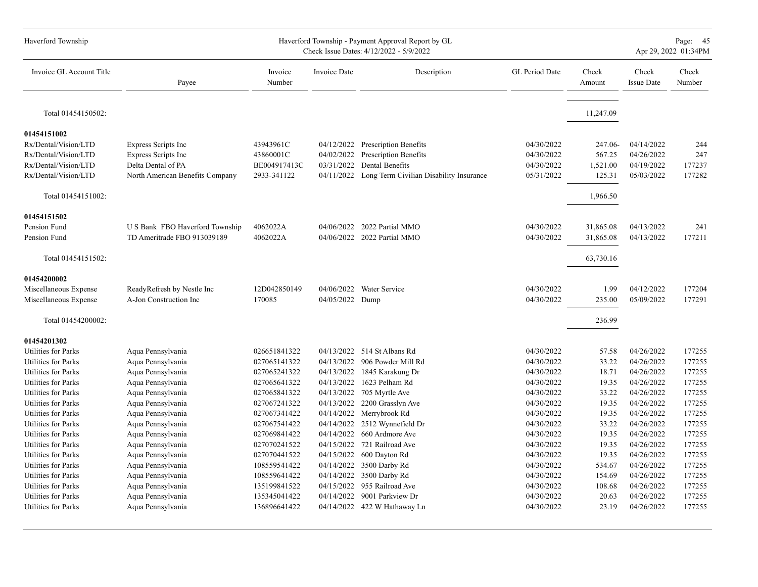| Invoice GL Account Title | Payee | Invoice Number | Invoice Date | Description | GL Period Date | Check Amount | Check Issue Date | Check Number |
|---|---|---|---|---|---|---|---|---|
| Total 01454150502: | | | | | | 11,247.09 | | |
| **01454151002** | | | | | | | | |
| Rx/Dental/Vision/LTD | Express Scripts Inc | 43943961C | 04/12/2022 | Prescription Benefits | 04/30/2022 | 247.06- | 04/14/2022 | 244 |
| Rx/Dental/Vision/LTD | Express Scripts Inc | 43860001C | 04/02/2022 | Prescription Benefits | 04/30/2022 | 567.25 | 04/26/2022 | 247 |
| Rx/Dental/Vision/LTD | Delta Dental of PA | BE004917413C | 03/31/2022 | Dental Benefits | 04/30/2022 | 1,521.00 | 04/19/2022 | 177237 |
| Rx/Dental/Vision/LTD | North American Benefits Company | 2933-341122 | 04/11/2022 | Long Term Civilian Disability Insurance | 05/31/2022 | 125.31 | 05/03/2022 | 177282 |
| Total 01454151002: | | | | | | 1,966.50 | | |
| **01454151502** | | | | | | | | |
| Pension Fund | U S Bank FBO Haverford Township | 4062022A | 04/06/2022 | 2022 Partial MMO | 04/30/2022 | 31,865.08 | 04/13/2022 | 241 |
| Pension Fund | TD Ameritrade FBO 913039189 | 4062022A | 04/06/2022 | 2022 Partial MMO | 04/30/2022 | 31,865.08 | 04/13/2022 | 177211 |
| Total 01454151502: | | | | | | 63,730.16 | | |
| **01454200002** | | | | | | | | |
| Miscellaneous Expense | ReadyRefresh by Nestle Inc | 12D042850149 | 04/06/2022 | Water Service | 04/30/2022 | 1.99 | 04/12/2022 | 177204 |
| Miscellaneous Expense | A-Jon Construction Inc | 170085 | 04/05/2022 | Dump | 04/30/2022 | 235.00 | 05/09/2022 | 177291 |
| Total 01454200002: | | | | | | 236.99 | | |
| **01454201302** | | | | | | | | |
| Utilities for Parks | Aqua Pennsylvania | 026651841322 | 04/13/2022 | 514 St Albans Rd | 04/30/2022 | 57.58 | 04/26/2022 | 177255 |
| Utilities for Parks | Aqua Pennsylvania | 027065141322 | 04/13/2022 | 906 Powder Mill Rd | 04/30/2022 | 33.22 | 04/26/2022 | 177255 |
| Utilities for Parks | Aqua Pennsylvania | 027065241322 | 04/13/2022 | 1845 Karakung Dr | 04/30/2022 | 18.71 | 04/26/2022 | 177255 |
| Utilities for Parks | Aqua Pennsylvania | 027065641322 | 04/13/2022 | 1623 Pelham Rd | 04/30/2022 | 19.35 | 04/26/2022 | 177255 |
| Utilities for Parks | Aqua Pennsylvania | 027065841322 | 04/13/2022 | 705 Myrtle Ave | 04/30/2022 | 33.22 | 04/26/2022 | 177255 |
| Utilities for Parks | Aqua Pennsylvania | 027067241322 | 04/13/2022 | 2200 Grasslyn Ave | 04/30/2022 | 19.35 | 04/26/2022 | 177255 |
| Utilities for Parks | Aqua Pennsylvania | 027067341422 | 04/14/2022 | Merrybrook Rd | 04/30/2022 | 19.35 | 04/26/2022 | 177255 |
| Utilities for Parks | Aqua Pennsylvania | 027067541422 | 04/14/2022 | 2512 Wynnefield Dr | 04/30/2022 | 33.22 | 04/26/2022 | 177255 |
| Utilities for Parks | Aqua Pennsylvania | 027069841422 | 04/14/2022 | 660 Ardmore Ave | 04/30/2022 | 19.35 | 04/26/2022 | 177255 |
| Utilities for Parks | Aqua Pennsylvania | 027070241522 | 04/15/2022 | 721 Railroad Ave | 04/30/2022 | 19.35 | 04/26/2022 | 177255 |
| Utilities for Parks | Aqua Pennsylvania | 027070441522 | 04/15/2022 | 600 Dayton Rd | 04/30/2022 | 19.35 | 04/26/2022 | 177255 |
| Utilities for Parks | Aqua Pennsylvania | 108559541422 | 04/14/2022 | 3500 Darby Rd | 04/30/2022 | 534.67 | 04/26/2022 | 177255 |
| Utilities for Parks | Aqua Pennsylvania | 108559641422 | 04/14/2022 | 3500 Darby Rd | 04/30/2022 | 154.69 | 04/26/2022 | 177255 |
| Utilities for Parks | Aqua Pennsylvania | 135199841522 | 04/15/2022 | 955 Railroad Ave | 04/30/2022 | 108.68 | 04/26/2022 | 177255 |
| Utilities for Parks | Aqua Pennsylvania | 135345041422 | 04/14/2022 | 9001 Parkview Dr | 04/30/2022 | 20.63 | 04/26/2022 | 177255 |
| Utilities for Parks | Aqua Pennsylvania | 136896641422 | 04/14/2022 | 422 W Hathaway Ln | 04/30/2022 | 23.19 | 04/26/2022 | 177255 |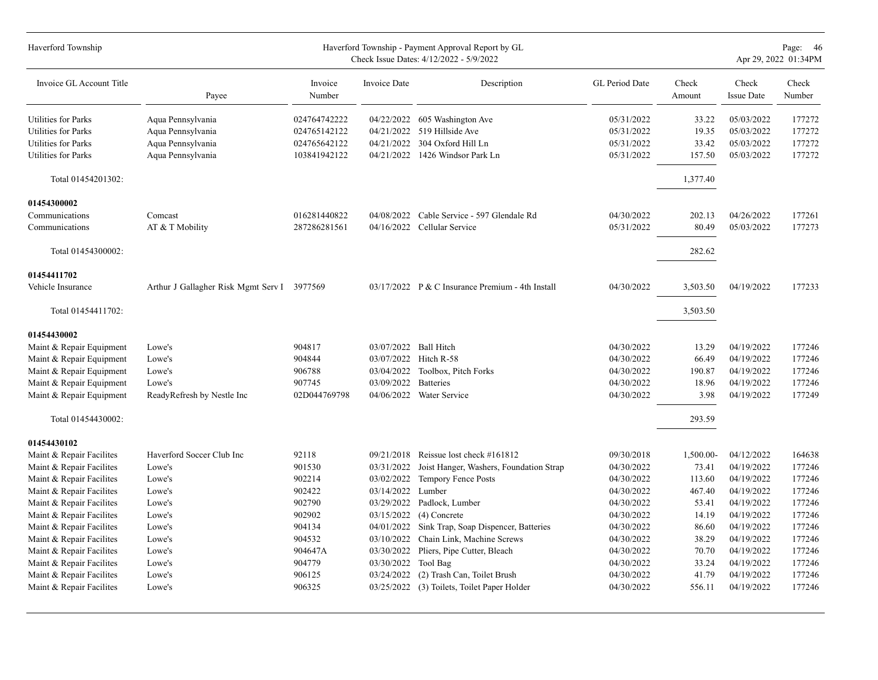| Invoice GL Account Title | Payee | Invoice Number | Invoice Date | Description | GL Period Date | Check Amount | Check Issue Date | Check Number |
|---|---|---|---|---|---|---|---|---|
| Utilities for Parks | Aqua Pennsylvania | 024764742222 | 04/22/2022 | 605 Washington Ave | 05/31/2022 | 33.22 | 05/03/2022 | 177272 |
| Utilities for Parks | Aqua Pennsylvania | 024765142122 | 04/21/2022 | 519 Hillside Ave | 05/31/2022 | 19.35 | 05/03/2022 | 177272 |
| Utilities for Parks | Aqua Pennsylvania | 024765642122 | 04/21/2022 | 304 Oxford Hill Ln | 05/31/2022 | 33.42 | 05/03/2022 | 177272 |
| Utilities for Parks | Aqua Pennsylvania | 103841942122 | 04/21/2022 | 1426 Windsor Park Ln | 05/31/2022 | 157.50 | 05/03/2022 | 177272 |
| Total 01454201302: | | | | | | 1,377.40 | | |
| **01454300002** | | | | | | | | |
| Communications | Comcast | 016281440822 | 04/08/2022 | Cable Service - 597 Glendale Rd | 04/30/2022 | 202.13 | 04/26/2022 | 177261 |
| Communications | AT & T Mobility | 287286281561 | 04/16/2022 | Cellular Service | 05/31/2022 | 80.49 | 05/03/2022 | 177273 |
| Total 01454300002: | | | | | | 282.62 | | |
| **01454411702** | | | | | | | | |
| Vehicle Insurance | Arthur J Gallagher Risk Mgmt Serv I | 3977569 | 03/17/2022 | P & C Insurance Premium - 4th Install | 04/30/2022 | 3,503.50 | 04/19/2022 | 177233 |
| Total 01454411702: | | | | | | 3,503.50 | | |
| **01454430002** | | | | | | | | |
| Maint & Repair Equipment | Lowe's | 904817 | 03/07/2022 | Ball Hitch | 04/30/2022 | 13.29 | 04/19/2022 | 177246 |
| Maint & Repair Equipment | Lowe's | 904844 | 03/07/2022 | Hitch R-58 | 04/30/2022 | 66.49 | 04/19/2022 | 177246 |
| Maint & Repair Equipment | Lowe's | 906788 | 03/04/2022 | Toolbox, Pitch Forks | 04/30/2022 | 190.87 | 04/19/2022 | 177246 |
| Maint & Repair Equipment | Lowe's | 907745 | 03/09/2022 | Batteries | 04/30/2022 | 18.96 | 04/19/2022 | 177246 |
| Maint & Repair Equipment | ReadyRefresh by Nestle Inc | 02D044769798 | 04/06/2022 | Water Service | 04/30/2022 | 3.98 | 04/19/2022 | 177249 |
| Total 01454430002: | | | | | | 293.59 | | |
| **01454430102** | | | | | | | | |
| Maint & Repair Facilites | Haverford Soccer Club Inc | 92118 | 09/21/2018 | Reissue lost check #161812 | 09/30/2018 | 1,500.00- | 04/12/2022 | 164638 |
| Maint & Repair Facilites | Lowe's | 901530 | 03/31/2022 | Joist Hanger, Washers, Foundation Strap | 04/30/2022 | 73.41 | 04/19/2022 | 177246 |
| Maint & Repair Facilites | Lowe's | 902214 | 03/02/2022 | Tempory Fence Posts | 04/30/2022 | 113.60 | 04/19/2022 | 177246 |
| Maint & Repair Facilites | Lowe's | 902422 | 03/14/2022 | Lumber | 04/30/2022 | 467.40 | 04/19/2022 | 177246 |
| Maint & Repair Facilites | Lowe's | 902790 | 03/29/2022 | Padlock, Lumber | 04/30/2022 | 53.41 | 04/19/2022 | 177246 |
| Maint & Repair Facilites | Lowe's | 902902 | 03/15/2022 | (4) Concrete | 04/30/2022 | 14.19 | 04/19/2022 | 177246 |
| Maint & Repair Facilites | Lowe's | 904134 | 04/01/2022 | Sink Trap, Soap Dispencer, Batteries | 04/30/2022 | 86.60 | 04/19/2022 | 177246 |
| Maint & Repair Facilites | Lowe's | 904532 | 03/10/2022 | Chain Link, Machine Screws | 04/30/2022 | 38.29 | 04/19/2022 | 177246 |
| Maint & Repair Facilites | Lowe's | 904647A | 03/30/2022 | Pliers, Pipe Cutter, Bleach | 04/30/2022 | 70.70 | 04/19/2022 | 177246 |
| Maint & Repair Facilites | Lowe's | 904779 | 03/30/2022 | Tool Bag | 04/30/2022 | 33.24 | 04/19/2022 | 177246 |
| Maint & Repair Facilites | Lowe's | 906125 | 03/24/2022 | (2) Trash Can, Toilet Brush | 04/30/2022 | 41.79 | 04/19/2022 | 177246 |
| Maint & Repair Facilites | Lowe's | 906325 | 03/25/2022 | (3) Toilets, Toilet Paper Holder | 04/30/2022 | 556.11 | 04/19/2022 | 177246 |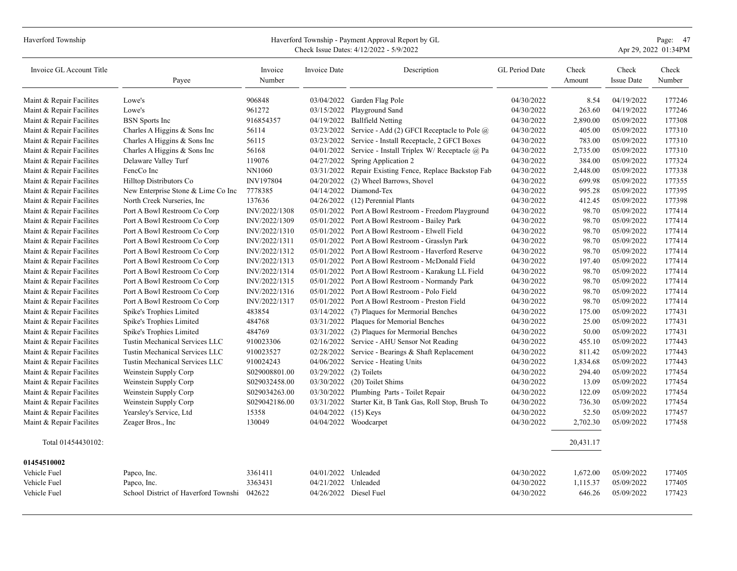| Invoice GL Account Title | Payee | Invoice Number | Invoice Date | Description | GL Period Date | Check Amount | Check Issue Date | Check Number |
|---|---|---|---|---|---|---|---|---|
| Maint & Repair Facilites | Lowe's | 906848 | 03/04/2022 | Garden Flag Pole | 04/30/2022 | 8.54 | 04/19/2022 | 177246 |
| Maint & Repair Facilites | Lowe's | 961272 | 03/15/2022 | Playground Sand | 04/30/2022 | 263.60 | 04/19/2022 | 177246 |
| Maint & Repair Facilites | BSN Sports Inc | 916854357 | 04/19/2022 | Ballfield Netting | 04/30/2022 | 2,890.00 | 05/09/2022 | 177308 |
| Maint & Repair Facilites | Charles A Higgins & Sons Inc | 56114 | 03/23/2022 | Service - Add (2) GFCI Receptacle to Pole @ | 04/30/2022 | 405.00 | 05/09/2022 | 177310 |
| Maint & Repair Facilites | Charles A Higgins & Sons Inc | 56115 | 03/23/2022 | Service - Install Receptacle, 2 GFCI Boxes | 04/30/2022 | 783.00 | 05/09/2022 | 177310 |
| Maint & Repair Facilites | Charles A Higgins & Sons Inc | 56168 | 04/01/2022 | Service - Install Triplex W/ Receptacle @ Pa | 04/30/2022 | 2,735.00 | 05/09/2022 | 177310 |
| Maint & Repair Facilites | Delaware Valley Turf | 119076 | 04/27/2022 | Spring Application 2 | 04/30/2022 | 384.00 | 05/09/2022 | 177324 |
| Maint & Repair Facilites | FencCo Inc | NN1060 | 03/31/2022 | Repair Existing Fence, Replace Backstop Fab | 04/30/2022 | 2,448.00 | 05/09/2022 | 177338 |
| Maint & Repair Facilites | Hilltop Distributors Co | INV197804 | 04/20/2022 | (2) Wheel Barrows, Shovel | 04/30/2022 | 699.98 | 05/09/2022 | 177355 |
| Maint & Repair Facilites | New Enterprise Stone & Lime Co Inc | 7778385 | 04/14/2022 | Diamond-Tex | 04/30/2022 | 995.28 | 05/09/2022 | 177395 |
| Maint & Repair Facilites | North Creek Nurseries, Inc | 137636 | 04/26/2022 | (12) Perennial Plants | 04/30/2022 | 412.45 | 05/09/2022 | 177398 |
| Maint & Repair Facilites | Port A Bowl Restroom Co Corp | INV/2022/1308 | 05/01/2022 | Port A Bowl Restroom - Freedom Playground | 04/30/2022 | 98.70 | 05/09/2022 | 177414 |
| Maint & Repair Facilites | Port A Bowl Restroom Co Corp | INV/2022/1309 | 05/01/2022 | Port A Bowl Restroom - Bailey Park | 04/30/2022 | 98.70 | 05/09/2022 | 177414 |
| Maint & Repair Facilites | Port A Bowl Restroom Co Corp | INV/2022/1310 | 05/01/2022 | Port A Bowl Restroom - Elwell Field | 04/30/2022 | 98.70 | 05/09/2022 | 177414 |
| Maint & Repair Facilites | Port A Bowl Restroom Co Corp | INV/2022/1311 | 05/01/2022 | Port A Bowl Restroom - Grasslyn Park | 04/30/2022 | 98.70 | 05/09/2022 | 177414 |
| Maint & Repair Facilites | Port A Bowl Restroom Co Corp | INV/2022/1312 | 05/01/2022 | Port A Bowl Restroom - Haverford Reserve | 04/30/2022 | 98.70 | 05/09/2022 | 177414 |
| Maint & Repair Facilites | Port A Bowl Restroom Co Corp | INV/2022/1313 | 05/01/2022 | Port A Bowl Restroom - McDonald Field | 04/30/2022 | 197.40 | 05/09/2022 | 177414 |
| Maint & Repair Facilites | Port A Bowl Restroom Co Corp | INV/2022/1314 | 05/01/2022 | Port A Bowl Restroom - Karakung LL Field | 04/30/2022 | 98.70 | 05/09/2022 | 177414 |
| Maint & Repair Facilites | Port A Bowl Restroom Co Corp | INV/2022/1315 | 05/01/2022 | Port A Bowl Restroom - Normandy Park | 04/30/2022 | 98.70 | 05/09/2022 | 177414 |
| Maint & Repair Facilites | Port A Bowl Restroom Co Corp | INV/2022/1316 | 05/01/2022 | Port A Bowl Restroom - Polo Field | 04/30/2022 | 98.70 | 05/09/2022 | 177414 |
| Maint & Repair Facilites | Port A Bowl Restroom Co Corp | INV/2022/1317 | 05/01/2022 | Port A Bowl Restroom - Preston Field | 04/30/2022 | 98.70 | 05/09/2022 | 177414 |
| Maint & Repair Facilites | Spike's Trophies Limited | 483854 | 03/14/2022 | (7) Plaques for Mermorial Benches | 04/30/2022 | 175.00 | 05/09/2022 | 177431 |
| Maint & Repair Facilites | Spike's Trophies Limited | 484768 | 03/31/2022 | Plaques for Memorial Benches | 04/30/2022 | 25.00 | 05/09/2022 | 177431 |
| Maint & Repair Facilites | Spike's Trophies Limited | 484769 | 03/31/2022 | (2) Plaques for Mermorial Benches | 04/30/2022 | 50.00 | 05/09/2022 | 177431 |
| Maint & Repair Facilites | Tustin Mechanical Services LLC | 910023306 | 02/16/2022 | Service - AHU Sensor Not Reading | 04/30/2022 | 455.10 | 05/09/2022 | 177443 |
| Maint & Repair Facilites | Tustin Mechanical Services LLC | 910023527 | 02/28/2022 | Service - Bearings & Shaft Replacement | 04/30/2022 | 811.42 | 05/09/2022 | 177443 |
| Maint & Repair Facilites | Tustin Mechanical Services LLC | 910024243 | 04/06/2022 | Service - Heating Units | 04/30/2022 | 1,834.68 | 05/09/2022 | 177443 |
| Maint & Repair Facilites | Weinstein Supply Corp | S029008801.00 | 03/29/2022 | (2) Toilets | 04/30/2022 | 294.40 | 05/09/2022 | 177454 |
| Maint & Repair Facilites | Weinstein Supply Corp | S029032458.00 | 03/30/2022 | (20) Toilet Shims | 04/30/2022 | 13.09 | 05/09/2022 | 177454 |
| Maint & Repair Facilites | Weinstein Supply Corp | S029034263.00 | 03/30/2022 | Plumbing Parts - Toilet Repair | 04/30/2022 | 122.09 | 05/09/2022 | 177454 |
| Maint & Repair Facilites | Weinstein Supply Corp | S029042186.00 | 03/31/2022 | Starter Kit, B Tank Gas, Roll Stop, Brush To | 04/30/2022 | 736.30 | 05/09/2022 | 177454 |
| Maint & Repair Facilites | Yearsley's Service, Ltd | 15358 | 04/04/2022 | (15) Keys | 04/30/2022 | 52.50 | 05/09/2022 | 177457 |
| Maint & Repair Facilites | Zeager Bros., Inc | 130049 | 04/04/2022 | Woodcarpet | 04/30/2022 | 2,702.30 | 05/09/2022 | 177458 |
| Total 01454430102: | | | | | | 20,431.17 | | |
| **01454510002** | | | | | | | | |
| Vehicle Fuel | Papco, Inc. | 3361411 | 04/01/2022 | Unleaded | 04/30/2022 | 1,672.00 | 05/09/2022 | 177405 |
| Vehicle Fuel | Papco, Inc. | 3363431 | 04/21/2022 | Unleaded | 04/30/2022 | 1,115.37 | 05/09/2022 | 177405 |
| Vehicle Fuel | School District of Haverford Townshi | 042622 | 04/26/2022 | Diesel Fuel | 04/30/2022 | 646.26 | 05/09/2022 | 177423 |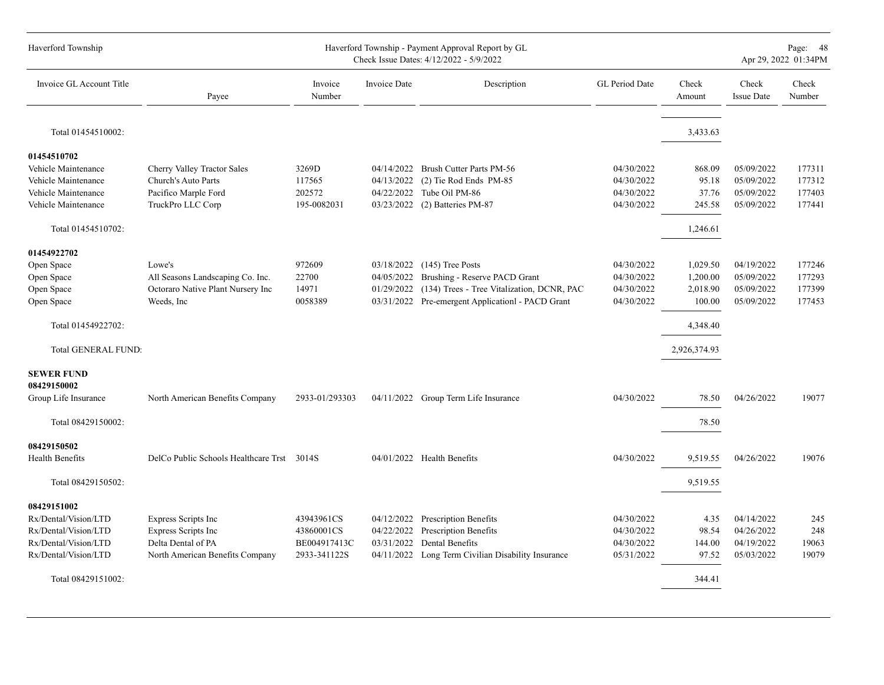| Invoice GL Account Title | Payee | Invoice Number | Invoice Date | Description | GL Period Date | Check Amount | Check Issue Date | Check Number |
|---|---|---|---|---|---|---|---|---|
| Total 01454510002: | | | | | | 3,433.63 | | |
| **01454510702** | | | | | | | | |
| Vehicle Maintenance | Cherry Valley Tractor Sales | 3269D | 04/14/2022 | Brush Cutter Parts PM-56 | 04/30/2022 | 868.09 | 05/09/2022 | 177311 |
| Vehicle Maintenance | Church's Auto Parts | 117565 | 04/13/2022 | (2) Tie Rod Ends PM-85 | 04/30/2022 | 95.18 | 05/09/2022 | 177312 |
| Vehicle Maintenance | Pacifico Marple Ford | 202572 | 04/22/2022 | Tube Oil PM-86 | 04/30/2022 | 37.76 | 05/09/2022 | 177403 |
| Vehicle Maintenance | TruckPro LLC Corp | 195-0082031 | 03/23/2022 | (2) Batteries PM-87 | 04/30/2022 | 245.58 | 05/09/2022 | 177441 |
| Total 01454510702: | | | | | | 1,246.61 | | |
| **01454922702** | | | | | | | | |
| Open Space | Lowe's | 972609 | 03/18/2022 | (145) Tree Posts | 04/30/2022 | 1,029.50 | 04/19/2022 | 177246 |
| Open Space | All Seasons Landscaping Co. Inc. | 22700 | 04/05/2022 | Brushing - Reserve PACD Grant | 04/30/2022 | 1,200.00 | 05/09/2022 | 177293 |
| Open Space | Octoraro Native Plant Nursery Inc | 14971 | 01/29/2022 | (134) Trees - Tree Vitalization, DCNR, PAC | 04/30/2022 | 2,018.90 | 05/09/2022 | 177399 |
| Open Space | Weeds, Inc | 0058389 | 03/31/2022 | Pre-emergent Applicationl - PACD Grant | 04/30/2022 | 100.00 | 05/09/2022 | 177453 |
| Total 01454922702: | | | | | | 4,348.40 | | |
| Total GENERAL FUND: | | | | | | 2,926,374.93 | | |
| **SEWER FUND** | | | | | | | | |
| **08429150002** | | | | | | | | |
| Group Life Insurance | North American Benefits Company | 2933-01/293303 | 04/11/2022 | Group Term Life Insurance | 04/30/2022 | 78.50 | 04/26/2022 | 19077 |
| Total 08429150002: | | | | | | 78.50 | | |
| **08429150502** | | | | | | | | |
| Health Benefits | DelCo Public Schools Healthcare Trst | 3014S | 04/01/2022 | Health Benefits | 04/30/2022 | 9,519.55 | 04/26/2022 | 19076 |
| Total 08429150502: | | | | | | 9,519.55 | | |
| **08429151002** | | | | | | | | |
| Rx/Dental/Vision/LTD | Express Scripts Inc | 43943961CS | 04/12/2022 | Prescription Benefits | 04/30/2022 | 4.35 | 04/14/2022 | 245 |
| Rx/Dental/Vision/LTD | Express Scripts Inc | 43860001CS | 04/22/2022 | Prescription Benefits | 04/30/2022 | 98.54 | 04/26/2022 | 248 |
| Rx/Dental/Vision/LTD | Delta Dental of PA | BE004917413C | 03/31/2022 | Dental Benefits | 04/30/2022 | 144.00 | 04/19/2022 | 19063 |
| Rx/Dental/Vision/LTD | North American Benefits Company | 2933-341122S | 04/11/2022 | Long Term Civilian Disability Insurance | 05/31/2022 | 97.52 | 05/03/2022 | 19079 |
| Total 08429151002: | | | | | | 344.41 | | |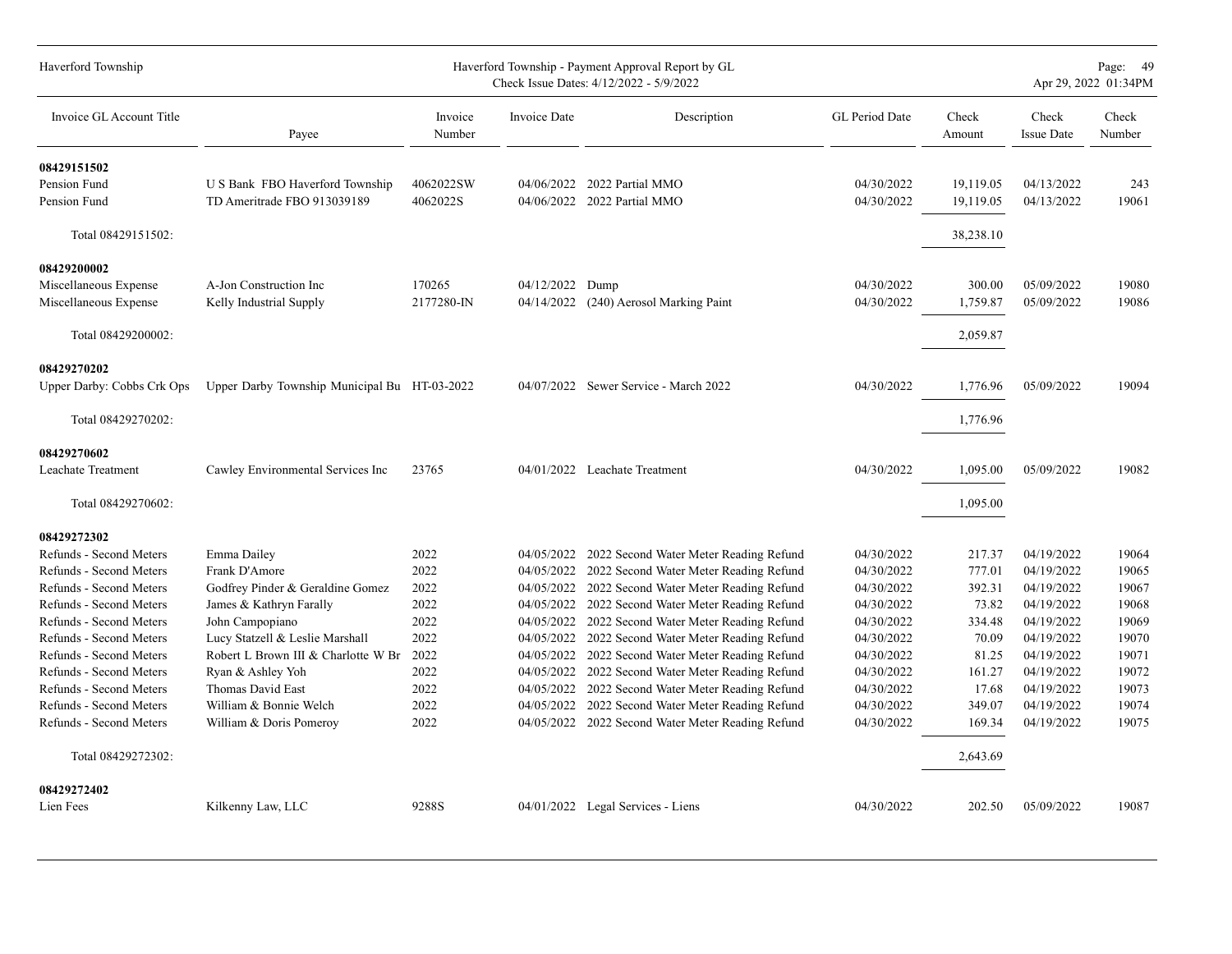| Invoice GL Account Title | Payee | Invoice Number | Invoice Date | Description | GL Period Date | Check Amount | Check Issue Date | Check Number |
|---|---|---|---|---|---|---|---|---|
| **08429151502** | | | | | | | | |
| Pension Fund | U S Bank FBO Haverford Township | 4062022SW | 04/06/2022 | 2022 Partial MMO | 04/30/2022 | 19,119.05 | 04/13/2022 | 243 |
| Pension Fund | TD Ameritrade FBO 913039189 | 4062022S | 04/06/2022 | 2022 Partial MMO | 04/30/2022 | 19,119.05 | 04/13/2022 | 19061 |
| Total 08429151502: | | | | | | 38,238.10 | | |
| **08429200002** | | | | | | | | |
| Miscellaneous Expense | A-Jon Construction Inc | 170265 | 04/12/2022 | Dump | 04/30/2022 | 300.00 | 05/09/2022 | 19080 |
| Miscellaneous Expense | Kelly Industrial Supply | 2177280-IN | 04/14/2022 | (240) Aerosol Marking Paint | 04/30/2022 | 1,759.87 | 05/09/2022 | 19086 |
| Total 08429200002: | | | | | | 2,059.87 | | |
| **08429270202** | | | | | | | | |
| Upper Darby: Cobbs Crk Ops | Upper Darby Township Municipal Bu | HT-03-2022 | 04/07/2022 | Sewer Service - March 2022 | 04/30/2022 | 1,776.96 | 05/09/2022 | 19094 |
| Total 08429270202: | | | | | | 1,776.96 | | |
| **08429270602** | | | | | | | | |
| Leachate Treatment | Cawley Environmental Services Inc | 23765 | 04/01/2022 | Leachate Treatment | 04/30/2022 | 1,095.00 | 05/09/2022 | 19082 |
| Total 08429270602: | | | | | | 1,095.00 | | |
| **08429272302** | | | | | | | | |
| Refunds - Second Meters | Emma Dailey | 2022 | 04/05/2022 | 2022 Second Water Meter Reading Refund | 04/30/2022 | 217.37 | 04/19/2022 | 19064 |
| Refunds - Second Meters | Frank D'Amore | 2022 | 04/05/2022 | 2022 Second Water Meter Reading Refund | 04/30/2022 | 777.01 | 04/19/2022 | 19065 |
| Refunds - Second Meters | Godfrey Pinder & Geraldine Gomez | 2022 | 04/05/2022 | 2022 Second Water Meter Reading Refund | 04/30/2022 | 392.31 | 04/19/2022 | 19067 |
| Refunds - Second Meters | James & Kathryn Farally | 2022 | 04/05/2022 | 2022 Second Water Meter Reading Refund | 04/30/2022 | 73.82 | 04/19/2022 | 19068 |
| Refunds - Second Meters | John Campopiano | 2022 | 04/05/2022 | 2022 Second Water Meter Reading Refund | 04/30/2022 | 334.48 | 04/19/2022 | 19069 |
| Refunds - Second Meters | Lucy Statzell & Leslie Marshall | 2022 | 04/05/2022 | 2022 Second Water Meter Reading Refund | 04/30/2022 | 70.09 | 04/19/2022 | 19070 |
| Refunds - Second Meters | Robert L Brown III & Charlotte W Br | 2022 | 04/05/2022 | 2022 Second Water Meter Reading Refund | 04/30/2022 | 81.25 | 04/19/2022 | 19071 |
| Refunds - Second Meters | Ryan & Ashley Yoh | 2022 | 04/05/2022 | 2022 Second Water Meter Reading Refund | 04/30/2022 | 161.27 | 04/19/2022 | 19072 |
| Refunds - Second Meters | Thomas David East | 2022 | 04/05/2022 | 2022 Second Water Meter Reading Refund | 04/30/2022 | 17.68 | 04/19/2022 | 19073 |
| Refunds - Second Meters | William & Bonnie Welch | 2022 | 04/05/2022 | 2022 Second Water Meter Reading Refund | 04/30/2022 | 349.07 | 04/19/2022 | 19074 |
| Refunds - Second Meters | William & Doris Pomeroy | 2022 | 04/05/2022 | 2022 Second Water Meter Reading Refund | 04/30/2022 | 169.34 | 04/19/2022 | 19075 |
| Total 08429272302: | | | | | | 2,643.69 | | |
| **08429272402** | | | | | | | | |
| Lien Fees | Kilkenny Law, LLC | 9288S | 04/01/2022 | Legal Services - Liens | 04/30/2022 | 202.50 | 05/09/2022 | 19087 |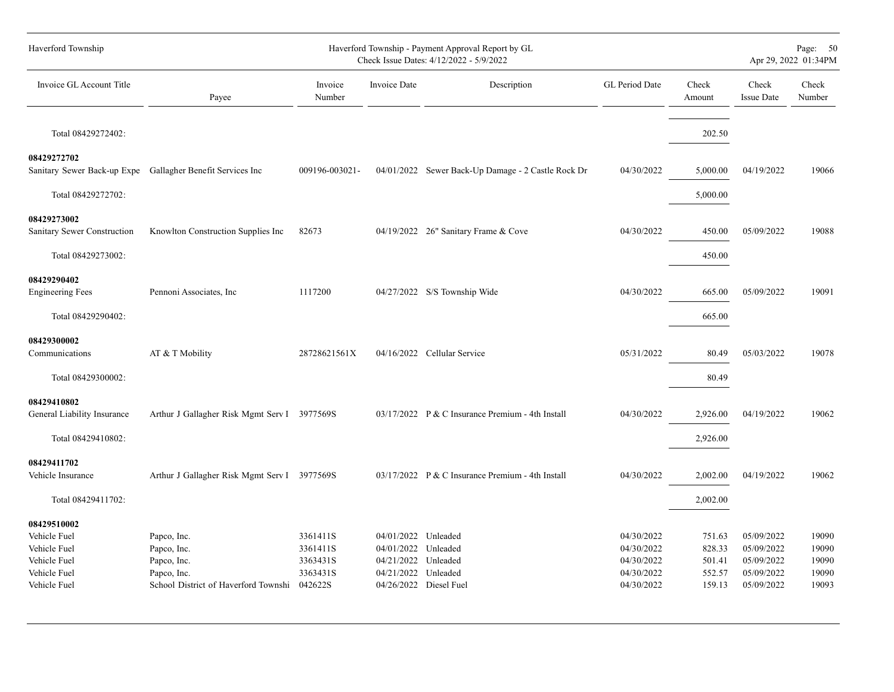| Invoice GL Account Title | Payee | Invoice Number | Invoice Date | Description | GL Period Date | Check Amount | Check Issue Date | Check Number |
|---|---|---|---|---|---|---|---|---|
| Total 08429272402: | | | | | | 202.50 | | |
| **08429272702** | | | | | | | | |
| Sanitary Sewer Back-up Expe | Gallagher Benefit Services Inc | 009196-003021- | 04/01/2022 | Sewer Back-Up Damage - 2 Castle Rock Dr | 04/30/2022 | 5,000.00 | 04/19/2022 | 19066 |
| Total 08429272702: | | | | | | 5,000.00 | | |
| **08429273002** | | | | | | | | |
| Sanitary Sewer Construction | Knowlton Construction Supplies Inc | 82673 | 04/19/2022 | 26" Sanitary Frame & Cove | 04/30/2022 | 450.00 | 05/09/2022 | 19088 |
| Total 08429273002: | | | | | | 450.00 | | |
| **08429290402** | | | | | | | | |
| Engineering Fees | Pennoni Associates, Inc | 1117200 | 04/27/2022 | S/S Township Wide | 04/30/2022 | 665.00 | 05/09/2022 | 19091 |
| Total 08429290402: | | | | | | 665.00 | | |
| **08429300002** | | | | | | | | |
| Communications | AT & T Mobility | 28728621561X | 04/16/2022 | Cellular Service | 05/31/2022 | 80.49 | 05/03/2022 | 19078 |
| Total 08429300002: | | | | | | 80.49 | | |
| **08429410802** | | | | | | | | |
| General Liability Insurance | Arthur J Gallagher Risk Mgmt Serv I | 3977569S | 03/17/2022 | P & C Insurance Premium - 4th Install | 04/30/2022 | 2,926.00 | 04/19/2022 | 19062 |
| Total 08429410802: | | | | | | 2,926.00 | | |
| **08429411702** | | | | | | | | |
| Vehicle Insurance | Arthur J Gallagher Risk Mgmt Serv I | 3977569S | 03/17/2022 | P & C Insurance Premium - 4th Install | 04/30/2022 | 2,002.00 | 04/19/2022 | 19062 |
| Total 08429411702: | | | | | | 2,002.00 | | |
| **08429510002** | | | | | | | | |
| Vehicle Fuel | Papco, Inc. | 3361411S | 04/01/2022 | Unleaded | 04/30/2022 | 751.63 | 05/09/2022 | 19090 |
| Vehicle Fuel | Papco, Inc. | 3361411S | 04/01/2022 | Unleaded | 04/30/2022 | 828.33 | 05/09/2022 | 19090 |
| Vehicle Fuel | Papco, Inc. | 3363431S | 04/21/2022 | Unleaded | 04/30/2022 | 501.41 | 05/09/2022 | 19090 |
| Vehicle Fuel | Papco, Inc. | 3363431S | 04/21/2022 | Unleaded | 04/30/2022 | 552.57 | 05/09/2022 | 19090 |
| Vehicle Fuel | School District of Haverford Townshi | 042622S | 04/26/2022 | Diesel Fuel | 04/30/2022 | 159.13 | 05/09/2022 | 19093 |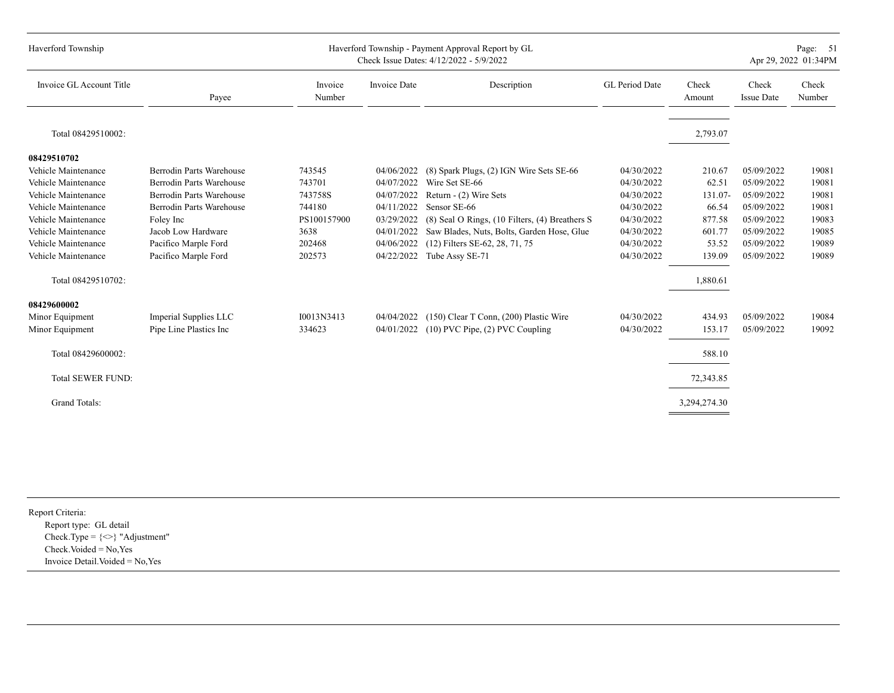| Invoice GL Account Title | Payee | Invoice Number | Invoice Date | Description | GL Period Date | Check Amount | Check Issue Date | Check Number |
|---|---|---|---|---|---|---|---|---|
| Total 08429510002: | | | | | | 2,793.07 | | |
| **08429510702** | | | | | | | | |
| Vehicle Maintenance | Berrodin Parts Warehouse | 743545 | 04/06/2022 | (8) Spark Plugs, (2) IGN Wire Sets SE-66 | 04/30/2022 | 210.67 | 05/09/2022 | 19081 |
| Vehicle Maintenance | Berrodin Parts Warehouse | 743701 | 04/07/2022 | Wire Set SE-66 | 04/30/2022 | 62.51 | 05/09/2022 | 19081 |
| Vehicle Maintenance | Berrodin Parts Warehouse | 743758S | 04/07/2022 | Return - (2) Wire Sets | 04/30/2022 | 131.07- | 05/09/2022 | 19081 |
| Vehicle Maintenance | Berrodin Parts Warehouse | 744180 | 04/11/2022 | Sensor SE-66 | 04/30/2022 | 66.54 | 05/09/2022 | 19081 |
| Vehicle Maintenance | Foley Inc | PS100157900 | 03/29/2022 | (8) Seal O Rings, (10 Filters, (4) Breathers S | 04/30/2022 | 877.58 | 05/09/2022 | 19083 |
| Vehicle Maintenance | Jacob Low Hardware | 3638 | 04/01/2022 | Saw Blades, Nuts, Bolts, Garden Hose, Glue | 04/30/2022 | 601.77 | 05/09/2022 | 19085 |
| Vehicle Maintenance | Pacifico Marple Ford | 202468 | 04/06/2022 | (12) Filters SE-62, 28, 71, 75 | 04/30/2022 | 53.52 | 05/09/2022 | 19089 |
| Vehicle Maintenance | Pacifico Marple Ford | 202573 | 04/22/2022 | Tube Assy SE-71 | 04/30/2022 | 139.09 | 05/09/2022 | 19089 |
| Total 08429510702: | | | | | | 1,880.61 | | |
| **08429600002** | | | | | | | | |
| Minor Equipment | Imperial Supplies LLC | I0013N3413 | 04/04/2022 | (150) Clear T Conn, (200) Plastic Wire | 04/30/2022 | 434.93 | 05/09/2022 | 19084 |
| Minor Equipment | Pipe Line Plastics Inc | 334623 | 04/01/2022 | (10) PVC Pipe, (2) PVC Coupling | 04/30/2022 | 153.17 | 05/09/2022 | 19092 |
| Total 08429600002: | | | | | | 588.10 | | |
| Total SEWER FUND: | | | | | | 72,343.85 | | |
| Grand Totals: | | | | | | 3,294,274.30 | | |

Report Criteria:

Report type: GL detail

Check.Type = {<>} "Adjustment"

Check.Voided = No,Yes

Invoice Detail.Voided = No,Yes